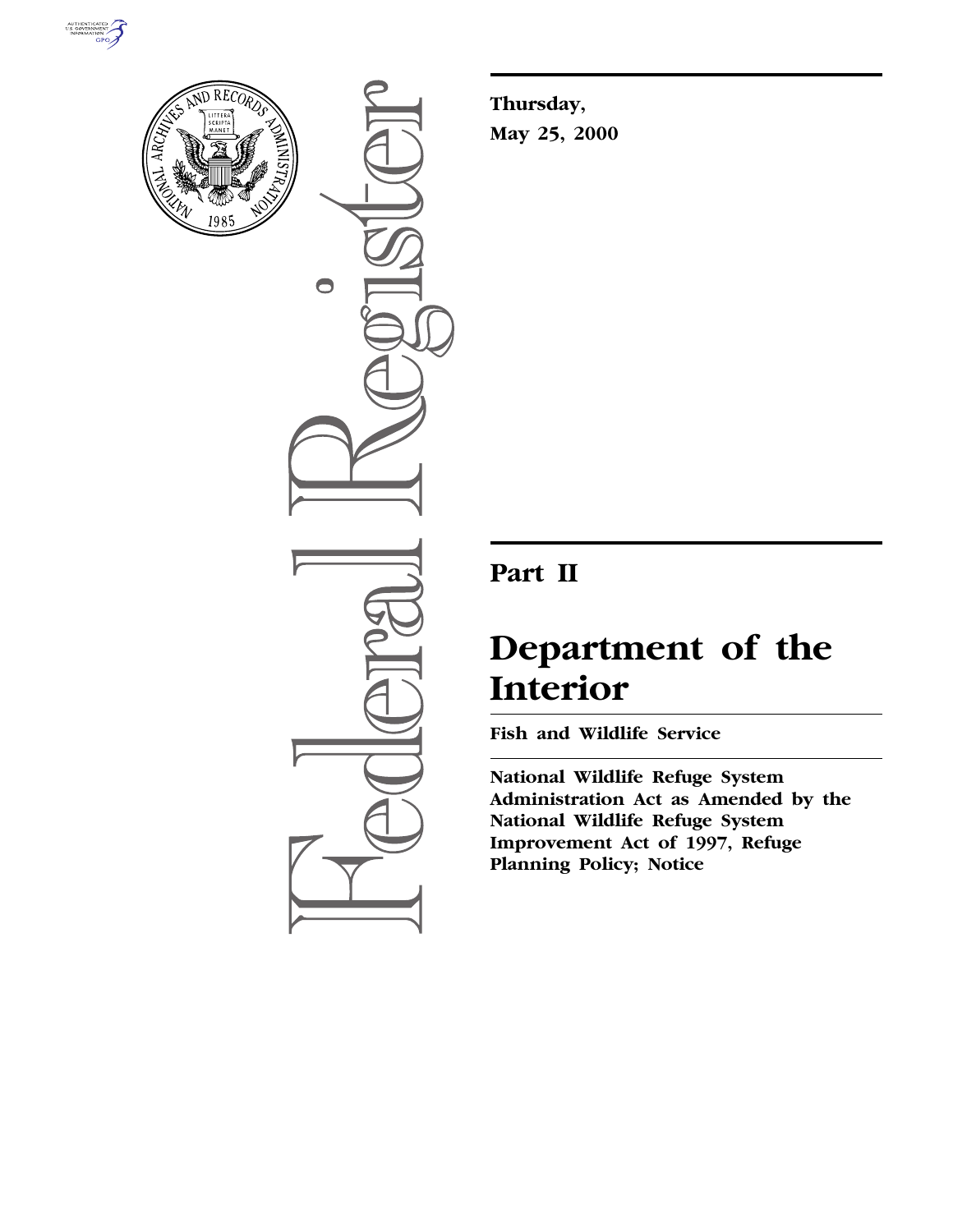Thursday,

May 25, 2000

# Part II

# Department of the Interior

## Fish and Wildlife Service

**National Wildlife Refuge System Administration Act as Amended by the National Wildlife Refuge System Improvement Act of 1997, Refuge Planning Policy; Notice**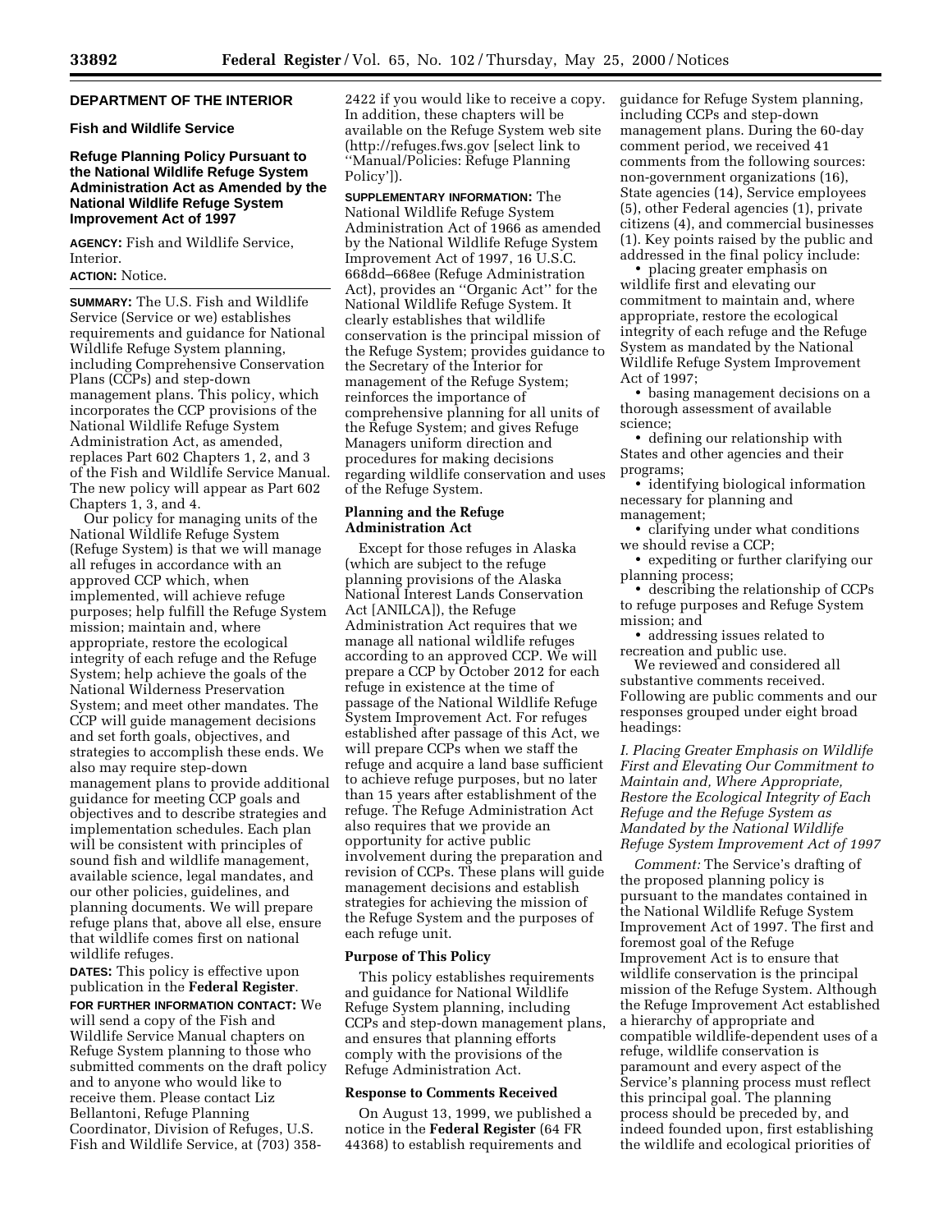## DEPARTMENT OF THE INTERIOR

### Fish and Wildlife Service

### Refuge Planning Policy Pursuant to the National Wildlife Refuge System Administration Act as Amended by the National Wildlife Refuge System Improvement Act of 1997

**AGENCY:** Fish and Wildlife Service, Interior.

**ACTION:** Notice.

**SUMMARY:** The U.S. Fish and Wildlife Service (Service or we) establishes requirements and guidance for National Wildlife Refuge System planning, including Comprehensive Conservation Plans (CCPs) and step-down management plans. This policy, which incorporates the CCP provisions of the National Wildlife Refuge System Administration Act, as amended, replaces Part 602 Chapters 1, 2, and 3 of the Fish and Wildlife Service Manual. The new policy will appear as Part 602 Chapters 1, 3, and 4.

Our policy for managing units of the National Wildlife Refuge System (Refuge System) is that we will manage all refuges in accordance with an approved CCP which, when implemented, will achieve refuge purposes; help fulfill the Refuge System mission; maintain and, where appropriate, restore the ecological integrity of each refuge and the Refuge System; help achieve the goals of the National Wilderness Preservation System; and meet other mandates. The CCP will guide management decisions and set forth goals, objectives, and strategies to accomplish these ends. We also may require step-down management plans to provide additional guidance for meeting CCP goals and objectives and to describe strategies and implementation schedules. Each plan will be consistent with principles of sound fish and wildlife management, available science, legal mandates, and our other policies, guidelines, and planning documents. We will prepare refuge plans that, above all else, ensure that wildlife comes first on national wildlife refuges.

**DATES:** This policy is effective upon publication in the **Federal Register**.

**FOR FURTHER INFORMATION CONTACT:** We will send a copy of the Fish and Wildlife Service Manual chapters on Refuge System planning to those who submitted comments on the draft policy and to anyone who would like to receive them. Please contact Liz Bellantoni, Refuge Planning Coordinator, Division of Refuges, U.S. Fish and Wildlife Service, at (703) 358-2422 if you would like to receive a copy. In addition, these chapters will be available on the Refuge System web site (http://refuges.fws.gov [select link to ''Manual/Policies: Refuge Planning Policy'']).

**SUPPLEMENTARY INFORMATION:** The National Wildlife Refuge System Administration Act of 1966 as amended by the National Wildlife Refuge System Improvement Act of 1997, 16 U.S.C. 668dd–668ee (Refuge Administration Act), provides an ''Organic Act'' for the National Wildlife Refuge System. It clearly establishes that wildlife conservation is the principal mission of the Refuge System; provides guidance to the Secretary of the Interior for management of the Refuge System; reinforces the importance of comprehensive planning for all units of the Refuge System; and gives Refuge Managers uniform direction and procedures for making decisions regarding wildlife conservation and uses of the Refuge System.

#### Planning and the Refuge Administration Act

Except for those refuges in Alaska (which are subject to the refuge planning provisions of the Alaska National Interest Lands Conservation Act [ANILCA]), the Refuge Administration Act requires that we manage all national wildlife refuges according to an approved CCP. We will prepare a CCP by October 2012 for each refuge in existence at the time of passage of the National Wildlife Refuge System Improvement Act. For refuges established after passage of this Act, we will prepare CCPs when we staff the refuge and acquire a land base sufficient to achieve refuge purposes, but no later than 15 years after establishment of the refuge. The Refuge Administration Act also requires that we provide an opportunity for active public involvement during the preparation and revision of CCPs. These plans will guide management decisions and establish strategies for achieving the mission of the Refuge System and the purposes of each refuge unit.

#### Purpose of This Policy

This policy establishes requirements and guidance for National Wildlife Refuge System planning, including CCPs and step-down management plans, and ensures that planning efforts comply with the provisions of the Refuge Administration Act.

#### Response to Comments Received

On August 13, 1999, we published a notice in the **Federal Register** (64 FR 44368) to establish requirements and guidance for Refuge System planning, including CCPs and step-down management plans. During the 60-day comment period, we received 41 comments from the following sources: non-government organizations (16), State agencies (14), Service employees (5), other Federal agencies (1), private citizens (4), and commercial businesses (1). Key points raised by the public and addressed in the final policy include:

- placing greater emphasis on wildlife first and elevating our commitment to maintain and, where appropriate, restore the ecological integrity of each refuge and the Refuge System as mandated by the National Wildlife Refuge System Improvement Act of 1997;
- basing management decisions on a thorough assessment of available science;
- defining our relationship with States and other agencies and their programs;
- identifying biological information necessary for planning and management;
- clarifying under what conditions we should revise a CCP;
- expediting or further clarifying our planning process;
- describing the relationship of CCPs to refuge purposes and Refuge System mission; and
- addressing issues related to recreation and public use.

We reviewed and considered all substantive comments received. Following are public comments and our responses grouped under eight broad headings:

*I. Placing Greater Emphasis on Wildlife First and Elevating Our Commitment to Maintain and, Where Appropriate, Restore the Ecological Integrity of Each Refuge and the Refuge System as Mandated by the National Wildlife Refuge System Improvement Act of 1997*

*Comment:* The Service's drafting of the proposed planning policy is pursuant to the mandates contained in the National Wildlife Refuge System Improvement Act of 1997. The first and foremost goal of the Refuge Improvement Act is to ensure that wildlife conservation is the principal mission of the Refuge System. Although the Refuge Improvement Act established a hierarchy of appropriate and compatible wildlife-dependent uses of a refuge, wildlife conservation is paramount and every aspect of the Service's planning process must reflect this principal goal. The planning process should be preceded by, and indeed founded upon, first establishing the wildlife and ecological priorities of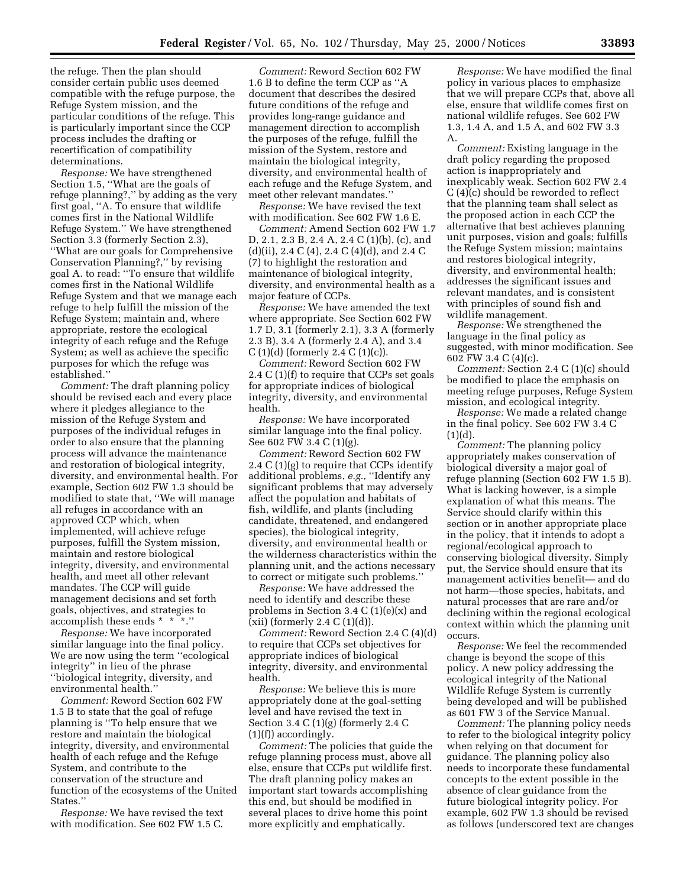the refuge. Then the plan should consider certain public uses deemed compatible with the refuge purpose, the Refuge System mission, and the particular conditions of the refuge. This is particularly important since the CCP process includes the drafting or recertification of compatibility determinations.

*Response:* We have strengthened Section 1.5, ''What are the goals of refuge planning?,'' by adding as the very first goal, ''A. To ensure that wildlife comes first in the National Wildlife Refuge System.'' We have strengthened Section 3.3 (formerly Section 2.3), ''What are our goals for Comprehensive Conservation Planning?,'' by revising goal A. to read: ''To ensure that wildlife comes first in the National Wildlife Refuge System and that we manage each refuge to help fulfill the mission of the Refuge System; maintain and, where appropriate, restore the ecological integrity of each refuge and the Refuge System; as well as achieve the specific purposes for which the refuge was established.''

*Comment:* The draft planning policy should be revised each and every place where it pledges allegiance to the mission of the Refuge System and purposes of the individual refuges in order to also ensure that the planning process will advance the maintenance and restoration of biological integrity, diversity, and environmental health. For example, Section 602 FW 1.3 should be modified to state that, ''We will manage all refuges in accordance with an approved CCP which, when implemented, will achieve refuge purposes, fulfill the System mission, maintain and restore biological integrity, diversity, and environmental health, and meet all other relevant mandates. The CCP will guide management decisions and set forth goals, objectives, and strategies to accomplish these ends * * *.''

*Response:* We have incorporated similar language into the final policy. We are now using the term ''ecological integrity'' in lieu of the phrase ''biological integrity, diversity, and environmental health.''

*Comment:* Reword Section 602 FW 1.5 B to state that the goal of refuge planning is ''To help ensure that we restore and maintain the biological integrity, diversity, and environmental health of each refuge and the Refuge System, and contribute to the conservation of the structure and function of the ecosystems of the United States.''

*Response:* We have revised the text with modification. See 602 FW 1.5 C.

*Comment:* Reword Section 602 FW 1.6 B to define the term CCP as ''A document that describes the desired future conditions of the refuge and provides long-range guidance and management direction to accomplish the purposes of the refuge, fulfill the mission of the System, restore and maintain the biological integrity, diversity, and environmental health of each refuge and the Refuge System, and meet other relevant mandates.''

*Response:* We have revised the text with modification. See 602 FW 1.6 E.

*Comment:* Amend Section 602 FW 1.7 D, 2.1, 2.3 B, 2.4 A, 2.4 C (1)(b), (c), and (d)(ii), 2.4 C (4), 2.4 C (4)(d), and 2.4 C (7) to highlight the restoration and maintenance of biological integrity, diversity, and environmental health as a major feature of CCPs.

*Response:* We have amended the text where appropriate. See 602 FW 1.7 D, 3.1 (formerly 2.1), 3.3 A (formerly 2.3 B), 3.4 A (formerly 2.4 A), and 3.4 C (1)(d) (formerly 2.4 C (1)(c)).

*Comment:* Reword Section 602 FW 2.4 C (1)(f) to require that CCPs set goals for appropriate indices of biological integrity, diversity, and environmental health.

*Response:* We have incorporated similar language into the final policy. See 602 FW 3.4 C (1)(g).

*Comment:* Reword Section 602 FW 2.4 C (1)(g) to require that CCPs identify additional problems, *e.g.,* ''Identify any significant problems that may adversely affect the population and habitats of fish, wildlife, and plants (including candidate, threatened, and endangered species), the biological integrity, diversity, and environmental health or the wilderness characteristics within the planning unit, and the actions necessary to correct or mitigate such problems.''

*Response:* We have addressed the need to identify and describe these problems in Section 3.4 C (1)(e)(x) and (xii) (formerly 2.4 C (1)(d)).

*Comment:* Reword Section 2.4 C (4)(d) to require that CCPs set objectives for appropriate indices of biological integrity, diversity, and environmental health.

*Response:* We believe this is more appropriately done at the goal-setting level and have revised the text in Section 3.4 C (1)(g) (formerly 2.4 C (1)(f)) accordingly.

*Comment:* The policies that guide the refuge planning process must, above all else, ensure that CCPs put wildlife first. The draft planning policy makes an important start towards accomplishing this end, but should be modified in several places to drive home this point more explicitly and emphatically.

*Response:* We have modified the final policy in various places to emphasize that we will prepare CCPs that, above all else, ensure that wildlife comes first on national wildlife refuges. See 602 FW 1.3, 1.4 A, and 1.5 A, and 602 FW 3.3 A.

*Comment:* Existing language in the draft policy regarding the proposed action is inappropriately and inexplicably weak. Section 602 FW 2.4 C (4)(c) should be reworded to reflect that the planning team shall select as the proposed action in each CCP the alternative that best achieves planning unit purposes, vision and goals; fulfills the Refuge System mission; maintains and restores biological integrity, diversity, and environmental health; addresses the significant issues and relevant mandates, and is consistent with principles of sound fish and wildlife management.

*Response:* We strengthened the language in the final policy as suggested, with minor modification. See 602 FW 3.4 C (4)(c).

*Comment:* Section 2.4 C (1)(c) should be modified to place the emphasis on meeting refuge purposes, Refuge System mission, and ecological integrity.

*Response:* We made a related change in the final policy. See 602 FW 3.4 C (1)(d).

*Comment:* The planning policy appropriately makes conservation of biological diversity a major goal of refuge planning (Section 602 FW 1.5 B). What is lacking however, is a simple explanation of what this means. The Service should clarify within this section or in another appropriate place in the policy, that it intends to adopt a regional/ecological approach to conserving biological diversity. Simply put, the Service should ensure that its management activities benefit— and do not harm—those species, habitats, and natural processes that are rare and/or declining within the regional ecological context within which the planning unit occurs.

*Response:* We feel the recommended change is beyond the scope of this policy. A new policy addressing the ecological integrity of the National Wildlife Refuge System is currently being developed and will be published as 601 FW 3 of the Service Manual.

*Comment:* The planning policy needs to refer to the biological integrity policy when relying on that document for guidance. The planning policy also needs to incorporate these fundamental concepts to the extent possible in the absence of clear guidance from the future biological integrity policy. For example, 602 FW 1.3 should be revised as follows (underscored text are changes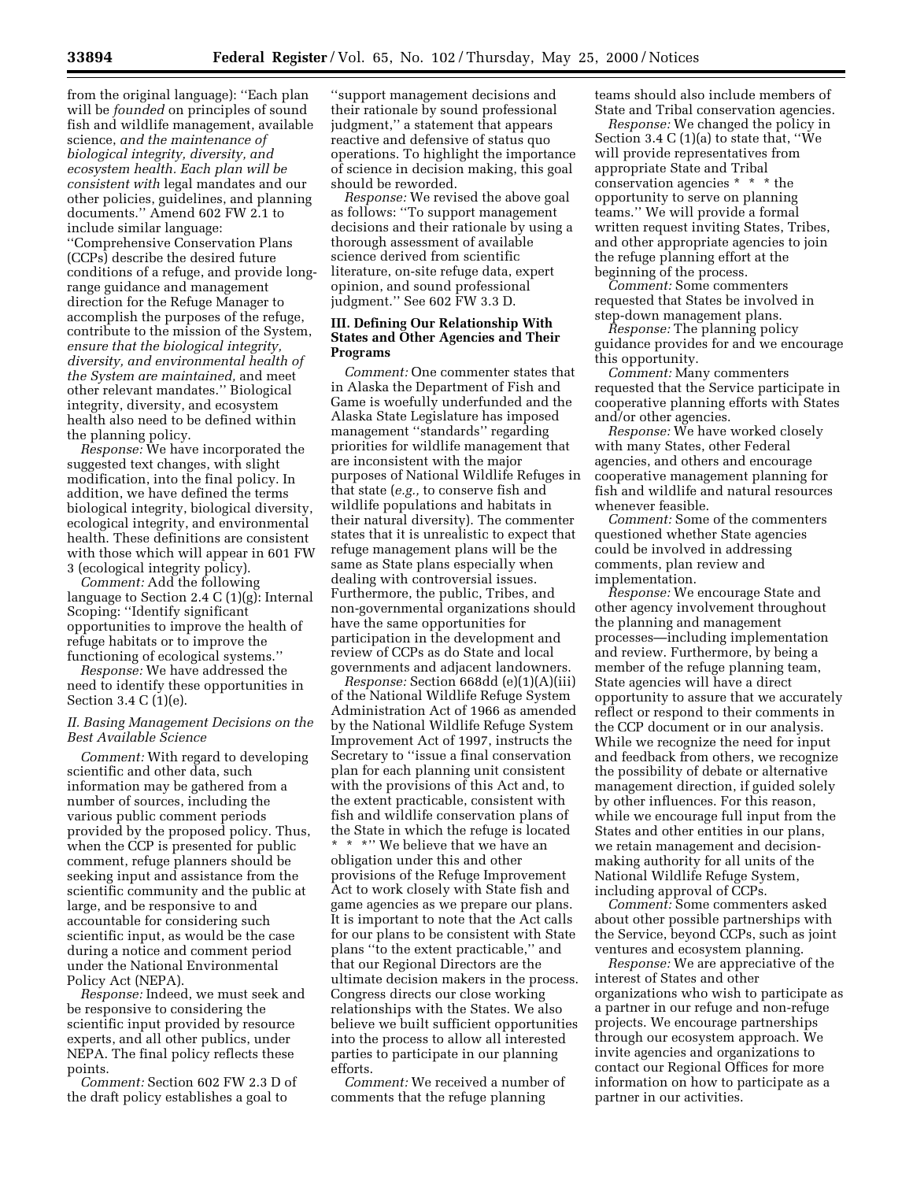from the original language): ''Each plan will be *founded* on principles of sound fish and wildlife management, available science, *and the maintenance of biological integrity, diversity, and ecosystem health. Each plan will be consistent with* legal mandates and our other policies, guidelines, and planning documents.'' Amend 602 FW 2.1 to include similar language: ''Comprehensive Conservation Plans (CCPs) describe the desired future conditions of a refuge, and provide long-range guidance and management direction for the Refuge Manager to accomplish the purposes of the refuge, contribute to the mission of the System, *ensure that the biological integrity, diversity, and environmental health of the System are maintained,* and meet other relevant mandates.'' Biological integrity, diversity, and ecosystem health also need to be defined within the planning policy.

*Response:* We have incorporated the suggested text changes, with slight modification, into the final policy. In addition, we have defined the terms biological integrity, biological diversity, ecological integrity, and environmental health. These definitions are consistent with those which will appear in 601 FW 3 (ecological integrity policy).

*Comment:* Add the following language to Section 2.4 C (1)(g): Internal Scoping: ''Identify significant opportunities to improve the health of refuge habitats or to improve the functioning of ecological systems.''

*Response:* We have addressed the need to identify these opportunities in Section 3.4 C (1)(e).

### *II. Basing Management Decisions on the Best Available Science*

*Comment:* With regard to developing scientific and other data, such information may be gathered from a number of sources, including the various public comment periods provided by the proposed policy. Thus, when the CCP is presented for public comment, refuge planners should be seeking input and assistance from the scientific community and the public at large, and be responsive to and accountable for considering such scientific input, as would be the case during a notice and comment period under the National Environmental Policy Act (NEPA).

*Response:* Indeed, we must seek and be responsive to considering the scientific input provided by resource experts, and all other publics, under NEPA. The final policy reflects these points.

*Comment:* Section 602 FW 2.3 D of the draft policy establishes a goal to ''support management decisions and their rationale by sound professional judgment,'' a statement that appears reactive and defensive of status quo operations. To highlight the importance of science in decision making, this goal should be reworded.

*Response:* We revised the above goal as follows: ''To support management decisions and their rationale by using a thorough assessment of available science derived from scientific literature, on-site refuge data, expert opinion, and sound professional judgment.'' See 602 FW 3.3 D.

### III. Defining Our Relationship With States and Other Agencies and Their Programs

*Comment:* One commenter states that in Alaska the Department of Fish and Game is woefully underfunded and the Alaska State Legislature has imposed management ''standards'' regarding priorities for wildlife management that are inconsistent with the major purposes of National Wildlife Refuges in that state (*e.g.,* to conserve fish and wildlife populations and habitats in their natural diversity). The commenter states that it is unrealistic to expect that refuge management plans will be the same as State plans especially when dealing with controversial issues. Furthermore, the public, Tribes, and non-governmental organizations should have the same opportunities for participation in the development and review of CCPs as do State and local governments and adjacent landowners.

*Response:* Section 668dd (e)(1)(A)(iii) of the National Wildlife Refuge System Administration Act of 1966 as amended by the National Wildlife Refuge System Improvement Act of 1997, instructs the Secretary to ''issue a final conservation plan for each planning unit consistent with the provisions of this Act and, to the extent practicable, consistent with fish and wildlife conservation plans of the State in which the refuge is located * * *'' We believe that we have an obligation under this and other provisions of the Refuge Improvement Act to work closely with State fish and game agencies as we prepare our plans. It is important to note that the Act calls for our plans to be consistent with State plans ''to the extent practicable,'' and that our Regional Directors are the ultimate decision makers in the process. Congress directs our close working relationships with the States. We also believe we built sufficient opportunities into the process to allow all interested parties to participate in our planning efforts.

*Comment:* We received a number of comments that the refuge planning teams should also include members of State and Tribal conservation agencies.

*Response:* We changed the policy in Section 3.4 C (1)(a) to state that, ''We will provide representatives from appropriate State and Tribal conservation agencies * * * the opportunity to serve on planning teams.'' We will provide a formal written request inviting States, Tribes, and other appropriate agencies to join the refuge planning effort at the beginning of the process.

*Comment:* Some commenters requested that States be involved in step-down management plans.

*Response:* The planning policy guidance provides for and we encourage this opportunity.

*Comment:* Many commenters requested that the Service participate in cooperative planning efforts with States and/or other agencies.

*Response:* We have worked closely with many States, other Federal agencies, and others and encourage cooperative management planning for fish and wildlife and natural resources whenever feasible.

*Comment:* Some of the commenters questioned whether State agencies could be involved in addressing comments, plan review and implementation.

*Response:* We encourage State and other agency involvement throughout the planning and management processes—including implementation and review. Furthermore, by being a member of the refuge planning team, State agencies will have a direct opportunity to assure that we accurately reflect or respond to their comments in the CCP document or in our analysis. While we recognize the need for input and feedback from others, we recognize the possibility of debate or alternative management direction, if guided solely by other influences. For this reason, while we encourage full input from the States and other entities in our plans, we retain management and decision-making authority for all units of the National Wildlife Refuge System, including approval of CCPs.

*Comment:* Some commenters asked about other possible partnerships with the Service, beyond CCPs, such as joint ventures and ecosystem planning.

*Response:* We are appreciative of the interest of States and other organizations who wish to participate as a partner in our refuge and non-refuge projects. We encourage partnerships through our ecosystem approach. We invite agencies and organizations to contact our Regional Offices for more information on how to participate as a partner in our activities.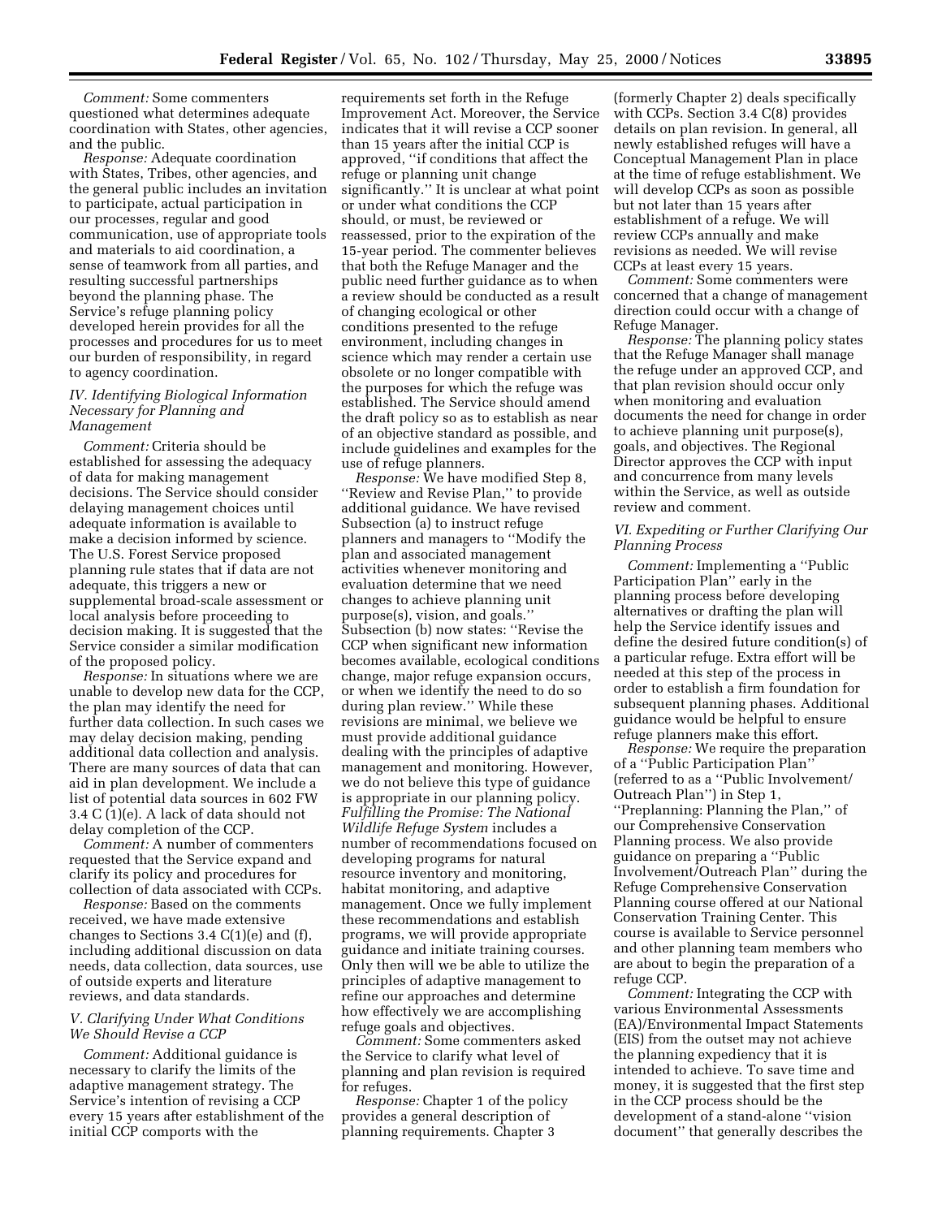*Comment:* Some commenters questioned what determines adequate coordination with States, other agencies, and the public.

*Response:* Adequate coordination with States, Tribes, other agencies, and the general public includes an invitation to participate, actual participation in our processes, regular and good communication, use of appropriate tools and materials to aid coordination, a sense of teamwork from all parties, and resulting successful partnerships beyond the planning phase. The Service's refuge planning policy developed herein provides for all the processes and procedures for us to meet our burden of responsibility, in regard to agency coordination.

### *IV. Identifying Biological Information Necessary for Planning and Management*

*Comment:* Criteria should be established for assessing the adequacy of data for making management decisions. The Service should consider delaying management choices until adequate information is available to make a decision informed by science. The U.S. Forest Service proposed planning rule states that if data are not adequate, this triggers a new or supplemental broad-scale assessment or local analysis before proceeding to decision making. It is suggested that the Service consider a similar modification of the proposed policy.

*Response:* In situations where we are unable to develop new data for the CCP, the plan may identify the need for further data collection. In such cases we may delay decision making, pending additional data collection and analysis. There are many sources of data that can aid in plan development. We include a list of potential data sources in 602 FW 3.4 C (1)(e). A lack of data should not delay completion of the CCP.

*Comment:* A number of commenters requested that the Service expand and clarify its policy and procedures for collection of data associated with CCPs.

*Response:* Based on the comments received, we have made extensive changes to Sections 3.4 C(1)(e) and (f), including additional discussion on data needs, data collection, data sources, use of outside experts and literature reviews, and data standards.

### *V. Clarifying Under What Conditions We Should Revise a CCP*

*Comment:* Additional guidance is necessary to clarify the limits of the adaptive management strategy. The Service's intention of revising a CCP every 15 years after establishment of the initial CCP comports with the requirements set forth in the Refuge Improvement Act. Moreover, the Service indicates that it will revise a CCP sooner than 15 years after the initial CCP is approved, ''if conditions that affect the refuge or planning unit change significantly.'' It is unclear at what point or under what conditions the CCP should, or must, be reviewed or reassessed, prior to the expiration of the 15-year period. The commenter believes that both the Refuge Manager and the public need further guidance as to when a review should be conducted as a result of changing ecological or other conditions presented to the refuge environment, including changes in science which may render a certain use obsolete or no longer compatible with the purposes for which the refuge was established. The Service should amend the draft policy so as to establish as near of an objective standard as possible, and include guidelines and examples for the use of refuge planners.

*Response:* We have modified Step 8, ''Review and Revise Plan,'' to provide additional guidance. We have revised Subsection (a) to instruct refuge planners and managers to ''Modify the plan and associated management activities whenever monitoring and evaluation determine that we need changes to achieve planning unit purpose(s), vision, and goals.'' Subsection (b) now states: ''Revise the CCP when significant new information becomes available, ecological conditions change, major refuge expansion occurs, or when we identify the need to do so during plan review.'' While these revisions are minimal, we believe we must provide additional guidance dealing with the principles of adaptive management and monitoring. However, we do not believe this type of guidance is appropriate in our planning policy. *Fulfilling the Promise: The National Wildlife Refuge System* includes a number of recommendations focused on developing programs for natural resource inventory and monitoring, habitat monitoring, and adaptive management. Once we fully implement these recommendations and establish programs, we will provide appropriate guidance and initiate training courses. Only then will we be able to utilize the principles of adaptive management to refine our approaches and determine how effectively we are accomplishing refuge goals and objectives.

*Comment:* Some commenters asked the Service to clarify what level of planning and plan revision is required for refuges.

*Response:* Chapter 1 of the policy provides a general description of planning requirements. Chapter 3 (formerly Chapter 2) deals specifically with CCPs. Section 3.4 C(8) provides details on plan revision. In general, all newly established refuges will have a Conceptual Management Plan in place at the time of refuge establishment. We will develop CCPs as soon as possible but not later than 15 years after establishment of a refuge. We will review CCPs annually and make revisions as needed. We will revise CCPs at least every 15 years.

*Comment:* Some commenters were concerned that a change of management direction could occur with a change of Refuge Manager.

*Response:* The planning policy states that the Refuge Manager shall manage the refuge under an approved CCP, and that plan revision should occur only when monitoring and evaluation documents the need for change in order to achieve planning unit purpose(s), goals, and objectives. The Regional Director approves the CCP with input and concurrence from many levels within the Service, as well as outside review and comment.

### *VI. Expediting or Further Clarifying Our Planning Process*

*Comment:* Implementing a ''Public Participation Plan'' early in the planning process before developing alternatives or drafting the plan will help the Service identify issues and define the desired future condition(s) of a particular refuge. Extra effort will be needed at this step of the process in order to establish a firm foundation for subsequent planning phases. Additional guidance would be helpful to ensure refuge planners make this effort.

*Response:* We require the preparation of a ''Public Participation Plan'' (referred to as a ''Public Involvement/Outreach Plan'') in Step 1, ''Preplanning: Planning the Plan,'' of our Comprehensive Conservation Planning process. We also provide guidance on preparing a ''Public Involvement/Outreach Plan'' during the Refuge Comprehensive Conservation Planning course offered at our National Conservation Training Center. This course is available to Service personnel and other planning team members who are about to begin the preparation of a refuge CCP.

*Comment:* Integrating the CCP with various Environmental Assessments (EA)/Environmental Impact Statements (EIS) from the outset may not achieve the planning expediency that it is intended to achieve. To save time and money, it is suggested that the first step in the CCP process should be the development of a stand-alone ''vision document'' that generally describes the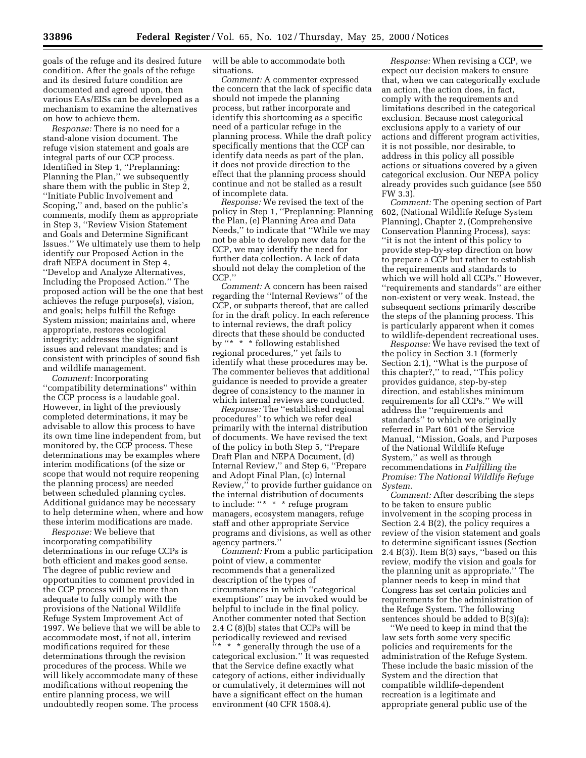goals of the refuge and its desired future condition. After the goals of the refuge and its desired future condition are documented and agreed upon, then various EAs/EISs can be developed as a mechanism to examine the alternatives on how to achieve them.

*Response:* There is no need for a stand-alone vision document. The refuge vision statement and goals are integral parts of our CCP process. Identified in Step 1, ''Preplanning: Planning the Plan,'' we subsequently share them with the public in Step 2, ''Initiate Public Involvement and Scoping,'' and, based on the public's comments, modify them as appropriate in Step 3, ''Review Vision Statement and Goals and Determine Significant Issues.'' We ultimately use them to help identify our Proposed Action in the draft NEPA document in Step 4, ''Develop and Analyze Alternatives, Including the Proposed Action.'' The proposed action will be the one that best achieves the refuge purpose(s), vision, and goals; helps fulfill the Refuge System mission; maintains and, where appropriate, restores ecological integrity; addresses the significant issues and relevant mandates; and is consistent with principles of sound fish and wildlife management.

*Comment:* Incorporating ''compatibility determinations'' within the CCP process is a laudable goal. However, in light of the previously completed determinations, it may be advisable to allow this process to have its own time line independent from, but monitored by, the CCP process. These determinations may be examples where interim modifications (of the size or scope that would not require reopening the planning process) are needed between scheduled planning cycles. Additional guidance may be necessary to help determine when, where and how these interim modifications are made.

*Response:* We believe that incorporating compatibility determinations in our refuge CCPs is both efficient and makes good sense. The degree of public review and opportunities to comment provided in the CCP process will be more than adequate to fully comply with the provisions of the National Wildlife Refuge System Improvement Act of 1997. We believe that we will be able to accommodate most, if not all, interim modifications required for these determinations through the revision procedures of the process. While we will likely accommodate many of these modifications without reopening the entire planning process, we will undoubtedly reopen some. The process will be able to accommodate both situations.

*Comment:* A commenter expressed the concern that the lack of specific data should not impede the planning process, but rather incorporate and identify this shortcoming as a specific need of a particular refuge in the planning process. While the draft policy specifically mentions that the CCP can identify data needs as part of the plan, it does not provide direction to the effect that the planning process should continue and not be stalled as a result of incomplete data.

*Response:* We revised the text of the policy in Step 1, ''Preplanning: Planning the Plan, (e) Planning Area and Data Needs,'' to indicate that ''While we may not be able to develop new data for the CCP, we may identify the need for further data collection. A lack of data should not delay the completion of the CCP.''

*Comment:* A concern has been raised regarding the ''Internal Reviews'' of the CCP, or subparts thereof, that are called for in the draft policy. In each reference to internal reviews, the draft policy directs that these should be conducted by ''* * * following established regional procedures,'' yet fails to identify what these procedures may be. The commenter believes that additional guidance is needed to provide a greater degree of consistency to the manner in which internal reviews are conducted.

*Response:* The ''established regional procedures'' to which we refer deal primarily with the internal distribution of documents. We have revised the text of the policy in both Step 5, ''Prepare Draft Plan and NEPA Document, (d) Internal Review,'' and Step 6, ''Prepare and Adopt Final Plan, (c) Internal Review,'' to provide further guidance on the internal distribution of documents to include: ''* * * refuge program managers, ecosystem managers, refuge staff and other appropriate Service programs and divisions, as well as other agency partners.''

*Comment:* From a public participation point of view, a commenter recommends that a generalized description of the types of circumstances in which ''categorical exemptions'' may be invoked would be helpful to include in the final policy. Another commenter noted that Section 2.4 C (8)(b) states that CCPs will be periodically reviewed and revised ''* * * generally through the use of a categorical exclusion.'' It was requested that the Service define exactly what category of actions, either individually or cumulatively, it determines will not have a significant effect on the human environment (40 CFR 1508.4).

*Response:* When revising a CCP, we expect our decision makers to ensure that, when we can categorically exclude an action, the action does, in fact, comply with the requirements and limitations described in the categorical exclusion. Because most categorical exclusions apply to a variety of our actions and different program activities, it is not possible, nor desirable, to address in this policy all possible actions or situations covered by a given categorical exclusion. Our NEPA policy already provides such guidance (see 550 FW 3.3).

*Comment:* The opening section of Part 602, (National Wildlife Refuge System Planning), Chapter 2, (Comprehensive Conservation Planning Process), says: ''it is not the intent of this policy to provide step-by-step direction on how to prepare a CCP but rather to establish the requirements and standards to which we will hold all CCPs.'' However, ''requirements and standards'' are either non-existent or very weak. Instead, the subsequent sections primarily describe the steps of the planning process. This is particularly apparent when it comes to wildlife-dependent recreational uses.

*Response:* We have revised the text of the policy in Section 3.1 (formerly Section 2.1), ''What is the purpose of this chapter?,'' to read, ''This policy provides guidance, step-by-step direction, and establishes minimum requirements for all CCPs.'' We will address the ''requirements and standards'' to which we originally referred in Part 601 of the Service Manual, ''Mission, Goals, and Purposes of the National Wildlife Refuge System,'' as well as through recommendations in *Fulfilling the Promise: The National Wildlife Refuge System.*

*Comment:* After describing the steps to be taken to ensure public involvement in the scoping process in Section 2.4 B(2), the policy requires a review of the vision statement and goals to determine significant issues (Section 2.4 B(3)). Item B(3) says, ''based on this review, modify the vision and goals for the planning unit as appropriate.'' The planner needs to keep in mind that Congress has set certain policies and requirements for the administration of the Refuge System. The following sentences should be added to B(3)(a):

''We need to keep in mind that the law sets forth some very specific policies and requirements for the administration of the Refuge System. These include the basic mission of the System and the direction that compatible wildlife-dependent recreation is a legitimate and appropriate general public use of the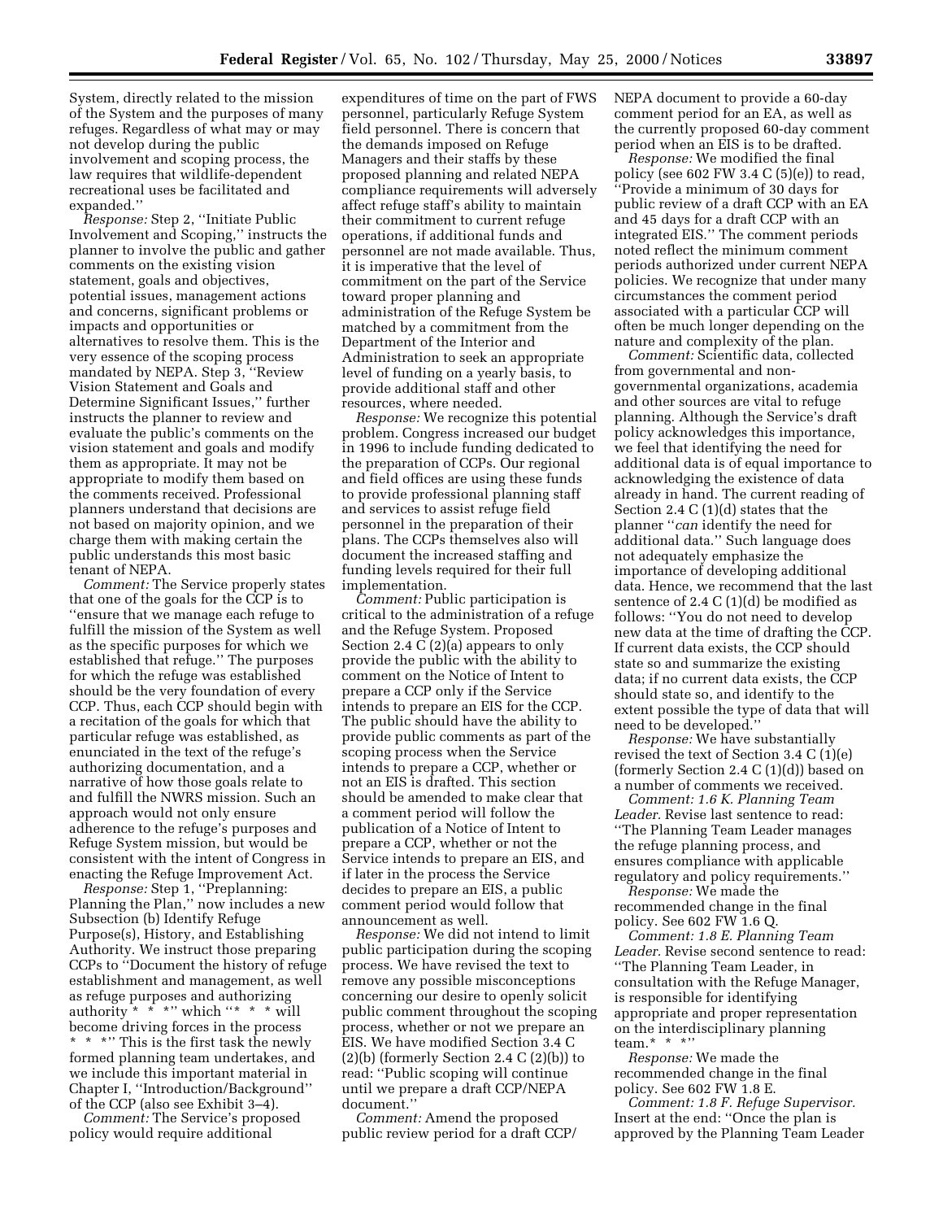System, directly related to the mission of the System and the purposes of many refuges. Regardless of what may or may not develop during the public involvement and scoping process, the law requires that wildlife-dependent recreational uses be facilitated and expanded.''

*Response:* Step 2, ''Initiate Public Involvement and Scoping,'' instructs the planner to involve the public and gather comments on the existing vision statement, goals and objectives, potential issues, management actions and concerns, significant problems or impacts and opportunities or alternatives to resolve them. This is the very essence of the scoping process mandated by NEPA. Step 3, ''Review Vision Statement and Goals and Determine Significant Issues,'' further instructs the planner to review and evaluate the public's comments on the vision statement and goals and modify them as appropriate. It may not be appropriate to modify them based on the comments received. Professional planners understand that decisions are not based on majority opinion, and we charge them with making certain the public understands this most basic tenant of NEPA.

*Comment:* The Service properly states that one of the goals for the CCP is to ''ensure that we manage each refuge to fulfill the mission of the System as well as the specific purposes for which we established that refuge.'' The purposes for which the refuge was established should be the very foundation of every CCP. Thus, each CCP should begin with a recitation of the goals for which that particular refuge was established, as enunciated in the text of the refuge's authorizing documentation, and a narrative of how those goals relate to and fulfill the NWRS mission. Such an approach would not only ensure adherence to the refuge's purposes and Refuge System mission, but would be consistent with the intent of Congress in enacting the Refuge Improvement Act.

*Response:* Step 1, ''Preplanning: Planning the Plan,'' now includes a new Subsection (b) Identify Refuge Purpose(s), History, and Establishing Authority. We instruct those preparing CCPs to ''Document the history of refuge establishment and management, as well as refuge purposes and authorizing authority * * *'' which ''* * * will become driving forces in the process * * *'' This is the first task the newly formed planning team undertakes, and we include this important material in Chapter I, ''Introduction/Background'' of the CCP (also see Exhibit 3–4).

*Comment:* The Service's proposed policy would require additional expenditures of time on the part of FWS personnel, particularly Refuge System field personnel. There is concern that the demands imposed on Refuge Managers and their staffs by these proposed planning and related NEPA compliance requirements will adversely affect refuge staff's ability to maintain their commitment to current refuge operations, if additional funds and personnel are not made available. Thus, it is imperative that the level of commitment on the part of the Service toward proper planning and administration of the Refuge System be matched by a commitment from the Department of the Interior and Administration to seek an appropriate level of funding on a yearly basis, to provide additional staff and other resources, where needed.

*Response:* We recognize this potential problem. Congress increased our budget in 1996 to include funding dedicated to the preparation of CCPs. Our regional and field offices are using these funds to provide professional planning staff and services to assist refuge field personnel in the preparation of their plans. The CCPs themselves also will document the increased staffing and funding levels required for their full implementation.

*Comment:* Public participation is critical to the administration of a refuge and the Refuge System. Proposed Section 2.4 C (2)(a) appears to only provide the public with the ability to comment on the Notice of Intent to prepare a CCP only if the Service intends to prepare an EIS for the CCP. The public should have the ability to provide public comments as part of the scoping process when the Service intends to prepare a CCP, whether or not an EIS is drafted. This section should be amended to make clear that a comment period will follow the publication of a Notice of Intent to prepare a CCP, whether or not the Service intends to prepare an EIS, and if later in the process the Service decides to prepare an EIS, a public comment period would follow that announcement as well.

*Response:* We did not intend to limit public participation during the scoping process. We have revised the text to remove any possible misconceptions concerning our desire to openly solicit public comment throughout the scoping process, whether or not we prepare an EIS. We have modified Section 3.4 C (2)(b) (formerly Section 2.4 C (2)(b)) to read: ''Public scoping will continue until we prepare a draft CCP/NEPA document.''

*Comment:* Amend the proposed public review period for a draft CCP/NEPA document to provide a 60-day comment period for an EA, as well as the currently proposed 60-day comment period when an EIS is to be drafted.

*Response:* We modified the final policy (see 602 FW 3.4 C (5)(e)) to read, ''Provide a minimum of 30 days for public review of a draft CCP with an EA and 45 days for a draft CCP with an integrated EIS.'' The comment periods noted reflect the minimum comment periods authorized under current NEPA policies. We recognize that under many circumstances the comment period associated with a particular CCP will often be much longer depending on the nature and complexity of the plan.

*Comment:* Scientific data, collected from governmental and non-governmental organizations, academia and other sources are vital to refuge planning. Although the Service's draft policy acknowledges this importance, we feel that identifying the need for additional data is of equal importance to acknowledging the existence of data already in hand. The current reading of Section 2.4 C (1)(d) states that the planner ''*can* identify the need for additional data.'' Such language does not adequately emphasize the importance of developing additional data. Hence, we recommend that the last sentence of 2.4 C (1)(d) be modified as follows: ''You do not need to develop new data at the time of drafting the CCP. If current data exists, the CCP should state so and summarize the existing data; if no current data exists, the CCP should state so, and identify to the extent possible the type of data that will need to be developed.''

*Response:* We have substantially revised the text of Section 3.4 C (1)(e) (formerly Section 2.4 C (1)(d)) based on a number of comments we received.

*Comment: 1.6 K. Planning Team Leader.* Revise last sentence to read: ''The Planning Team Leader manages the refuge planning process, and ensures compliance with applicable regulatory and policy requirements.''

*Response:* We made the recommended change in the final policy. See 602 FW 1.6 Q.

*Comment: 1.8 E. Planning Team Leader.* Revise second sentence to read: ''The Planning Team Leader, in consultation with the Refuge Manager, is responsible for identifying appropriate and proper representation on the interdisciplinary planning team.* * *''

*Response:* We made the recommended change in the final policy. See 602 FW 1.8 E.

*Comment: 1.8 F. Refuge Supervisor.* Insert at the end: ''Once the plan is approved by the Planning Team Leader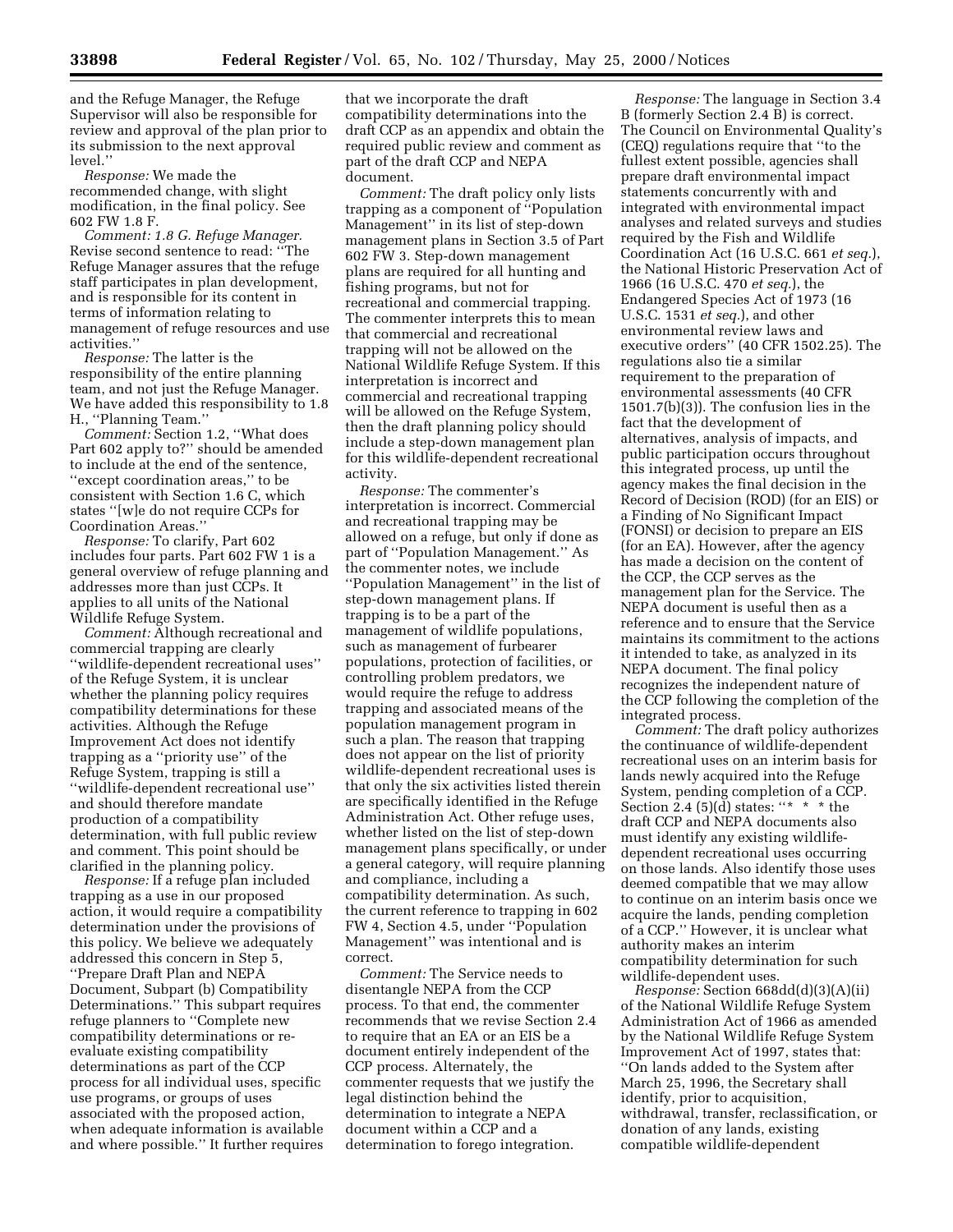and the Refuge Manager, the Refuge Supervisor will also be responsible for review and approval of the plan prior to its submission to the next approval level.''

*Response:* We made the recommended change, with slight modification, in the final policy. See 602 FW 1.8 F.

*Comment: 1.8 G. Refuge Manager.* Revise second sentence to read: ''The Refuge Manager assures that the refuge staff participates in plan development, and is responsible for its content in terms of information relating to management of refuge resources and use activities.''

*Response:* The latter is the responsibility of the entire planning team, and not just the Refuge Manager. We have added this responsibility to 1.8 H., ''Planning Team.''

*Comment:* Section 1.2, ''What does Part 602 apply to?'' should be amended to include at the end of the sentence, ''except coordination areas,'' to be consistent with Section 1.6 C, which states ''[w]e do not require CCPs for Coordination Areas.''

*Response:* To clarify, Part 602 includes four parts. Part 602 FW 1 is a general overview of refuge planning and addresses more than just CCPs. It applies to all units of the National Wildlife Refuge System.

*Comment:* Although recreational and commercial trapping are clearly ''wildlife-dependent recreational uses'' of the Refuge System, it is unclear whether the planning policy requires compatibility determinations for these activities. Although the Refuge Improvement Act does not identify trapping as a ''priority use'' of the Refuge System, trapping is still a ''wildlife-dependent recreational use'' and should therefore mandate production of a compatibility determination, with full public review and comment. This point should be clarified in the planning policy.

*Response:* If a refuge plan included trapping as a use in our proposed action, it would require a compatibility determination under the provisions of this policy. We believe we adequately addressed this concern in Step 5, ''Prepare Draft Plan and NEPA Document, Subpart (b) Compatibility Determinations.'' This subpart requires refuge planners to ''Complete new compatibility determinations or re-evaluate existing compatibility determinations as part of the CCP process for all individual uses, specific use programs, or groups of uses associated with the proposed action, when adequate information is available and where possible.'' It further requires that we incorporate the draft compatibility determinations into the draft CCP as an appendix and obtain the required public review and comment as part of the draft CCP and NEPA document.

*Comment:* The draft policy only lists trapping as a component of ''Population Management'' in its list of step-down management plans in Section 3.5 of Part 602 FW 3. Step-down management plans are required for all hunting and fishing programs, but not for recreational and commercial trapping. The commenter interprets this to mean that commercial and recreational trapping will not be allowed on the National Wildlife Refuge System. If this interpretation is incorrect and commercial and recreational trapping will be allowed on the Refuge System, then the draft planning policy should include a step-down management plan for this wildlife-dependent recreational activity.

*Response:* The commenter's interpretation is incorrect. Commercial and recreational trapping may be allowed on a refuge, but only if done as part of ''Population Management.'' As the commenter notes, we include ''Population Management'' in the list of step-down management plans. If trapping is to be a part of the management of wildlife populations, such as management of furbearer populations, protection of facilities, or controlling problem predators, we would require the refuge to address trapping and associated means of the population management program in such a plan. The reason that trapping does not appear on the list of priority wildlife-dependent recreational uses is that only the six activities listed therein are specifically identified in the Refuge Administration Act. Other refuge uses, whether listed on the list of step-down management plans specifically, or under a general category, will require planning and compliance, including a compatibility determination. As such, the current reference to trapping in 602 FW 4, Section 4.5, under ''Population Management'' was intentional and is correct.

*Comment:* The Service needs to disentangle NEPA from the CCP process. To that end, the commenter recommends that we revise Section 2.4 to require that an EA or an EIS be a document entirely independent of the CCP process. Alternately, the commenter requests that we justify the legal distinction behind the determination to integrate a NEPA document within a CCP and a determination to forego integration.

*Response:* The language in Section 3.4 B (formerly Section 2.4 B) is correct. The Council on Environmental Quality's (CEQ) regulations require that ''to the fullest extent possible, agencies shall prepare draft environmental impact statements concurrently with and integrated with environmental impact analyses and related surveys and studies required by the Fish and Wildlife Coordination Act (16 U.S.C. 661 *et seq.*), the National Historic Preservation Act of 1966 (16 U.S.C. 470 *et seq.*), the Endangered Species Act of 1973 (16 U.S.C. 1531 *et seq.*), and other environmental review laws and executive orders'' (40 CFR 1502.25). The regulations also tie a similar requirement to the preparation of environmental assessments (40 CFR 1501.7(b)(3)). The confusion lies in the fact that the development of alternatives, analysis of impacts, and public participation occurs throughout this integrated process, up until the agency makes the final decision in the Record of Decision (ROD) (for an EIS) or a Finding of No Significant Impact (FONSI) or decision to prepare an EIS (for an EA). However, after the agency has made a decision on the content of the CCP, the CCP serves as the management plan for the Service. The NEPA document is useful then as a reference and to ensure that the Service maintains its commitment to the actions it intended to take, as analyzed in its NEPA document. The final policy recognizes the independent nature of the CCP following the completion of the integrated process.

*Comment:* The draft policy authorizes the continuance of wildlife-dependent recreational uses on an interim basis for lands newly acquired into the Refuge System, pending completion of a CCP. Section 2.4 (5)(d) states: ''* * * the draft CCP and NEPA documents also must identify any existing wildlife-dependent recreational uses occurring on those lands. Also identify those uses deemed compatible that we may allow to continue on an interim basis once we acquire the lands, pending completion of a CCP.'' However, it is unclear what authority makes an interim compatibility determination for such wildlife-dependent uses.

*Response:* Section 668dd(d)(3)(A)(ii) of the National Wildlife Refuge System Administration Act of 1966 as amended by the National Wildlife Refuge System Improvement Act of 1997, states that: ''On lands added to the System after March 25, 1996, the Secretary shall identify, prior to acquisition, withdrawal, transfer, reclassification, or donation of any lands, existing compatible wildlife-dependent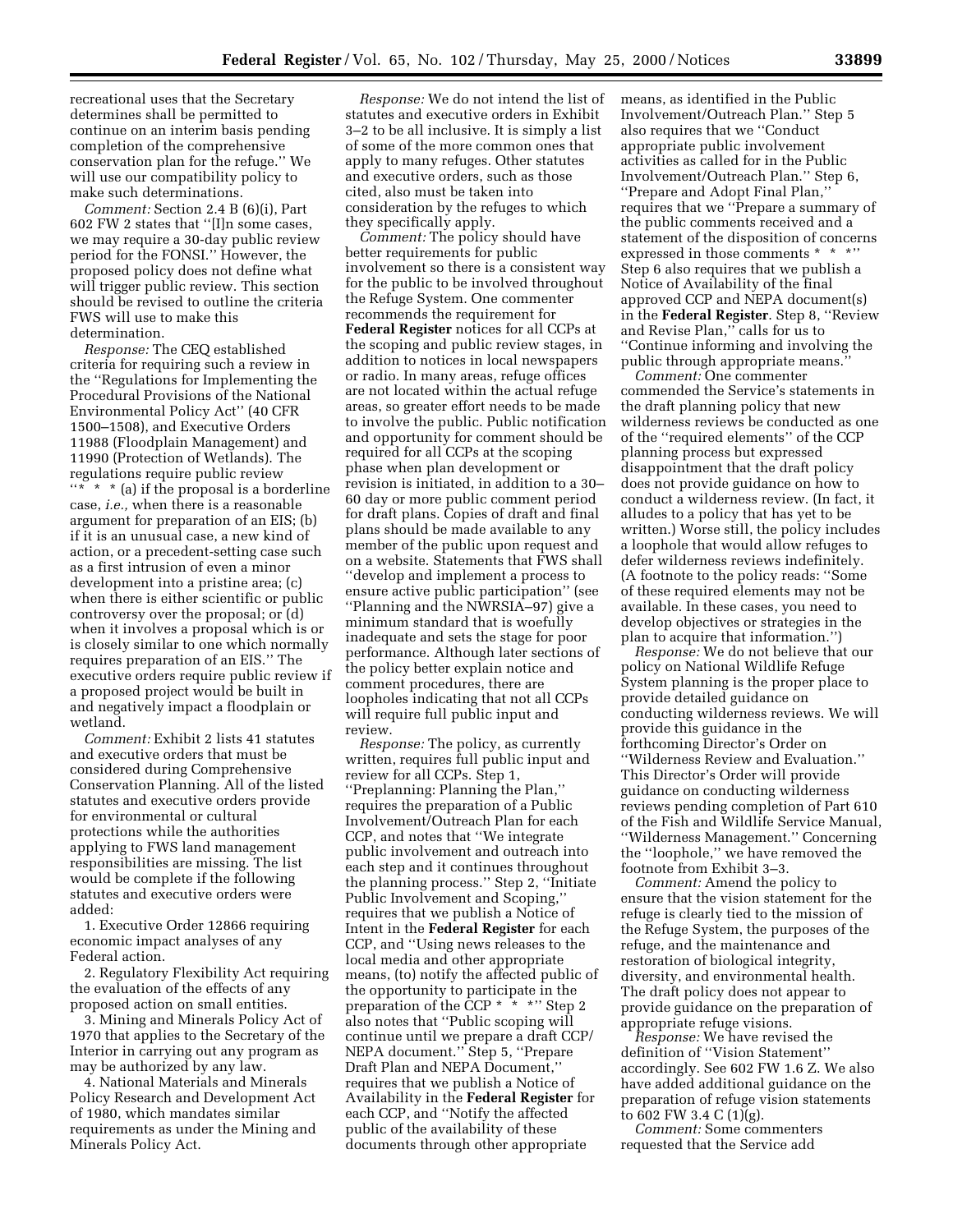recreational uses that the Secretary determines shall be permitted to continue on an interim basis pending completion of the comprehensive conservation plan for the refuge.'' We will use our compatibility policy to make such determinations.

*Comment:* Section 2.4 B (6)(i), Part 602 FW 2 states that ''[I]n some cases, we may require a 30-day public review period for the FONSI.'' However, the proposed policy does not define what will trigger public review. This section should be revised to outline the criteria FWS will use to make this determination.

*Response:* The CEQ established criteria for requiring such a review in the ''Regulations for Implementing the Procedural Provisions of the National Environmental Policy Act'' (40 CFR 1500–1508), and Executive Orders 11988 (Floodplain Management) and 11990 (Protection of Wetlands). The regulations require public review ''* * * (a) if the proposal is a borderline case, *i.e.,* when there is a reasonable argument for preparation of an EIS; (b) if it is an unusual case, a new kind of action, or a precedent-setting case such as a first intrusion of even a minor development into a pristine area; (c) when there is either scientific or public controversy over the proposal; or (d) when it involves a proposal which is or is closely similar to one which normally requires preparation of an EIS.'' The executive orders require public review if a proposed project would be built in and negatively impact a floodplain or wetland.

*Comment:* Exhibit 2 lists 41 statutes and executive orders that must be considered during Comprehensive Conservation Planning. All of the listed statutes and executive orders provide for environmental or cultural protections while the authorities applying to FWS land management responsibilities are missing. The list would be complete if the following statutes and executive orders were added:

1. Executive Order 12866 requiring economic impact analyses of any Federal action.

2. Regulatory Flexibility Act requiring the evaluation of the effects of any proposed action on small entities.

3. Mining and Minerals Policy Act of 1970 that applies to the Secretary of the Interior in carrying out any program as may be authorized by any law.

4. National Materials and Minerals Policy Research and Development Act of 1980, which mandates similar requirements as under the Mining and Minerals Policy Act.

*Response:* We do not intend the list of statutes and executive orders in Exhibit 3–2 to be all inclusive. It is simply a list of some of the more common ones that apply to many refuges. Other statutes and executive orders, such as those cited, also must be taken into consideration by the refuges to which they specifically apply.

*Comment:* The policy should have better requirements for public involvement so there is a consistent way for the public to be involved throughout the Refuge System. One commenter recommends the requirement for **Federal Register** notices for all CCPs at the scoping and public review stages, in addition to notices in local newspapers or radio. In many areas, refuge offices are not located within the actual refuge areas, so greater effort needs to be made to involve the public. Public notification and opportunity for comment should be required for all CCPs at the scoping phase when plan development or revision is initiated, in addition to a 30–60 day or more public comment period for draft plans. Copies of draft and final plans should be made available to any member of the public upon request and on a website. Statements that FWS shall ''develop and implement a process to ensure active public participation'' (see ''Planning and the NWRSIA–97) give a minimum standard that is woefully inadequate and sets the stage for poor performance. Although later sections of the policy better explain notice and comment procedures, there are loopholes indicating that not all CCPs will require full public input and review.

*Response:* The policy, as currently written, requires full public input and review for all CCPs. Step 1, ''Preplanning: Planning the Plan,'' requires the preparation of a Public Involvement/Outreach Plan for each CCP, and notes that ''We integrate public involvement and outreach into each step and it continues throughout the planning process.'' Step 2, ''Initiate Public Involvement and Scoping,'' requires that we publish a Notice of Intent in the **Federal Register** for each CCP, and ''Using news releases to the local media and other appropriate means, (to) notify the affected public of the opportunity to participate in the preparation of the CCP * * *'' Step 2 also notes that ''Public scoping will continue until we prepare a draft CCP/NEPA document.'' Step 5, ''Prepare Draft Plan and NEPA Document,'' requires that we publish a Notice of Availability in the **Federal Register** for each CCP, and ''Notify the affected public of the availability of these documents through other appropriate means, as identified in the Public Involvement/Outreach Plan.'' Step 5 also requires that we ''Conduct appropriate public involvement activities as called for in the Public Involvement/Outreach Plan.'' Step 6, ''Prepare and Adopt Final Plan,'' requires that we ''Prepare a summary of the public comments received and a statement of the disposition of concerns expressed in those comments * * *'' Step 6 also requires that we publish a Notice of Availability of the final approved CCP and NEPA document(s) in the **Federal Register**. Step 8, ''Review and Revise Plan,'' calls for us to ''Continue informing and involving the public through appropriate means.''

*Comment:* One commenter commended the Service's statements in the draft planning policy that new wilderness reviews be conducted as one of the ''required elements'' of the CCP planning process but expressed disappointment that the draft policy does not provide guidance on how to conduct a wilderness review. (In fact, it alludes to a policy that has yet to be written.) Worse still, the policy includes a loophole that would allow refuges to defer wilderness reviews indefinitely. (A footnote to the policy reads: ''Some of these required elements may not be available. In these cases, you need to develop objectives or strategies in the plan to acquire that information.'')

*Response:* We do not believe that our policy on National Wildlife Refuge System planning is the proper place to provide detailed guidance on conducting wilderness reviews. We will provide this guidance in the forthcoming Director's Order on ''Wilderness Review and Evaluation.'' This Director's Order will provide guidance on conducting wilderness reviews pending completion of Part 610 of the Fish and Wildlife Service Manual, ''Wilderness Management.'' Concerning the ''loophole,'' we have removed the footnote from Exhibit 3–3.

*Comment:* Amend the policy to ensure that the vision statement for the refuge is clearly tied to the mission of the Refuge System, the purposes of the refuge, and the maintenance and restoration of biological integrity, diversity, and environmental health. The draft policy does not appear to provide guidance on the preparation of appropriate refuge visions.

*Response:* We have revised the definition of ''Vision Statement'' accordingly. See 602 FW 1.6 Z. We also have added additional guidance on the preparation of refuge vision statements to 602 FW 3.4 C (1)(g).

*Comment:* Some commenters requested that the Service add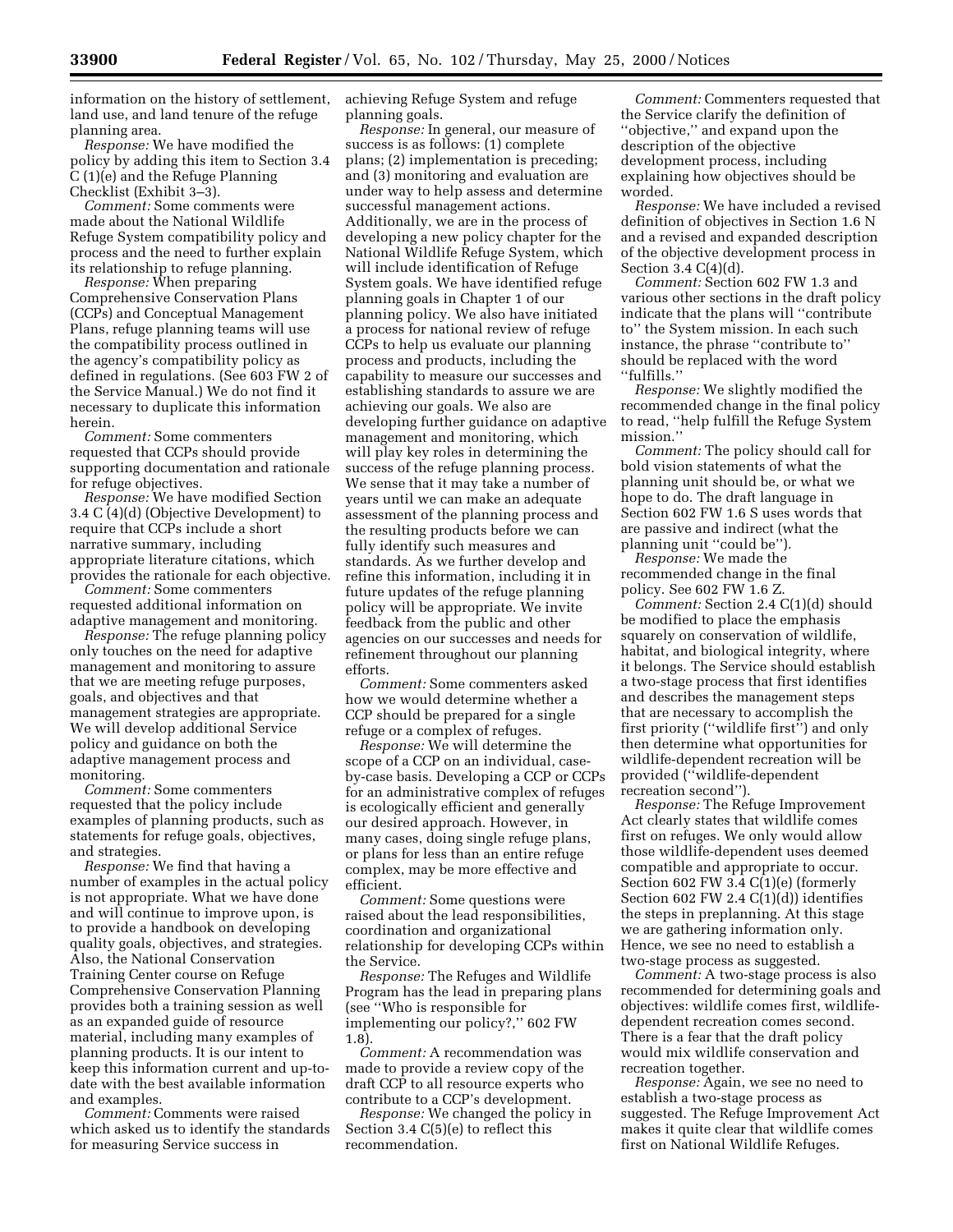information on the history of settlement, land use, and land tenure of the refuge planning area.

*Response:* We have modified the policy by adding this item to Section 3.4 C (1)(e) and the Refuge Planning Checklist (Exhibit 3–3).

*Comment:* Some comments were made about the National Wildlife Refuge System compatibility policy and process and the need to further explain its relationship to refuge planning.

*Response:* When preparing Comprehensive Conservation Plans (CCPs) and Conceptual Management Plans, refuge planning teams will use the compatibility process outlined in the agency's compatibility policy as defined in regulations. (See 603 FW 2 of the Service Manual.) We do not find it necessary to duplicate this information herein.

*Comment:* Some commenters requested that CCPs should provide supporting documentation and rationale for refuge objectives.

*Response:* We have modified Section 3.4 C (4)(d) (Objective Development) to require that CCPs include a short narrative summary, including appropriate literature citations, which provides the rationale for each objective.

*Comment:* Some commenters requested additional information on adaptive management and monitoring.

*Response:* The refuge planning policy only touches on the need for adaptive management and monitoring to assure that we are meeting refuge purposes, goals, and objectives and that management strategies are appropriate. We will develop additional Service policy and guidance on both the adaptive management process and monitoring.

*Comment:* Some commenters requested that the policy include examples of planning products, such as statements for refuge goals, objectives, and strategies.

*Response:* We find that having a number of examples in the actual policy is not appropriate. What we have done and will continue to improve upon, is to provide a handbook on developing quality goals, objectives, and strategies. Also, the National Conservation Training Center course on Refuge Comprehensive Conservation Planning provides both a training session as well as an expanded guide of resource material, including many examples of planning products. It is our intent to keep this information current and up-to-date with the best available information and examples.

*Comment:* Comments were raised which asked us to identify the standards for measuring Service success in achieving Refuge System and refuge planning goals.

*Response:* In general, our measure of success is as follows: (1) complete plans; (2) implementation is preceding; and (3) monitoring and evaluation are under way to help assess and determine successful management actions. Additionally, we are in the process of developing a new policy chapter for the National Wildlife Refuge System, which will include identification of Refuge System goals. We have identified refuge planning goals in Chapter 1 of our planning policy. We also have initiated a process for national review of refuge CCPs to help us evaluate our planning process and products, including the capability to measure our successes and establishing standards to assure we are achieving our goals. We also are developing further guidance on adaptive management and monitoring, which will play key roles in determining the success of the refuge planning process. We sense that it may take a number of years until we can make an adequate assessment of the planning process and the resulting products before we can fully identify such measures and standards. As we further develop and refine this information, including it in future updates of the refuge planning policy will be appropriate. We invite feedback from the public and other agencies on our successes and needs for refinement throughout our planning efforts.

*Comment:* Some commenters asked how we would determine whether a CCP should be prepared for a single refuge or a complex of refuges.

*Response:* We will determine the scope of a CCP on an individual, case-by-case basis. Developing a CCP or CCPs for an administrative complex of refuges is ecologically efficient and generally our desired approach. However, in many cases, doing single refuge plans, or plans for less than an entire refuge complex, may be more effective and efficient.

*Comment:* Some questions were raised about the lead responsibilities, coordination and organizational relationship for developing CCPs within the Service.

*Response:* The Refuges and Wildlife Program has the lead in preparing plans (see ''Who is responsible for implementing our policy?,'' 602 FW 1.8).

*Comment:* A recommendation was made to provide a review copy of the draft CCP to all resource experts who contribute to a CCP's development.

*Response:* We changed the policy in Section 3.4 C(5)(e) to reflect this recommendation.

*Comment:* Commenters requested that the Service clarify the definition of ''objective,'' and expand upon the description of the objective development process, including explaining how objectives should be worded.

*Response:* We have included a revised definition of objectives in Section 1.6 N and a revised and expanded description of the objective development process in Section 3.4 C(4)(d).

*Comment:* Section 602 FW 1.3 and various other sections in the draft policy indicate that the plans will ''contribute to'' the System mission. In each such instance, the phrase ''contribute to'' should be replaced with the word ''fulfills.''

*Response:* We slightly modified the recommended change in the final policy to read, ''help fulfill the Refuge System mission.''

*Comment:* The policy should call for bold vision statements of what the planning unit should be, or what we hope to do. The draft language in Section 602 FW 1.6 S uses words that are passive and indirect (what the planning unit ''could be'').

*Response:* We made the recommended change in the final policy. See 602 FW 1.6 Z.

*Comment:* Section 2.4 C(1)(d) should be modified to place the emphasis squarely on conservation of wildlife, habitat, and biological integrity, where it belongs. The Service should establish a two-stage process that first identifies and describes the management steps that are necessary to accomplish the first priority (''wildlife first'') and only then determine what opportunities for wildlife-dependent recreation will be provided (''wildlife-dependent recreation second'').

*Response:* The Refuge Improvement Act clearly states that wildlife comes first on refuges. We only would allow those wildlife-dependent uses deemed compatible and appropriate to occur. Section 602 FW 3.4 C(1)(e) (formerly Section 602 FW 2.4 C(1)(d)) identifies the steps in preplanning. At this stage we are gathering information only. Hence, we see no need to establish a two-stage process as suggested.

*Comment:* A two-stage process is also recommended for determining goals and objectives: wildlife comes first, wildlife-dependent recreation comes second. There is a fear that the draft policy would mix wildlife conservation and recreation together.

*Response:* Again, we see no need to establish a two-stage process as suggested. The Refuge Improvement Act makes it quite clear that wildlife comes first on National Wildlife Refuges.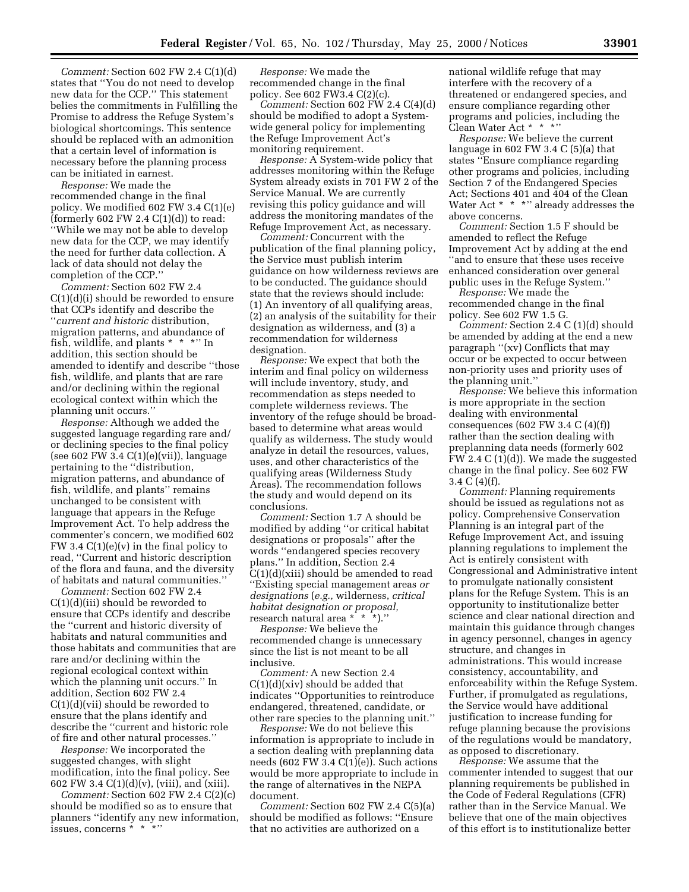*Comment:* Section 602 FW 2.4 C(1)(d) states that ''You do not need to develop new data for the CCP.'' This statement belies the commitments in Fulfilling the Promise to address the Refuge System's biological shortcomings. This sentence should be replaced with an admonition that a certain level of information is necessary before the planning process can be initiated in earnest.

*Response:* We made the recommended change in the final policy. We modified 602 FW 3.4 C(1)(e) (formerly 602 FW 2.4 C(1)(d)) to read: ''While we may not be able to develop new data for the CCP, we may identify the need for further data collection. A lack of data should not delay the completion of the CCP.''

*Comment:* Section 602 FW 2.4 C(1)(d)(i) should be reworded to ensure that CCPs identify and describe the ''*current and historic* distribution, migration patterns, and abundance of fish, wildlife, and plants * * *'' In addition, this section should be amended to identify and describe ''those fish, wildlife, and plants that are rare and/or declining within the regional ecological context within which the planning unit occurs.''

*Response:* Although we added the suggested language regarding rare and/or declining species to the final policy (see 602 FW 3.4 C(1)(e)(vii)), language pertaining to the ''distribution, migration patterns, and abundance of fish, wildlife, and plants'' remains unchanged to be consistent with language that appears in the Refuge Improvement Act. To help address the commenter's concern, we modified 602 FW 3.4 C(1)(e)(v) in the final policy to read, ''Current and historic description of the flora and fauna, and the diversity of habitats and natural communities.''

*Comment:* Section 602 FW 2.4 C(1)(d)(iii) should be reworded to ensure that CCPs identify and describe the ''current and historic diversity of habitats and natural communities and those habitats and communities that are rare and/or declining within the regional ecological context within which the planning unit occurs.'' In addition, Section 602 FW 2.4 C(1)(d)(vii) should be reworded to ensure that the plans identify and describe the ''current and historic role of fire and other natural processes.''

*Response:* We incorporated the suggested changes, with slight modification, into the final policy. See 602 FW 3.4 C(1)(d)(v), (viii), and (xiii).

*Comment:* Section 602 FW 2.4 C(2)(c) should be modified so as to ensure that planners ''identify any new information, issues, concerns * * *''

*Response:* We made the recommended change in the final policy. See 602 FW3.4 C(2)(c).

*Comment:* Section 602 FW 2.4 C(4)(d) should be modified to adopt a System-wide general policy for implementing the Refuge Improvement Act's monitoring requirement.

*Response:* A System-wide policy that addresses monitoring within the Refuge System already exists in 701 FW 2 of the Service Manual. We are currently revising this policy guidance and will address the monitoring mandates of the Refuge Improvement Act, as necessary.

*Comment:* Concurrent with the publication of the final planning policy, the Service must publish interim guidance on how wilderness reviews are to be conducted. The guidance should state that the reviews should include: (1) An inventory of all qualifying areas, (2) an analysis of the suitability for their designation as wilderness, and (3) a recommendation for wilderness designation.

*Response:* We expect that both the interim and final policy on wilderness will include inventory, study, and recommendation as steps needed to complete wilderness reviews. The inventory of the refuge should be broad-based to determine what areas would qualify as wilderness. The study would analyze in detail the resources, values, uses, and other characteristics of the qualifying areas (Wilderness Study Areas). The recommendation follows the study and would depend on its conclusions.

*Comment:* Section 1.7 A should be modified by adding ''or critical habitat designations or proposals'' after the words ''endangered species recovery plans.'' In addition, Section 2.4 C(1)(d)(xiii) should be amended to read ''Existing special management areas *or designations* (*e.g.,* wilderness, *critical habitat designation or proposal,* research natural area * * *).''

*Response:* We believe the recommended change is unnecessary since the list is not meant to be all inclusive.

*Comment:* A new Section 2.4 C(1)(d)(xiv) should be added that indicates ''Opportunities to reintroduce endangered, threatened, candidate, or other rare species to the planning unit.''

*Response:* We do not believe this information is appropriate to include in a section dealing with preplanning data needs (602 FW 3.4 C(1)(e)). Such actions would be more appropriate to include in the range of alternatives in the NEPA document.

*Comment:* Section 602 FW 2.4 C(5)(a) should be modified as follows: ''Ensure that no activities are authorized on a national wildlife refuge that may interfere with the recovery of a threatened or endangered species, and ensure compliance regarding other programs and policies, including the Clean Water Act * * *''

*Response:* We believe the current language in 602 FW 3.4 C (5)(a) that states ''Ensure compliance regarding other programs and policies, including Section 7 of the Endangered Species Act; Sections 401 and 404 of the Clean Water Act * * *'' already addresses the above concerns.

*Comment:* Section 1.5 F should be amended to reflect the Refuge Improvement Act by adding at the end ''and to ensure that these uses receive enhanced consideration over general public uses in the Refuge System.''

*Response:* We made the recommended change in the final policy. See 602 FW 1.5 G.

*Comment:* Section 2.4 C (1)(d) should be amended by adding at the end a new paragraph ''(xv) Conflicts that may occur or be expected to occur between non-priority uses and priority uses of the planning unit.''

*Response:* We believe this information is more appropriate in the section dealing with environmental consequences (602 FW 3.4 C (4)(f)) rather than the section dealing with preplanning data needs (formerly 602 FW 2.4 C (1)(d)). We made the suggested change in the final policy. See 602 FW 3.4 C (4)(f).

*Comment:* Planning requirements should be issued as regulations not as policy. Comprehensive Conservation Planning is an integral part of the Refuge Improvement Act, and issuing planning regulations to implement the Act is entirely consistent with Congressional and Administrative intent to promulgate nationally consistent plans for the Refuge System. This is an opportunity to institutionalize better science and clear national direction and maintain this guidance through changes in agency personnel, changes in agency structure, and changes in administrations. This would increase consistency, accountability, and enforceability within the Refuge System. Further, if promulgated as regulations, the Service would have additional justification to increase funding for refuge planning because the provisions of the regulations would be mandatory, as opposed to discretionary.

*Response:* We assume that the commenter intended to suggest that our planning requirements be published in the Code of Federal Regulations (CFR) rather than in the Service Manual. We believe that one of the main objectives of this effort is to institutionalize better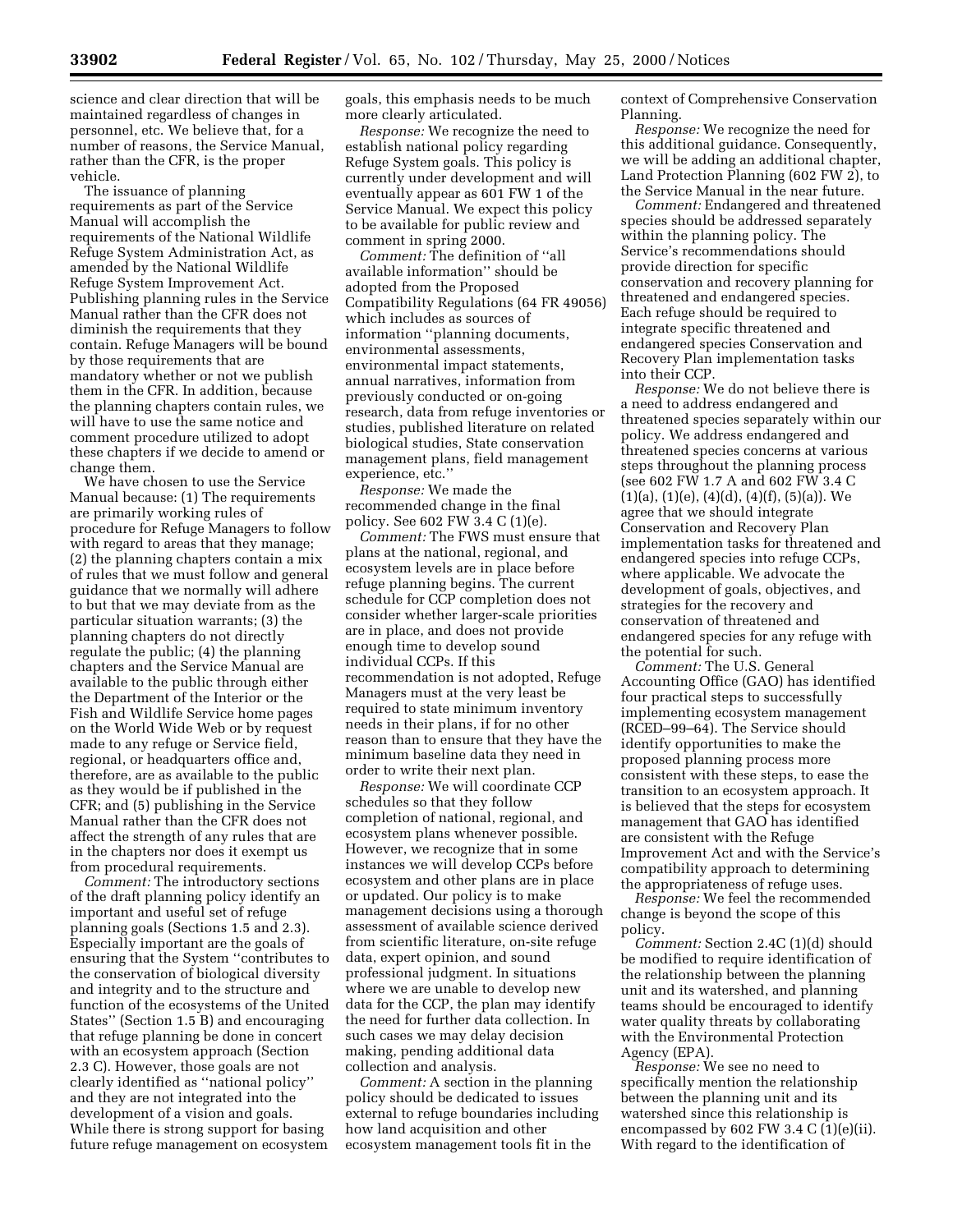science and clear direction that will be maintained regardless of changes in personnel, etc. We believe that, for a number of reasons, the Service Manual, rather than the CFR, is the proper vehicle.

The issuance of planning requirements as part of the Service Manual will accomplish the requirements of the National Wildlife Refuge System Administration Act, as amended by the National Wildlife Refuge System Improvement Act. Publishing planning rules in the Service Manual rather than the CFR does not diminish the requirements that they contain. Refuge Managers will be bound by those requirements that are mandatory whether or not we publish them in the CFR. In addition, because the planning chapters contain rules, we will have to use the same notice and comment procedure utilized to adopt these chapters if we decide to amend or change them.

We have chosen to use the Service Manual because: (1) The requirements are primarily working rules of procedure for Refuge Managers to follow with regard to areas that they manage; (2) the planning chapters contain a mix of rules that we must follow and general guidance that we normally will adhere to but that we may deviate from as the particular situation warrants; (3) the planning chapters do not directly regulate the public; (4) the planning chapters and the Service Manual are available to the public through either the Department of the Interior or the Fish and Wildlife Service home pages on the World Wide Web or by request made to any refuge or Service field, regional, or headquarters office and, therefore, are as available to the public as they would be if published in the CFR; and (5) publishing in the Service Manual rather than the CFR does not affect the strength of any rules that are in the chapters nor does it exempt us from procedural requirements.

*Comment:* The introductory sections of the draft planning policy identify an important and useful set of refuge planning goals (Sections 1.5 and 2.3). Especially important are the goals of ensuring that the System ''contributes to the conservation of biological diversity and integrity and to the structure and function of the ecosystems of the United States'' (Section 1.5 B) and encouraging that refuge planning be done in concert with an ecosystem approach (Section 2.3 C). However, those goals are not clearly identified as ''national policy'' and they are not integrated into the development of a vision and goals. While there is strong support for basing future refuge management on ecosystem goals, this emphasis needs to be much more clearly articulated.

*Response:* We recognize the need to establish national policy regarding Refuge System goals. This policy is currently under development and will eventually appear as 601 FW 1 of the Service Manual. We expect this policy to be available for public review and comment in spring 2000.

*Comment:* The definition of ''all available information'' should be adopted from the Proposed Compatibility Regulations (64 FR 49056) which includes as sources of information ''planning documents, environmental assessments, environmental impact statements, annual narratives, information from previously conducted or on-going research, data from refuge inventories or studies, published literature on related biological studies, State conservation management plans, field management experience, etc.''

*Response:* We made the recommended change in the final policy. See 602 FW 3.4 C (1)(e).

*Comment:* The FWS must ensure that plans at the national, regional, and ecosystem levels are in place before refuge planning begins. The current schedule for CCP completion does not consider whether larger-scale priorities are in place, and does not provide enough time to develop sound individual CCPs. If this recommendation is not adopted, Refuge Managers must at the very least be required to state minimum inventory needs in their plans, if for no other reason than to ensure that they have the minimum baseline data they need in order to write their next plan.

*Response:* We will coordinate CCP schedules so that they follow completion of national, regional, and ecosystem plans whenever possible. However, we recognize that in some instances we will develop CCPs before ecosystem and other plans are in place or updated. Our policy is to make management decisions using a thorough assessment of available science derived from scientific literature, on-site refuge data, expert opinion, and sound professional judgment. In situations where we are unable to develop new data for the CCP, the plan may identify the need for further data collection. In such cases we may delay decision making, pending additional data collection and analysis.

*Comment:* A section in the planning policy should be dedicated to issues external to refuge boundaries including how land acquisition and other ecosystem management tools fit in the context of Comprehensive Conservation Planning.

*Response:* We recognize the need for this additional guidance. Consequently, we will be adding an additional chapter, Land Protection Planning (602 FW 2), to the Service Manual in the near future.

*Comment:* Endangered and threatened species should be addressed separately within the planning policy. The Service's recommendations should provide direction for specific conservation and recovery planning for threatened and endangered species. Each refuge should be required to integrate specific threatened and endangered species Conservation and Recovery Plan implementation tasks into their CCP.

*Response:* We do not believe there is a need to address endangered and threatened species separately within our policy. We address endangered and threatened species concerns at various steps throughout the planning process (see 602 FW 1.7 A and 602 FW 3.4 C (1)(a), (1)(e), (4)(d), (4)(f), (5)(a)). We agree that we should integrate Conservation and Recovery Plan implementation tasks for threatened and endangered species into refuge CCPs, where applicable. We advocate the development of goals, objectives, and strategies for the recovery and conservation of threatened and endangered species for any refuge with the potential for such.

*Comment:* The U.S. General Accounting Office (GAO) has identified four practical steps to successfully implementing ecosystem management (RCED–99–64). The Service should identify opportunities to make the proposed planning process more consistent with these steps, to ease the transition to an ecosystem approach. It is believed that the steps for ecosystem management that GAO has identified are consistent with the Refuge Improvement Act and with the Service's compatibility approach to determining the appropriateness of refuge uses.

*Response:* We feel the recommended change is beyond the scope of this policy.

*Comment:* Section 2.4C (1)(d) should be modified to require identification of the relationship between the planning unit and its watershed, and planning teams should be encouraged to identify water quality threats by collaborating with the Environmental Protection Agency (EPA).

*Response:* We see no need to specifically mention the relationship between the planning unit and its watershed since this relationship is encompassed by 602 FW 3.4 C (1)(e)(ii). With regard to the identification of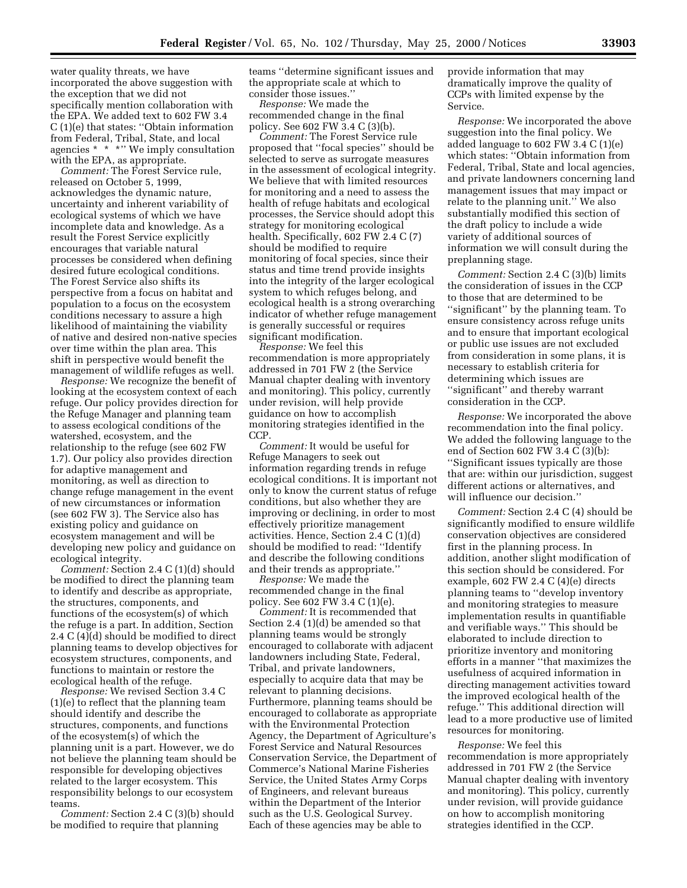water quality threats, we have incorporated the above suggestion with the exception that we did not specifically mention collaboration with the EPA. We added text to 602 FW 3.4 C (1)(e) that states: ''Obtain information from Federal, Tribal, State, and local agencies * * *'' We imply consultation with the EPA, as appropriate.

*Comment:* The Forest Service rule, released on October 5, 1999, acknowledges the dynamic nature, uncertainty and inherent variability of ecological systems of which we have incomplete data and knowledge. As a result the Forest Service explicitly encourages that variable natural processes be considered when defining desired future ecological conditions. The Forest Service also shifts its perspective from a focus on habitat and population to a focus on the ecosystem conditions necessary to assure a high likelihood of maintaining the viability of native and desired non-native species over time within the plan area. This shift in perspective would benefit the management of wildlife refuges as well.

*Response:* We recognize the benefit of looking at the ecosystem context of each refuge. Our policy provides direction for the Refuge Manager and planning team to assess ecological conditions of the watershed, ecosystem, and the relationship to the refuge (see 602 FW 1.7). Our policy also provides direction for adaptive management and monitoring, as well as direction to change refuge management in the event of new circumstances or information (see 602 FW 3). The Service also has existing policy and guidance on ecosystem management and will be developing new policy and guidance on ecological integrity.

*Comment:* Section 2.4 C (1)(d) should be modified to direct the planning team to identify and describe as appropriate, the structures, components, and functions of the ecosystem(s) of which the refuge is a part. In addition, Section 2.4 C (4)(d) should be modified to direct planning teams to develop objectives for ecosystem structures, components, and functions to maintain or restore the ecological health of the refuge.

*Response:* We revised Section 3.4 C (1)(e) to reflect that the planning team should identify and describe the structures, components, and functions of the ecosystem(s) of which the planning unit is a part. However, we do not believe the planning team should be responsible for developing objectives related to the larger ecosystem. This responsibility belongs to our ecosystem teams.

*Comment:* Section 2.4 C (3)(b) should be modified to require that planning teams ''determine significant issues and the appropriate scale at which to consider those issues.''

*Response:* We made the recommended change in the final policy. See 602 FW 3.4 C (3)(b).

*Comment:* The Forest Service rule proposed that ''focal species'' should be selected to serve as surrogate measures in the assessment of ecological integrity. We believe that with limited resources for monitoring and a need to assess the health of refuge habitats and ecological processes, the Service should adopt this strategy for monitoring ecological health. Specifically, 602 FW 2.4 C (7) should be modified to require monitoring of focal species, since their status and time trend provide insights into the integrity of the larger ecological system to which refuges belong, and ecological health is a strong overarching indicator of whether refuge management is generally successful or requires significant modification.

*Response:* We feel this recommendation is more appropriately addressed in 701 FW 2 (the Service Manual chapter dealing with inventory and monitoring). This policy, currently under revision, will help provide guidance on how to accomplish monitoring strategies identified in the CCP.

*Comment:* It would be useful for Refuge Managers to seek out information regarding trends in refuge ecological conditions. It is important not only to know the current status of refuge conditions, but also whether they are improving or declining, in order to most effectively prioritize management activities. Hence, Section 2.4 C (1)(d) should be modified to read: ''Identify and describe the following conditions and their trends as appropriate.''

*Response:* We made the recommended change in the final policy. See 602 FW 3.4 C (1)(e).

*Comment:* It is recommended that Section 2.4 (1)(d) be amended so that planning teams would be strongly encouraged to collaborate with adjacent landowners including State, Federal, Tribal, and private landowners, especially to acquire data that may be relevant to planning decisions. Furthermore, planning teams should be encouraged to collaborate as appropriate with the Environmental Protection Agency, the Department of Agriculture's Forest Service and Natural Resources Conservation Service, the Department of Commerce's National Marine Fisheries Service, the United States Army Corps of Engineers, and relevant bureaus within the Department of the Interior such as the U.S. Geological Survey. Each of these agencies may be able to provide information that may dramatically improve the quality of CCPs with limited expense by the Service.

*Response:* We incorporated the above suggestion into the final policy. We added language to 602 FW 3.4 C (1)(e) which states: ''Obtain information from Federal, Tribal, State and local agencies, and private landowners concerning land management issues that may impact or relate to the planning unit.'' We also substantially modified this section of the draft policy to include a wide variety of additional sources of information we will consult during the preplanning stage.

*Comment:* Section 2.4 C (3)(b) limits the consideration of issues in the CCP to those that are determined to be ''significant'' by the planning team. To ensure consistency across refuge units and to ensure that important ecological or public use issues are not excluded from consideration in some plans, it is necessary to establish criteria for determining which issues are ''significant'' and thereby warrant consideration in the CCP.

*Response:* We incorporated the above recommendation into the final policy. We added the following language to the end of Section 602 FW 3.4 C (3)(b): ''Significant issues typically are those that are: within our jurisdiction, suggest different actions or alternatives, and will influence our decision.''

*Comment:* Section 2.4 C (4) should be significantly modified to ensure wildlife conservation objectives are considered first in the planning process. In addition, another slight modification of this section should be considered. For example, 602 FW 2.4 C (4)(e) directs planning teams to ''develop inventory and monitoring strategies to measure implementation results in quantifiable and verifiable ways.'' This should be elaborated to include direction to prioritize inventory and monitoring efforts in a manner ''that maximizes the usefulness of acquired information in directing management activities toward the improved ecological health of the refuge.'' This additional direction will lead to a more productive use of limited resources for monitoring.

*Response:* We feel this recommendation is more appropriately addressed in 701 FW 2 (the Service Manual chapter dealing with inventory and monitoring). This policy, currently under revision, will provide guidance on how to accomplish monitoring strategies identified in the CCP.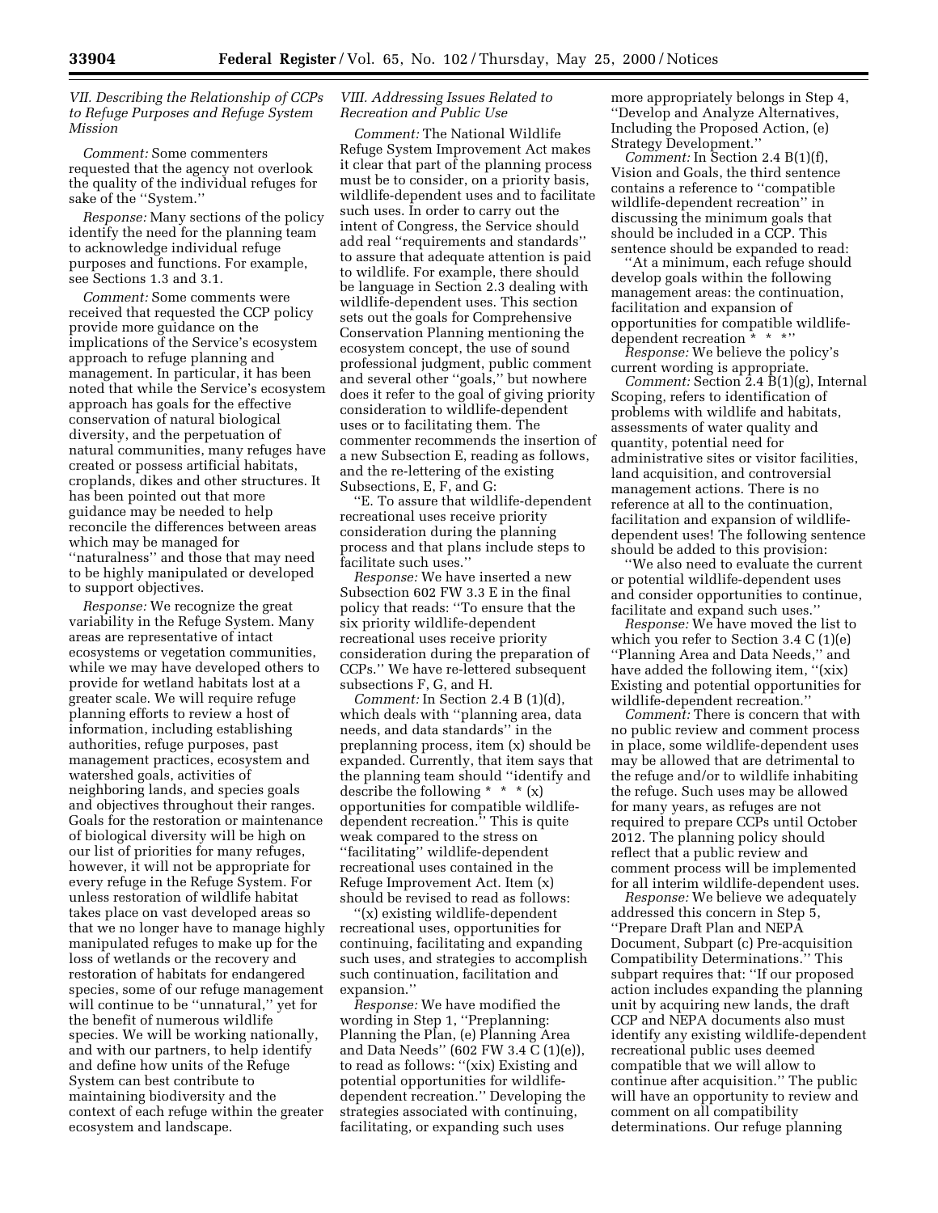## VII. Describing the Relationship of CCPs to Refuge Purposes and Refuge System Mission

*Comment:* Some commenters requested that the agency not overlook the quality of the individual refuges for sake of the ''System.''

*Response:* Many sections of the policy identify the need for the planning team to acknowledge individual refuge purposes and functions. For example, see Sections 1.3 and 3.1.

*Comment:* Some comments were received that requested the CCP policy provide more guidance on the implications of the Service's ecosystem approach to refuge planning and management. In particular, it has been noted that while the Service's ecosystem approach has goals for the effective conservation of natural biological diversity, and the perpetuation of natural communities, many refuges have created or possess artificial habitats, croplands, dikes and other structures. It has been pointed out that more guidance may be needed to help reconcile the differences between areas which may be managed for ''naturalness'' and those that may need to be highly manipulated or developed to support objectives.

*Response:* We recognize the great variability in the Refuge System. Many areas are representative of intact ecosystems or vegetation communities, while we may have developed others to provide for wetland habitats lost at a greater scale. We will require refuge planning efforts to review a host of information, including establishing authorities, refuge purposes, past management practices, ecosystem and watershed goals, activities of neighboring lands, and species goals and objectives throughout their ranges. Goals for the restoration or maintenance of biological diversity will be high on our list of priorities for many refuges, however, it will not be appropriate for every refuge in the Refuge System. For unless restoration of wildlife habitat takes place on vast developed areas so that we no longer have to manage highly manipulated refuges to make up for the loss of wetlands or the recovery and restoration of habitats for endangered species, some of our refuge management will continue to be ''unnatural,'' yet for the benefit of numerous wildlife species. We will be working nationally, and with our partners, to help identify and define how units of the Refuge System can best contribute to maintaining biodiversity and the context of each refuge within the greater ecosystem and landscape.

## VIII. Addressing Issues Related to Recreation and Public Use

*Comment:* The National Wildlife Refuge System Improvement Act makes it clear that part of the planning process must be to consider, on a priority basis, wildlife-dependent uses and to facilitate such uses. In order to carry out the intent of Congress, the Service should add real ''requirements and standards'' to assure that adequate attention is paid to wildlife. For example, there should be language in Section 2.3 dealing with wildlife-dependent uses. This section sets out the goals for Comprehensive Conservation Planning mentioning the ecosystem concept, the use of sound professional judgment, public comment and several other ''goals,'' but nowhere does it refer to the goal of giving priority consideration to wildlife-dependent uses or to facilitating them. The commenter recommends the insertion of a new Subsection E, reading as follows, and the re-lettering of the existing Subsections, E, F, and G:

''E. To assure that wildlife-dependent recreational uses receive priority consideration during the planning process and that plans include steps to facilitate such uses.''

*Response:* We have inserted a new Subsection 602 FW 3.3 E in the final policy that reads: ''To ensure that the six priority wildlife-dependent recreational uses receive priority consideration during the preparation of CCPs.'' We have re-lettered subsequent subsections F, G, and H.

*Comment:* In Section 2.4 B (1)(d), which deals with ''planning area, data needs, and data standards'' in the preplanning process, item (x) should be expanded. Currently, that item says that the planning team should ''identify and describe the following * * * (x) opportunities for compatible wildlife-dependent recreation.'' This is quite weak compared to the stress on ''facilitating'' wildlife-dependent recreational uses contained in the Refuge Improvement Act. Item (x) should be revised to read as follows:

''(x) existing wildlife-dependent recreational uses, opportunities for continuing, facilitating and expanding such uses, and strategies to accomplish such continuation, facilitation and expansion.''

*Response:* We have modified the wording in Step 1, ''Preplanning: Planning the Plan, (e) Planning Area and Data Needs'' (602 FW 3.4 C (1)(e)), to read as follows: ''(xix) Existing and potential opportunities for wildlife-dependent recreation.'' Developing the strategies associated with continuing, facilitating, or expanding such uses more appropriately belongs in Step 4, ''Develop and Analyze Alternatives, Including the Proposed Action, (e) Strategy Development.''

*Comment:* In Section 2.4 B(1)(f), Vision and Goals, the third sentence contains a reference to ''compatible wildlife-dependent recreation'' in discussing the minimum goals that should be included in a CCP. This sentence should be expanded to read:

''At a minimum, each refuge should develop goals within the following management areas: the continuation, facilitation and expansion of opportunities for compatible wildlife-dependent recreation * * *''

*Response:* We believe the policy's current wording is appropriate.

*Comment:* Section 2.4 B(1)(g), Internal Scoping, refers to identification of problems with wildlife and habitats, assessments of water quality and quantity, potential need for administrative sites or visitor facilities, land acquisition, and controversial management actions. There is no reference at all to the continuation, facilitation and expansion of wildlife-dependent uses! The following sentence should be added to this provision:

''We also need to evaluate the current or potential wildlife-dependent uses and consider opportunities to continue, facilitate and expand such uses.''

*Response:* We have moved the list to which you refer to Section 3.4 C (1)(e) ''Planning Area and Data Needs,'' and have added the following item, ''(xix) Existing and potential opportunities for wildlife-dependent recreation.''

*Comment:* There is concern that with no public review and comment process in place, some wildlife-dependent uses may be allowed that are detrimental to the refuge and/or to wildlife inhabiting the refuge. Such uses may be allowed for many years, as refuges are not required to prepare CCPs until October 2012. The planning policy should reflect that a public review and comment process will be implemented for all interim wildlife-dependent uses.

*Response:* We believe we adequately addressed this concern in Step 5, ''Prepare Draft Plan and NEPA Document, Subpart (c) Pre-acquisition Compatibility Determinations.'' This subpart requires that: ''If our proposed action includes expanding the planning unit by acquiring new lands, the draft CCP and NEPA documents also must identify any existing wildlife-dependent recreational public uses deemed compatible that we will allow to continue after acquisition.'' The public will have an opportunity to review and comment on all compatibility determinations. Our refuge planning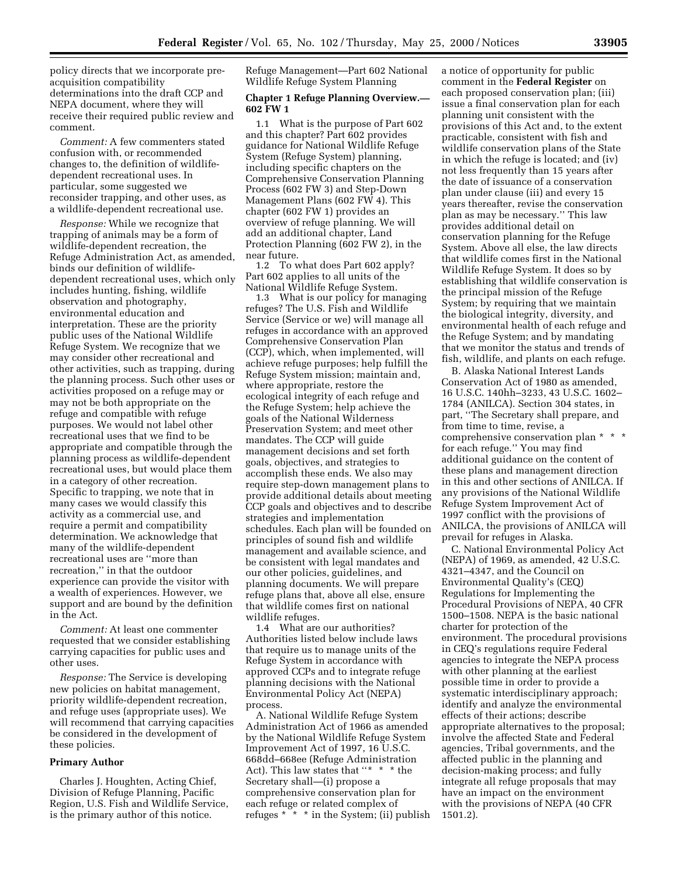policy directs that we incorporate pre-acquisition compatibility determinations into the draft CCP and NEPA document, where they will receive their required public review and comment.

*Comment:* A few commenters stated confusion with, or recommended changes to, the definition of wildlife-dependent recreational uses. In particular, some suggested we reconsider trapping, and other uses, as a wildlife-dependent recreational use.

*Response:* While we recognize that trapping of animals may be a form of wildlife-dependent recreation, the Refuge Administration Act, as amended, binds our definition of wildlife-dependent recreational uses, which only includes hunting, fishing, wildlife observation and photography, environmental education and interpretation. These are the priority public uses of the National Wildlife Refuge System. We recognize that we may consider other recreational and other activities, such as trapping, during the planning process. Such other uses or activities proposed on a refuge may or may not be both appropriate on the refuge and compatible with refuge purposes. We would not label other recreational uses that we find to be appropriate and compatible through the planning process as wildlife-dependent recreational uses, but would place them in a category of other recreation. Specific to trapping, we note that in many cases we would classify this activity as a commercial use, and require a permit and compatibility determination. We acknowledge that many of the wildlife-dependent recreational uses are "more than recreation," in that the outdoor experience can provide the visitor with a wealth of experiences. However, we support and are bound by the definition in the Act.

*Comment:* At least one commenter requested that we consider establishing carrying capacities for public uses and other uses.

*Response:* The Service is developing new policies on habitat management, priority wildlife-dependent recreation, and refuge uses (appropriate uses). We will recommend that carrying capacities be considered in the development of these policies.

**Primary Author**

Charles J. Houghten, Acting Chief, Division of Refuge Planning, Pacific Region, U.S. Fish and Wildlife Service, is the primary author of this notice.

Refuge Management—Part 602 National Wildlife Refuge System Planning

**Chapter 1 Refuge Planning Overview.—602 FW 1**

1.1 What is the purpose of Part 602 and this chapter? Part 602 provides guidance for National Wildlife Refuge System (Refuge System) planning, including specific chapters on the Comprehensive Conservation Planning Process (602 FW 3) and Step-Down Management Plans (602 FW 4). This chapter (602 FW 1) provides an overview of refuge planning. We will add an additional chapter, Land Protection Planning (602 FW 2), in the near future.

1.2 To what does Part 602 apply? Part 602 applies to all units of the National Wildlife Refuge System.

1.3 What is our policy for managing refuges? The U.S. Fish and Wildlife Service (Service or we) will manage all refuges in accordance with an approved Comprehensive Conservation Plan (CCP), which, when implemented, will achieve refuge purposes; help fulfill the Refuge System mission; maintain and, where appropriate, restore the ecological integrity of each refuge and the Refuge System; help achieve the goals of the National Wilderness Preservation System; and meet other mandates. The CCP will guide management decisions and set forth goals, objectives, and strategies to accomplish these ends. We also may require step-down management plans to provide additional details about meeting CCP goals and objectives and to describe strategies and implementation schedules. Each plan will be founded on principles of sound fish and wildlife management and available science, and be consistent with legal mandates and our other policies, guidelines, and planning documents. We will prepare refuge plans that, above all else, ensure that wildlife comes first on national wildlife refuges.

1.4 What are our authorities? Authorities listed below include laws that require us to manage units of the Refuge System in accordance with approved CCPs and to integrate refuge planning decisions with the National Environmental Policy Act (NEPA) process.

A. National Wildlife Refuge System Administration Act of 1966 as amended by the National Wildlife Refuge System Improvement Act of 1997, 16 U.S.C. 668dd–668ee (Refuge Administration Act). This law states that "* * * the Secretary shall—(i) propose a comprehensive conservation plan for each refuge or related complex of refuges * * * in the System; (ii) publish a notice of opportunity for public comment in the **Federal Register** on each proposed conservation plan; (iii) issue a final conservation plan for each planning unit consistent with the provisions of this Act and, to the extent practicable, consistent with fish and wildlife conservation plans of the State in which the refuge is located; and (iv) not less frequently than 15 years after the date of issuance of a conservation plan under clause (iii) and every 15 years thereafter, revise the conservation plan as may be necessary." This law provides additional detail on conservation planning for the Refuge System. Above all else, the law directs that wildlife comes first in the National Wildlife Refuge System. It does so by establishing that wildlife conservation is the principal mission of the Refuge System; by requiring that we maintain the biological integrity, diversity, and environmental health of each refuge and the Refuge System; and by mandating that we monitor the status and trends of fish, wildlife, and plants on each refuge.

B. Alaska National Interest Lands Conservation Act of 1980 as amended, 16 U.S.C. 140hh–3233, 43 U.S.C. 1602–1784 (ANILCA). Section 304 states, in part, "The Secretary shall prepare, and from time to time, revise, a comprehensive conservation plan * * * for each refuge." You may find additional guidance on the content of these plans and management direction in this and other sections of ANILCA. If any provisions of the National Wildlife Refuge System Improvement Act of 1997 conflict with the provisions of ANILCA, the provisions of ANILCA will prevail for refuges in Alaska.

C. National Environmental Policy Act (NEPA) of 1969, as amended, 42 U.S.C. 4321–4347, and the Council on Environmental Quality's (CEQ) Regulations for Implementing the Procedural Provisions of NEPA, 40 CFR 1500–1508. NEPA is the basic national charter for protection of the environment. The procedural provisions in CEQ's regulations require Federal agencies to integrate the NEPA process with other planning at the earliest possible time in order to provide a systematic interdisciplinary approach; identify and analyze the environmental effects of their actions; describe appropriate alternatives to the proposal; involve the affected State and Federal agencies, Tribal governments, and the affected public in the planning and decision-making process; and fully integrate all refuge proposals that may have an impact on the environment with the provisions of NEPA (40 CFR 1501.2).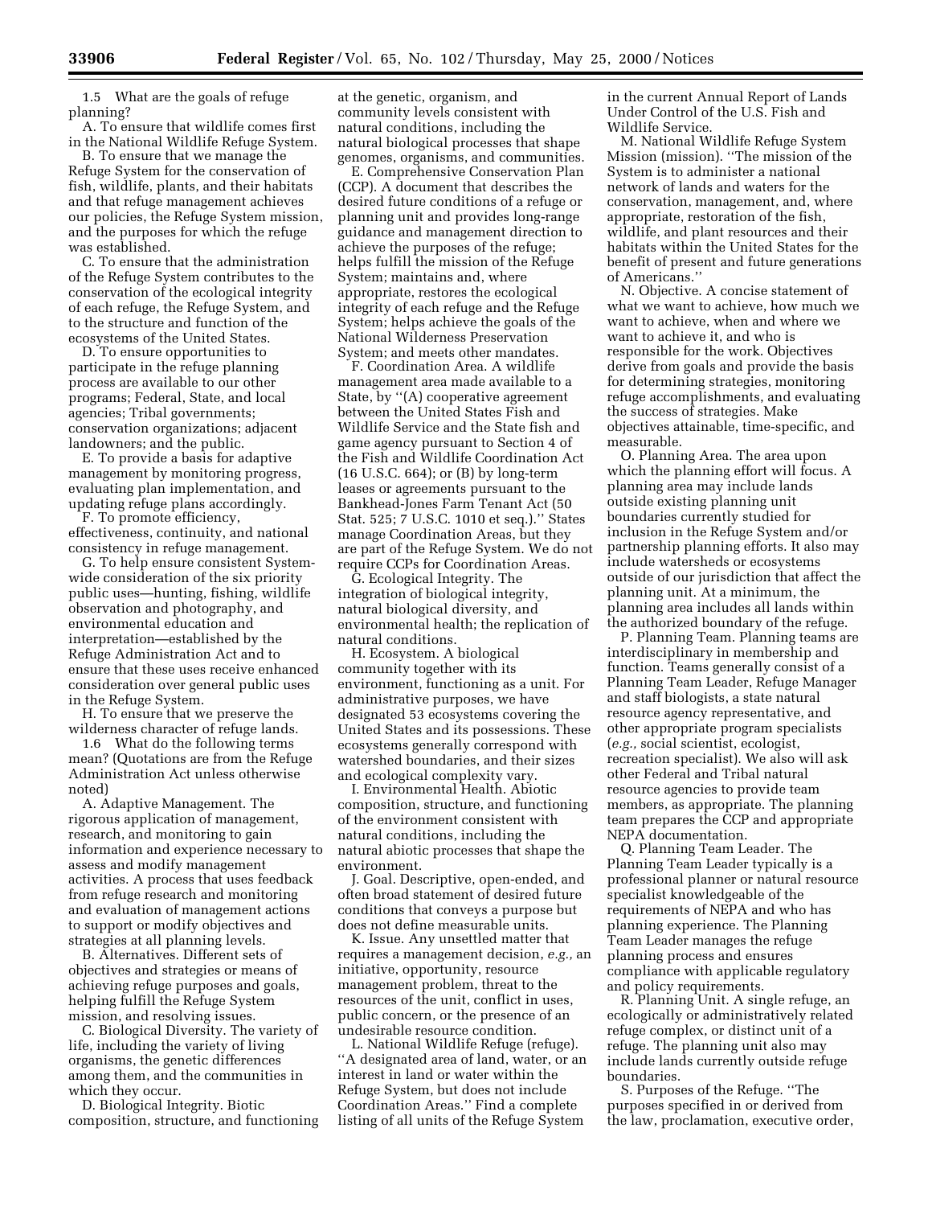1.5 What are the goals of refuge planning?

A. To ensure that wildlife comes first in the National Wildlife Refuge System.

B. To ensure that we manage the Refuge System for the conservation of fish, wildlife, plants, and their habitats and that refuge management achieves our policies, the Refuge System mission, and the purposes for which the refuge was established.

C. To ensure that the administration of the Refuge System contributes to the conservation of the ecological integrity of each refuge, the Refuge System, and to the structure and function of the ecosystems of the United States.

D. To ensure opportunities to participate in the refuge planning process are available to our other programs; Federal, State, and local agencies; Tribal governments; conservation organizations; adjacent landowners; and the public.

E. To provide a basis for adaptive management by monitoring progress, evaluating plan implementation, and updating refuge plans accordingly.

F. To promote efficiency, effectiveness, continuity, and national consistency in refuge management.

G. To help ensure consistent System-wide consideration of the six priority public uses—hunting, fishing, wildlife observation and photography, and environmental education and interpretation—established by the Refuge Administration Act and to ensure that these uses receive enhanced consideration over general public uses in the Refuge System.

H. To ensure that we preserve the wilderness character of refuge lands.

1.6 What do the following terms mean? (Quotations are from the Refuge Administration Act unless otherwise noted)

A. Adaptive Management. The rigorous application of management, research, and monitoring to gain information and experience necessary to assess and modify management activities. A process that uses feedback from refuge research and monitoring and evaluation of management actions to support or modify objectives and strategies at all planning levels.

B. Alternatives. Different sets of objectives and strategies or means of achieving refuge purposes and goals, helping fulfill the Refuge System mission, and resolving issues.

C. Biological Diversity. The variety of life, including the variety of living organisms, the genetic differences among them, and the communities in which they occur.

D. Biological Integrity. Biotic composition, structure, and functioning at the genetic, organism, and community levels consistent with natural conditions, including the natural biological processes that shape genomes, organisms, and communities.

E. Comprehensive Conservation Plan (CCP). A document that describes the desired future conditions of a refuge or planning unit and provides long-range guidance and management direction to achieve the purposes of the refuge; helps fulfill the mission of the Refuge System; maintains and, where appropriate, restores the ecological integrity of each refuge and the Refuge System; helps achieve the goals of the National Wilderness Preservation System; and meets other mandates.

F. Coordination Area. A wildlife management area made available to a State, by ''(A) cooperative agreement between the United States Fish and Wildlife Service and the State fish and game agency pursuant to Section 4 of the Fish and Wildlife Coordination Act (16 U.S.C. 664); or (B) by long-term leases or agreements pursuant to the Bankhead-Jones Farm Tenant Act (50 Stat. 525; 7 U.S.C. 1010 et seq.).'' States manage Coordination Areas, but they are part of the Refuge System. We do not require CCPs for Coordination Areas.

G. Ecological Integrity. The integration of biological integrity, natural biological diversity, and environmental health; the replication of natural conditions.

H. Ecosystem. A biological community together with its environment, functioning as a unit. For administrative purposes, we have designated 53 ecosystems covering the United States and its possessions. These ecosystems generally correspond with watershed boundaries, and their sizes and ecological complexity vary.

I. Environmental Health. Abiotic composition, structure, and functioning of the environment consistent with natural conditions, including the natural abiotic processes that shape the environment.

J. Goal. Descriptive, open-ended, and often broad statement of desired future conditions that conveys a purpose but does not define measurable units.

K. Issue. Any unsettled matter that requires a management decision, *e.g.,* an initiative, opportunity, resource management problem, threat to the resources of the unit, conflict in uses, public concern, or the presence of an undesirable resource condition.

L. National Wildlife Refuge (refuge). ''A designated area of land, water, or an interest in land or water within the Refuge System, but does not include Coordination Areas.'' Find a complete listing of all units of the Refuge System in the current Annual Report of Lands Under Control of the U.S. Fish and Wildlife Service.

M. National Wildlife Refuge System Mission (mission). ''The mission of the System is to administer a national network of lands and waters for the conservation, management, and, where appropriate, restoration of the fish, wildlife, and plant resources and their habitats within the United States for the benefit of present and future generations of Americans.''

N. Objective. A concise statement of what we want to achieve, how much we want to achieve, when and where we want to achieve it, and who is responsible for the work. Objectives derive from goals and provide the basis for determining strategies, monitoring refuge accomplishments, and evaluating the success of strategies. Make objectives attainable, time-specific, and measurable.

O. Planning Area. The area upon which the planning effort will focus. A planning area may include lands outside existing planning unit boundaries currently studied for inclusion in the Refuge System and/or partnership planning efforts. It also may include watersheds or ecosystems outside of our jurisdiction that affect the planning unit. At a minimum, the planning area includes all lands within the authorized boundary of the refuge.

P. Planning Team. Planning teams are interdisciplinary in membership and function. Teams generally consist of a Planning Team Leader, Refuge Manager and staff biologists, a state natural resource agency representative, and other appropriate program specialists (*e.g.,* social scientist, ecologist, recreation specialist). We also will ask other Federal and Tribal natural resource agencies to provide team members, as appropriate. The planning team prepares the CCP and appropriate NEPA documentation.

Q. Planning Team Leader. The Planning Team Leader typically is a professional planner or natural resource specialist knowledgeable of the requirements of NEPA and who has planning experience. The Planning Team Leader manages the refuge planning process and ensures compliance with applicable regulatory and policy requirements.

R. Planning Unit. A single refuge, an ecologically or administratively related refuge complex, or distinct unit of a refuge. The planning unit also may include lands currently outside refuge boundaries.

S. Purposes of the Refuge. ''The purposes specified in or derived from the law, proclamation, executive order,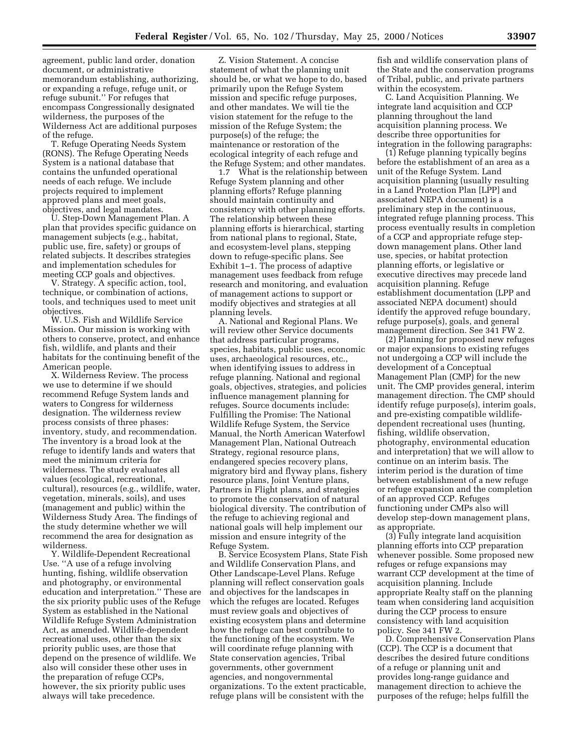agreement, public land order, donation document, or administrative memorandum establishing, authorizing, or expanding a refuge, refuge unit, or refuge subunit.'' For refuges that encompass Congressionally designated wilderness, the purposes of the Wilderness Act are additional purposes of the refuge.

T. Refuge Operating Needs System (RONS). The Refuge Operating Needs System is a national database that contains the unfunded operational needs of each refuge. We include projects required to implement approved plans and meet goals, objectives, and legal mandates.

U. Step-Down Management Plan. A plan that provides specific guidance on management subjects (e.g., habitat, public use, fire, safety) or groups of related subjects. It describes strategies and implementation schedules for meeting CCP goals and objectives.

V. Strategy. A specific action, tool, technique, or combination of actions, tools, and techniques used to meet unit objectives.

W. U.S. Fish and Wildlife Service Mission. Our mission is working with others to conserve, protect, and enhance fish, wildlife, and plants and their habitats for the continuing benefit of the American people.

X. Wilderness Review. The process we use to determine if we should recommend Refuge System lands and waters to Congress for wilderness designation. The wilderness review process consists of three phases: inventory, study, and recommendation. The inventory is a broad look at the refuge to identify lands and waters that meet the minimum criteria for wilderness. The study evaluates all values (ecological, recreational, cultural), resources (e.g., wildlife, water, vegetation, minerals, soils), and uses (management and public) within the Wilderness Study Area. The findings of the study determine whether we will recommend the area for designation as wilderness.

Y. Wildlife-Dependent Recreational Use. ''A use of a refuge involving hunting, fishing, wildlife observation and photography, or environmental education and interpretation.'' These are the six priority public uses of the Refuge System as established in the National Wildlife Refuge System Administration Act, as amended. Wildlife-dependent recreational uses, other than the six priority public uses, are those that depend on the presence of wildlife. We also will consider these other uses in the preparation of refuge CCPs, however, the six priority public uses always will take precedence.

Z. Vision Statement. A concise statement of what the planning unit should be, or what we hope to do, based primarily upon the Refuge System mission and specific refuge purposes, and other mandates. We will tie the vision statement for the refuge to the mission of the Refuge System; the purpose(s) of the refuge; the maintenance or restoration of the ecological integrity of each refuge and the Refuge System; and other mandates.

1.7 What is the relationship between Refuge System planning and other planning efforts? Refuge planning should maintain continuity and consistency with other planning efforts. The relationship between these planning efforts is hierarchical, starting from national plans to regional, State, and ecosystem-level plans, stepping down to refuge-specific plans. See Exhibit 1–1. The process of adaptive management uses feedback from refuge research and monitoring, and evaluation of management actions to support or modify objectives and strategies at all planning levels.

A. National and Regional Plans. We will review other Service documents that address particular programs, species, habitats, public uses, economic uses, archaeological resources, etc., when identifying issues to address in refuge planning. National and regional goals, objectives, strategies, and policies influence management planning for refuges. Source documents include: Fulfilling the Promise: The National Wildlife Refuge System, the Service Manual, the North American Waterfowl Management Plan, National Outreach Strategy, regional resource plans, endangered species recovery plans, migratory bird and flyway plans, fishery resource plans, Joint Venture plans, Partners in Flight plans, and strategies to promote the conservation of natural biological diversity. The contribution of the refuge to achieving regional and national goals will help implement our mission and ensure integrity of the Refuge System.

B. Service Ecosystem Plans, State Fish and Wildlife Conservation Plans, and Other Landscape-Level Plans. Refuge planning will reflect conservation goals and objectives for the landscapes in which the refuges are located. Refuges must review goals and objectives of existing ecosystem plans and determine how the refuge can best contribute to the functioning of the ecosystem. We will coordinate refuge planning with State conservation agencies, Tribal governments, other government agencies, and nongovernmental organizations. To the extent practicable, refuge plans will be consistent with the fish and wildlife conservation plans of the State and the conservation programs of Tribal, public, and private partners within the ecosystem.

C. Land Acquisition Planning. We integrate land acquisition and CCP planning throughout the land acquisition planning process. We describe three opportunities for integration in the following paragraphs:

(1) Refuge planning typically begins before the establishment of an area as a unit of the Refuge System. Land acquisition planning (usually resulting in a Land Protection Plan [LPP] and associated NEPA document) is a preliminary step in the continuous, integrated refuge planning process. This process eventually results in completion of a CCP and appropriate refuge step-down management plans. Other land use, species, or habitat protection planning efforts, or legislative or executive directives may precede land acquisition planning. Refuge establishment documentation (LPP and associated NEPA document) should identify the approved refuge boundary, refuge purpose(s), goals, and general management direction. See 341 FW 2.

(2) Planning for proposed new refuges or major expansions to existing refuges not undergoing a CCP will include the development of a Conceptual Management Plan (CMP) for the new unit. The CMP provides general, interim management direction. The CMP should identify refuge purpose(s), interim goals, and pre-existing compatible wildlife-dependent recreational uses (hunting, fishing, wildlife observation, photography, environmental education and interpretation) that we will allow to continue on an interim basis. The interim period is the duration of time between establishment of a new refuge or refuge expansion and the completion of an approved CCP. Refuges functioning under CMPs also will develop step-down management plans, as appropriate.

(3) Fully integrate land acquisition planning efforts into CCP preparation whenever possible. Some proposed new refuges or refuge expansions may warrant CCP development at the time of acquisition planning. Include appropriate Realty staff on the planning team when considering land acquisition during the CCP process to ensure consistency with land acquisition policy. See 341 FW 2.

D. Comprehensive Conservation Plans (CCP). The CCP is a document that describes the desired future conditions of a refuge or planning unit and provides long-range guidance and management direction to achieve the purposes of the refuge; helps fulfill the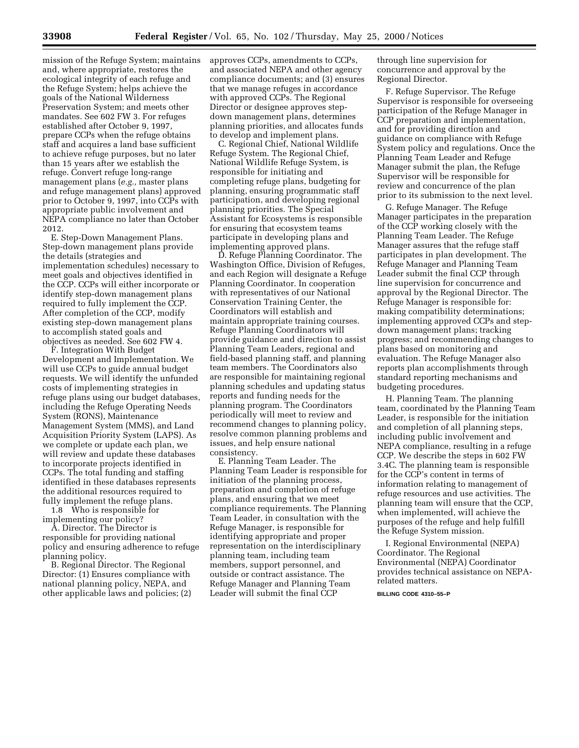mission of the Refuge System; maintains and, where appropriate, restores the ecological integrity of each refuge and the Refuge System; helps achieve the goals of the National Wilderness Preservation System; and meets other mandates. See 602 FW 3. For refuges established after October 9, 1997, prepare CCPs when the refuge obtains staff and acquires a land base sufficient to achieve refuge purposes, but no later than 15 years after we establish the refuge. Convert refuge long-range management plans (*e.g.,* master plans and refuge management plans) approved prior to October 9, 1997, into CCPs with appropriate public involvement and NEPA compliance no later than October 2012.

E. Step-Down Management Plans. Step-down management plans provide the details (strategies and implementation schedules) necessary to meet goals and objectives identified in the CCP. CCPs will either incorporate or identify step-down management plans required to fully implement the CCP. After completion of the CCP, modify existing step-down management plans to accomplish stated goals and objectives as needed. See 602 FW 4.

F. Integration With Budget Development and Implementation. We will use CCPs to guide annual budget requests. We will identify the unfunded costs of implementing strategies in refuge plans using our budget databases, including the Refuge Operating Needs System (RONS), Maintenance Management System (MMS), and Land Acquisition Priority System (LAPS). As we complete or update each plan, we will review and update these databases to incorporate projects identified in CCPs. The total funding and staffing identified in these databases represents the additional resources required to fully implement the refuge plans.

1.8 Who is responsible for implementing our policy?

A. Director. The Director is responsible for providing national policy and ensuring adherence to refuge planning policy.

B. Regional Director. The Regional Director: (1) Ensures compliance with national planning policy, NEPA, and other applicable laws and policies; (2) approves CCPs, amendments to CCPs, and associated NEPA and other agency compliance documents; and (3) ensures that we manage refuges in accordance with approved CCPs. The Regional Director or designee approves step-down management plans, determines planning priorities, and allocates funds to develop and implement plans.

C. Regional Chief, National Wildlife Refuge System. The Regional Chief, National Wildlife Refuge System, is responsible for initiating and completing refuge plans, budgeting for planning, ensuring programmatic staff participation, and developing regional planning priorities. The Special Assistant for Ecosystems is responsible for ensuring that ecosystem teams participate in developing plans and implementing approved plans.

D. Refuge Planning Coordinator. The Washington Office, Division of Refuges, and each Region will designate a Refuge Planning Coordinator. In cooperation with representatives of our National Conservation Training Center, the Coordinators will establish and maintain appropriate training courses. Refuge Planning Coordinators will provide guidance and direction to assist Planning Team Leaders, regional and field-based planning staff, and planning team members. The Coordinators also are responsible for maintaining regional planning schedules and updating status reports and funding needs for the planning program. The Coordinators periodically will meet to review and recommend changes to planning policy, resolve common planning problems and issues, and help ensure national consistency.

E. Planning Team Leader. The Planning Team Leader is responsible for initiation of the planning process, preparation and completion of refuge plans, and ensuring that we meet compliance requirements. The Planning Team Leader, in consultation with the Refuge Manager, is responsible for identifying appropriate and proper representation on the interdisciplinary planning team, including team members, support personnel, and outside or contract assistance. The Refuge Manager and Planning Team Leader will submit the final CCP through line supervision for concurrence and approval by the Regional Director.

F. Refuge Supervisor. The Refuge Supervisor is responsible for overseeing participation of the Refuge Manager in CCP preparation and implementation, and for providing direction and guidance on compliance with Refuge System policy and regulations. Once the Planning Team Leader and Refuge Manager submit the plan, the Refuge Supervisor will be responsible for review and concurrence of the plan prior to its submission to the next level.

G. Refuge Manager. The Refuge Manager participates in the preparation of the CCP working closely with the Planning Team Leader. The Refuge Manager assures that the refuge staff participates in plan development. The Refuge Manager and Planning Team Leader submit the final CCP through line supervision for concurrence and approval by the Regional Director. The Refuge Manager is responsible for: making compatibility determinations; implementing approved CCPs and step-down management plans; tracking progress; and recommending changes to plans based on monitoring and evaluation. The Refuge Manager also reports plan accomplishments through standard reporting mechanisms and budgeting procedures.

H. Planning Team. The planning team, coordinated by the Planning Team Leader, is responsible for the initiation and completion of all planning steps, including public involvement and NEPA compliance, resulting in a refuge CCP. We describe the steps in 602 FW 3.4C. The planning team is responsible for the CCP's content in terms of information relating to management of refuge resources and use activities. The planning team will ensure that the CCP, when implemented, will achieve the purposes of the refuge and help fulfill the Refuge System mission.

I. Regional Environmental (NEPA) Coordinator. The Regional Environmental (NEPA) Coordinator provides technical assistance on NEPA-related matters.

BILLING CODE 4310–55–P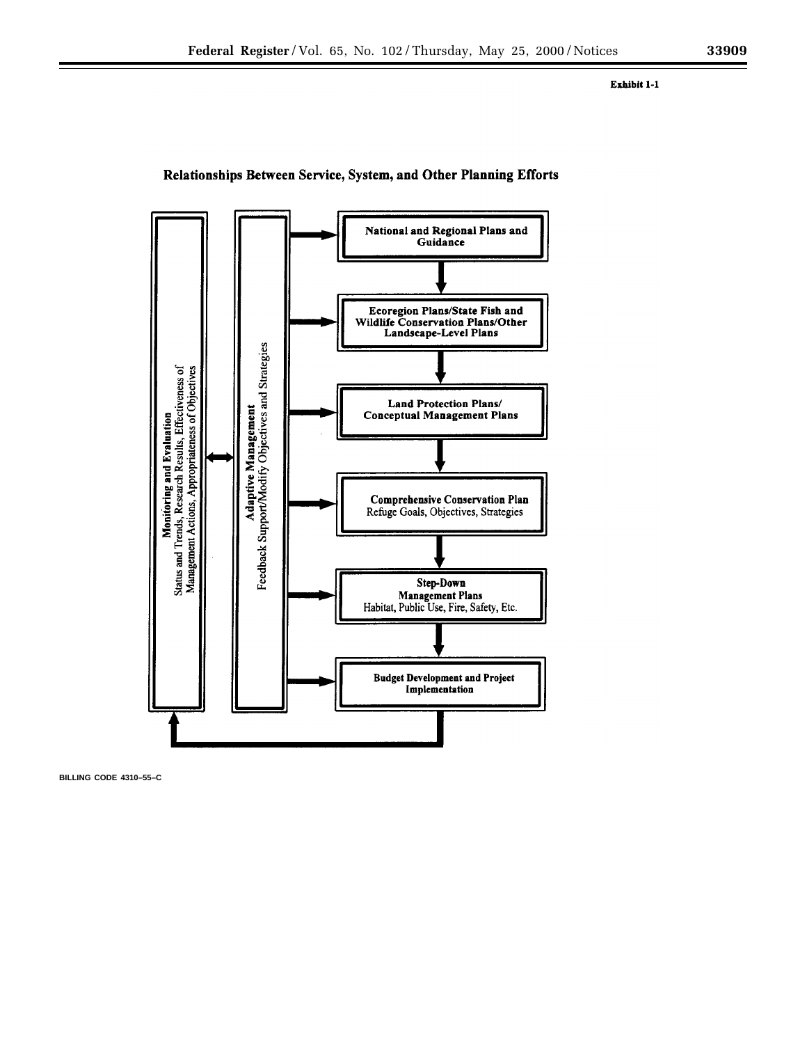**Exhibit 1-1**

## Relationships Between Service, System, and Other Planning Efforts

**Monitoring and Evaluation**
Status and Trends, Research Results, Effectiveness of Management Actions, Appropriateness of Objectives

**Adaptive Management**
Feedback Support/Modify Objectives and Strategies

**National and Regional Plans and Guidance**

**Ecoregion Plans/State Fish and Wildlife Conservation Plans/Other Landscape-Level Plans**

**Land Protection Plans/ Conceptual Management Plans**

**Comprehensive Conservation Plan**
Refuge Goals, Objectives, Strategies

**Step-Down Management Plans**
Habitat, Public Use, Fire, Safety, Etc.

**Budget Development and Project Implementation**

BILLING CODE 4310–55–C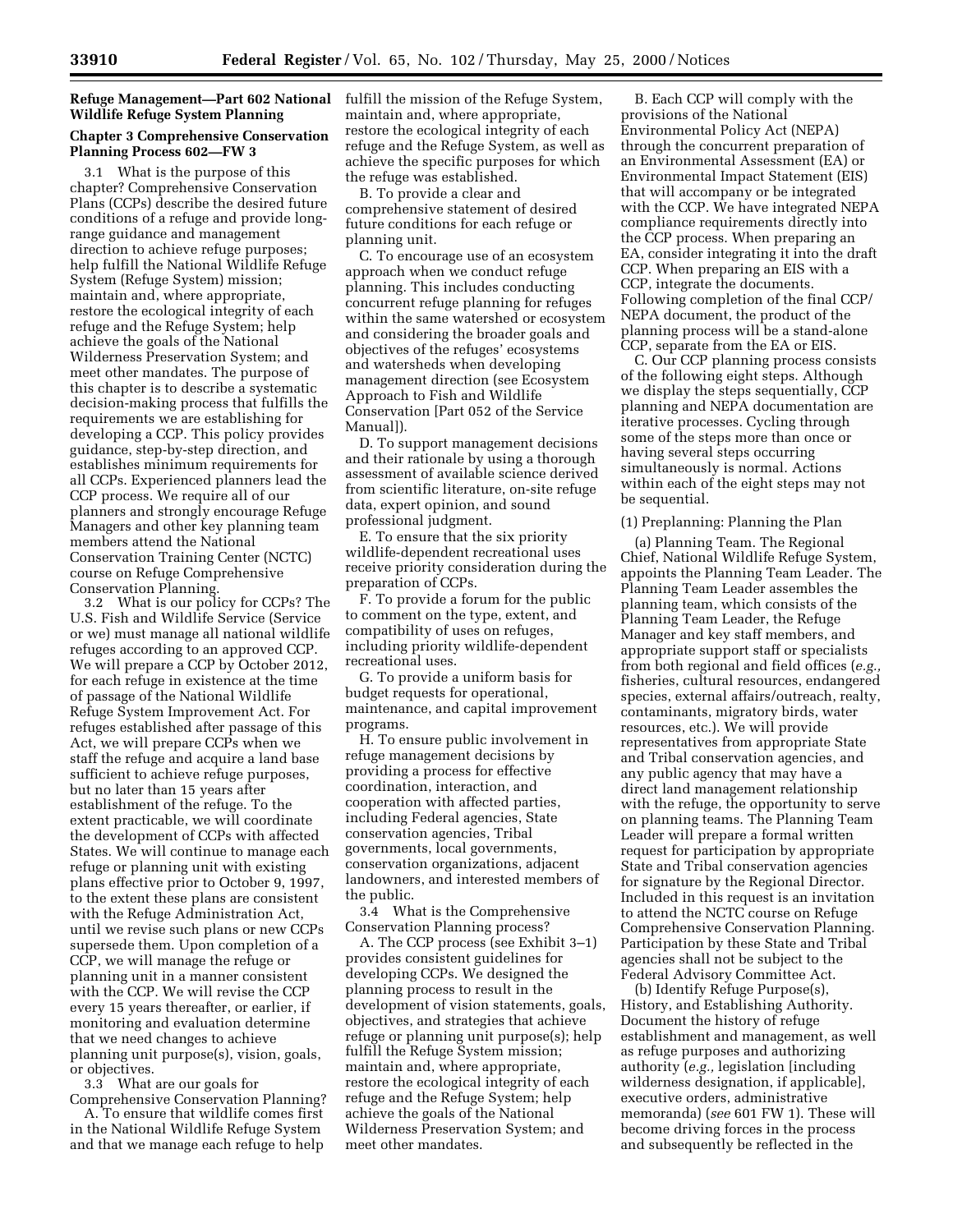## Refuge Management—Part 602 National Wildlife Refuge System Planning

### Chapter 3 Comprehensive Conservation Planning Process 602—FW 3

3.1 What is the purpose of this chapter? Comprehensive Conservation Plans (CCPs) describe the desired future conditions of a refuge and provide long-range guidance and management direction to achieve refuge purposes; help fulfill the National Wildlife Refuge System (Refuge System) mission; maintain and, where appropriate, restore the ecological integrity of each refuge and the Refuge System; help achieve the goals of the National Wilderness Preservation System; and meet other mandates. The purpose of this chapter is to describe a systematic decision-making process that fulfills the requirements we are establishing for developing a CCP. This policy provides guidance, step-by-step direction, and establishes minimum requirements for all CCPs. Experienced planners lead the CCP process. We require all of our planners and strongly encourage Refuge Managers and other key planning team members attend the National Conservation Training Center (NCTC) course on Refuge Comprehensive Conservation Planning.

3.2 What is our policy for CCPs? The U.S. Fish and Wildlife Service (Service or we) must manage all national wildlife refuges according to an approved CCP. We will prepare a CCP by October 2012, for each refuge in existence at the time of passage of the National Wildlife Refuge System Improvement Act. For refuges established after passage of this Act, we will prepare CCPs when we staff the refuge and acquire a land base sufficient to achieve refuge purposes, but no later than 15 years after establishment of the refuge. To the extent practicable, we will coordinate the development of CCPs with affected States. We will continue to manage each refuge or planning unit with existing plans effective prior to October 9, 1997, to the extent these plans are consistent with the Refuge Administration Act, until we revise such plans or new CCPs supersede them. Upon completion of a CCP, we will manage the refuge or planning unit in a manner consistent with the CCP. We will revise the CCP every 15 years thereafter, or earlier, if monitoring and evaluation determine that we need changes to achieve planning unit purpose(s), vision, goals, or objectives.

3.3 What are our goals for Comprehensive Conservation Planning?

A. To ensure that wildlife comes first in the National Wildlife Refuge System and that we manage each refuge to help fulfill the mission of the Refuge System, maintain and, where appropriate, restore the ecological integrity of each refuge and the Refuge System, as well as achieve the specific purposes for which the refuge was established.

B. To provide a clear and comprehensive statement of desired future conditions for each refuge or planning unit.

C. To encourage use of an ecosystem approach when we conduct refuge planning. This includes conducting concurrent refuge planning for refuges within the same watershed or ecosystem and considering the broader goals and objectives of the refuges' ecosystems and watersheds when developing management direction (see Ecosystem Approach to Fish and Wildlife Conservation [Part 052 of the Service Manual]).

D. To support management decisions and their rationale by using a thorough assessment of available science derived from scientific literature, on-site refuge data, expert opinion, and sound professional judgment.

E. To ensure that the six priority wildlife-dependent recreational uses receive priority consideration during the preparation of CCPs.

F. To provide a forum for the public to comment on the type, extent, and compatibility of uses on refuges, including priority wildlife-dependent recreational uses.

G. To provide a uniform basis for budget requests for operational, maintenance, and capital improvement programs.

H. To ensure public involvement in refuge management decisions by providing a process for effective coordination, interaction, and cooperation with affected parties, including Federal agencies, State conservation agencies, Tribal governments, local governments, conservation organizations, adjacent landowners, and interested members of the public.

3.4 What is the Comprehensive Conservation Planning process?

A. The CCP process (see Exhibit 3–1) provides consistent guidelines for developing CCPs. We designed the planning process to result in the development of vision statements, goals, objectives, and strategies that achieve refuge or planning unit purpose(s); help fulfill the Refuge System mission; maintain and, where appropriate, restore the ecological integrity of each refuge and the Refuge System; help achieve the goals of the National Wilderness Preservation System; and meet other mandates.

B. Each CCP will comply with the provisions of the National Environmental Policy Act (NEPA) through the concurrent preparation of an Environmental Assessment (EA) or Environmental Impact Statement (EIS) that will accompany or be integrated with the CCP. We have integrated NEPA compliance requirements directly into the CCP process. When preparing an EA, consider integrating it into the draft CCP. When preparing an EIS with a CCP, integrate the documents. Following completion of the final CCP/NEPA document, the product of the planning process will be a stand-alone CCP, separate from the EA or EIS.

C. Our CCP planning process consists of the following eight steps. Although we display the steps sequentially, CCP planning and NEPA documentation are iterative processes. Cycling through some of the steps more than once or having several steps occurring simultaneously is normal. Actions within each of the eight steps may not be sequential.

(1) Preplanning: Planning the Plan

(a) Planning Team. The Regional Chief, National Wildlife Refuge System, appoints the Planning Team Leader. The Planning Team Leader assembles the planning team, which consists of the Planning Team Leader, the Refuge Manager and key staff members, and appropriate support staff or specialists from both regional and field offices (*e.g.,* fisheries, cultural resources, endangered species, external affairs/outreach, realty, contaminants, migratory birds, water resources, etc.). We will provide representatives from appropriate State and Tribal conservation agencies, and any public agency that may have a direct land management relationship with the refuge, the opportunity to serve on planning teams. The Planning Team Leader will prepare a formal written request for participation by appropriate State and Tribal conservation agencies for signature by the Regional Director. Included in this request is an invitation to attend the NCTC course on Refuge Comprehensive Conservation Planning. Participation by these State and Tribal agencies shall not be subject to the Federal Advisory Committee Act.

(b) Identify Refuge Purpose(s), History, and Establishing Authority. Document the history of refuge establishment and management, as well as refuge purposes and authorizing authority (*e.g.,* legislation [including wilderness designation, if applicable], executive orders, administrative memoranda) (*see* 601 FW 1). These will become driving forces in the process and subsequently be reflected in the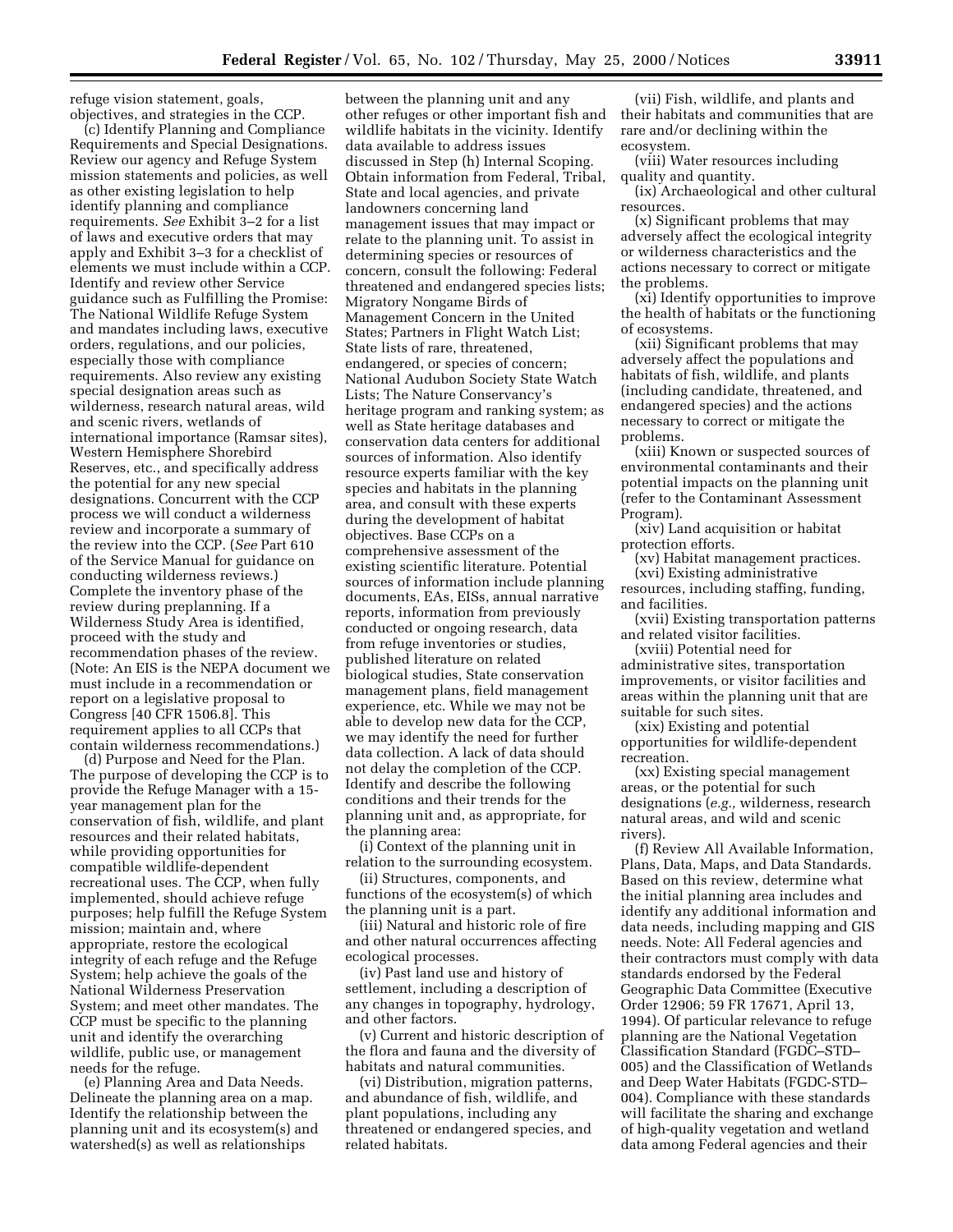refuge vision statement, goals, objectives, and strategies in the CCP.

(c) Identify Planning and Compliance Requirements and Special Designations. Review our agency and Refuge System mission statements and policies, as well as other existing legislation to help identify planning and compliance requirements. *See* Exhibit 3–2 for a list of laws and executive orders that may apply and Exhibit 3–3 for a checklist of elements we must include within a CCP. Identify and review other Service guidance such as Fulfilling the Promise: The National Wildlife Refuge System and mandates including laws, executive orders, regulations, and our policies, especially those with compliance requirements. Also review any existing special designation areas such as wilderness, research natural areas, wild and scenic rivers, wetlands of international importance (Ramsar sites), Western Hemisphere Shorebird Reserves, etc., and specifically address the potential for any new special designations. Concurrent with the CCP process we will conduct a wilderness review and incorporate a summary of the review into the CCP. (*See* Part 610 of the Service Manual for guidance on conducting wilderness reviews.) Complete the inventory phase of the review during preplanning. If a Wilderness Study Area is identified, proceed with the study and recommendation phases of the review. (Note: An EIS is the NEPA document we must include in a recommendation or report on a legislative proposal to Congress [40 CFR 1506.8]. This requirement applies to all CCPs that contain wilderness recommendations.)

(d) Purpose and Need for the Plan. The purpose of developing the CCP is to provide the Refuge Manager with a 15-year management plan for the conservation of fish, wildlife, and plant resources and their related habitats, while providing opportunities for compatible wildlife-dependent recreational uses. The CCP, when fully implemented, should achieve refuge purposes; help fulfill the Refuge System mission; maintain and, where appropriate, restore the ecological integrity of each refuge and the Refuge System; help achieve the goals of the National Wilderness Preservation System; and meet other mandates. The CCP must be specific to the planning unit and identify the overarching wildlife, public use, or management needs for the refuge.

(e) Planning Area and Data Needs. Delineate the planning area on a map. Identify the relationship between the planning unit and its ecosystem(s) and watershed(s) as well as relationships between the planning unit and any other refuges or other important fish and wildlife habitats in the vicinity. Identify data available to address issues discussed in Step (h) Internal Scoping. Obtain information from Federal, Tribal, State and local agencies, and private landowners concerning land management issues that may impact or relate to the planning unit. To assist in determining species or resources of concern, consult the following: Federal threatened and endangered species lists; Migratory Nongame Birds of Management Concern in the United States; Partners in Flight Watch List; State lists of rare, threatened, endangered, or species of concern; National Audubon Society State Watch Lists; The Nature Conservancy's heritage program and ranking system; as well as State heritage databases and conservation data centers for additional sources of information. Also identify resource experts familiar with the key species and habitats in the planning area, and consult with these experts during the development of habitat objectives. Base CCPs on a comprehensive assessment of the existing scientific literature. Potential sources of information include planning documents, EAs, EISs, annual narrative reports, information from previously conducted or ongoing research, data from refuge inventories or studies, published literature on related biological studies, State conservation management plans, field management experience, etc. While we may not be able to develop new data for the CCP, we may identify the need for further data collection. A lack of data should not delay the completion of the CCP. Identify and describe the following conditions and their trends for the planning unit and, as appropriate, for the planning area:

(i) Context of the planning unit in relation to the surrounding ecosystem.

(ii) Structures, components, and functions of the ecosystem(s) of which the planning unit is a part.

(iii) Natural and historic role of fire and other natural occurrences affecting ecological processes.

(iv) Past land use and history of settlement, including a description of any changes in topography, hydrology, and other factors.

(v) Current and historic description of the flora and fauna and the diversity of habitats and natural communities.

(vi) Distribution, migration patterns, and abundance of fish, wildlife, and plant populations, including any threatened or endangered species, and related habitats.

(vii) Fish, wildlife, and plants and their habitats and communities that are rare and/or declining within the ecosystem.

(viii) Water resources including quality and quantity.

(ix) Archaeological and other cultural resources.

(x) Significant problems that may adversely affect the ecological integrity or wilderness characteristics and the actions necessary to correct or mitigate the problems.

(xi) Identify opportunities to improve the health of habitats or the functioning of ecosystems.

(xii) Significant problems that may adversely affect the populations and habitats of fish, wildlife, and plants (including candidate, threatened, and endangered species) and the actions necessary to correct or mitigate the problems.

(xiii) Known or suspected sources of environmental contaminants and their potential impacts on the planning unit (refer to the Contaminant Assessment Program).

(xiv) Land acquisition or habitat protection efforts.

(xv) Habitat management practices.

(xvi) Existing administrative resources, including staffing, funding, and facilities.

(xvii) Existing transportation patterns and related visitor facilities.

(xviii) Potential need for administrative sites, transportation improvements, or visitor facilities and areas within the planning unit that are suitable for such sites.

(xix) Existing and potential opportunities for wildlife-dependent recreation.

(xx) Existing special management areas, or the potential for such designations (*e.g.,* wilderness, research natural areas, and wild and scenic rivers).

(f) Review All Available Information, Plans, Data, Maps, and Data Standards. Based on this review, determine what the initial planning area includes and identify any additional information and data needs, including mapping and GIS needs. Note: All Federal agencies and their contractors must comply with data standards endorsed by the Federal Geographic Data Committee (Executive Order 12906; 59 FR 17671, April 13, 1994). Of particular relevance to refuge planning are the National Vegetation Classification Standard (FGDC–STD–005) and the Classification of Wetlands and Deep Water Habitats (FGDC-STD–004). Compliance with these standards will facilitate the sharing and exchange of high-quality vegetation and wetland data among Federal agencies and their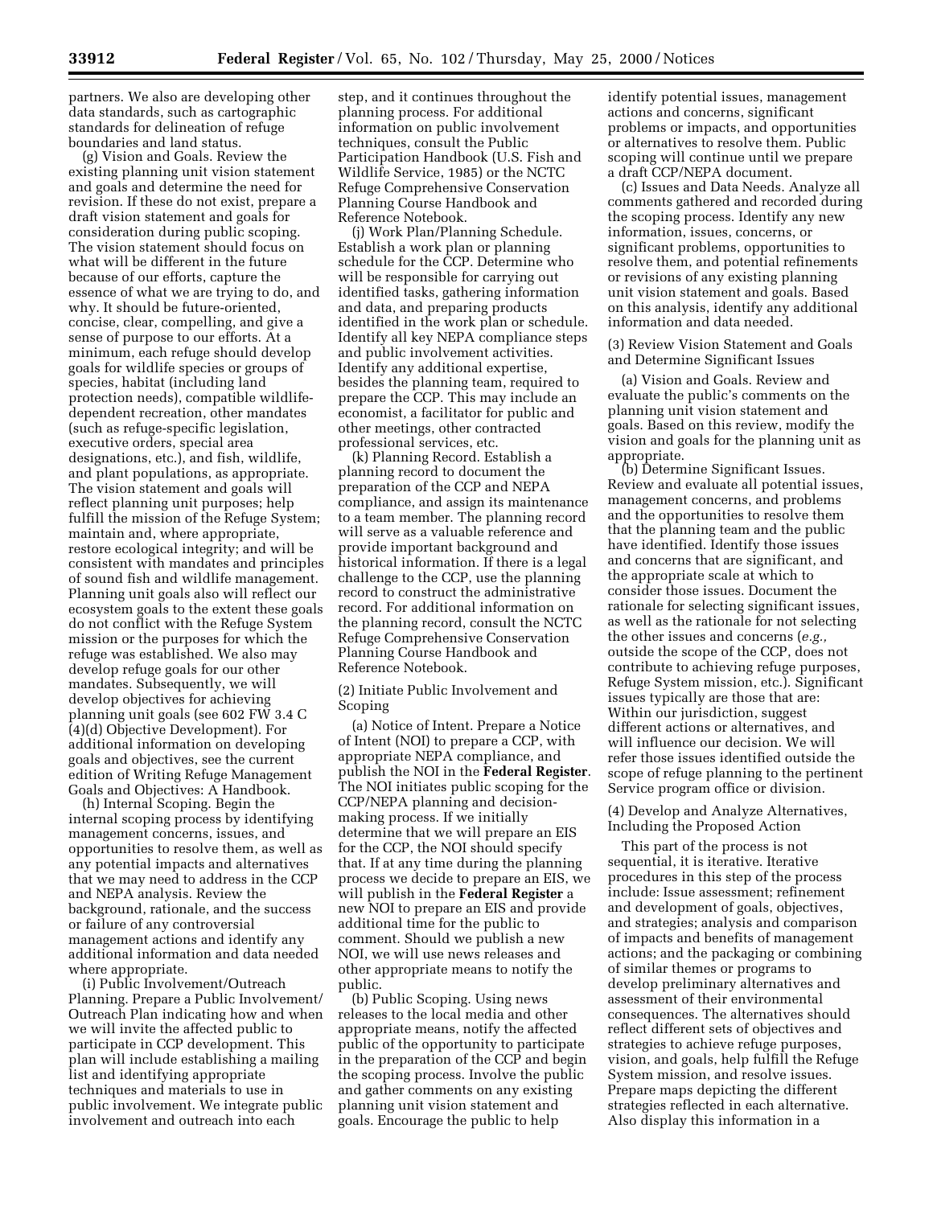partners. We also are developing other data standards, such as cartographic standards for delineation of refuge boundaries and land status.

(g) Vision and Goals. Review the existing planning unit vision statement and goals and determine the need for revision. If these do not exist, prepare a draft vision statement and goals for consideration during public scoping. The vision statement should focus on what will be different in the future because of our efforts, capture the essence of what we are trying to do, and why. It should be future-oriented, concise, clear, compelling, and give a sense of purpose to our efforts. At a minimum, each refuge should develop goals for wildlife species or groups of species, habitat (including land protection needs), compatible wildlife-dependent recreation, other mandates (such as refuge-specific legislation, executive orders, special area designations, etc.), and fish, wildlife, and plant populations, as appropriate. The vision statement and goals will reflect planning unit purposes; help fulfill the mission of the Refuge System; maintain and, where appropriate, restore ecological integrity; and will be consistent with mandates and principles of sound fish and wildlife management. Planning unit goals also will reflect our ecosystem goals to the extent these goals do not conflict with the Refuge System mission or the purposes for which the refuge was established. We also may develop refuge goals for our other mandates. Subsequently, we will develop objectives for achieving planning unit goals (see 602 FW 3.4 C (4)(d) Objective Development). For additional information on developing goals and objectives, see the current edition of Writing Refuge Management Goals and Objectives: A Handbook.

(h) Internal Scoping. Begin the internal scoping process by identifying management concerns, issues, and opportunities to resolve them, as well as any potential impacts and alternatives that we may need to address in the CCP and NEPA analysis. Review the background, rationale, and the success or failure of any controversial management actions and identify any additional information and data needed where appropriate.

(i) Public Involvement/Outreach Planning. Prepare a Public Involvement/Outreach Plan indicating how and when we will invite the affected public to participate in CCP development. This plan will include establishing a mailing list and identifying appropriate techniques and materials to use in public involvement. We integrate public involvement and outreach into each step, and it continues throughout the planning process. For additional information on public involvement techniques, consult the Public Participation Handbook (U.S. Fish and Wildlife Service, 1985) or the NCTC Refuge Comprehensive Conservation Planning Course Handbook and Reference Notebook.

(j) Work Plan/Planning Schedule. Establish a work plan or planning schedule for the CCP. Determine who will be responsible for carrying out identified tasks, gathering information and data, and preparing products identified in the work plan or schedule. Identify all key NEPA compliance steps and public involvement activities. Identify any additional expertise, besides the planning team, required to prepare the CCP. This may include an economist, a facilitator for public and other meetings, other contracted professional services, etc.

(k) Planning Record. Establish a planning record to document the preparation of the CCP and NEPA compliance, and assign its maintenance to a team member. The planning record will serve as a valuable reference and provide important background and historical information. If there is a legal challenge to the CCP, use the planning record to construct the administrative record. For additional information on the planning record, consult the NCTC Refuge Comprehensive Conservation Planning Course Handbook and Reference Notebook.

(2) Initiate Public Involvement and Scoping

(a) Notice of Intent. Prepare a Notice of Intent (NOI) to prepare a CCP, with appropriate NEPA compliance, and publish the NOI in the **Federal Register**. The NOI initiates public scoping for the CCP/NEPA planning and decision-making process. If we initially determine that we will prepare an EIS for the CCP, the NOI should specify that. If at any time during the planning process we decide to prepare an EIS, we will publish in the **Federal Register** a new NOI to prepare an EIS and provide additional time for the public to comment. Should we publish a new NOI, we will use news releases and other appropriate means to notify the public.

(b) Public Scoping. Using news releases to the local media and other appropriate means, notify the affected public of the opportunity to participate in the preparation of the CCP and begin the scoping process. Involve the public and gather comments on any existing planning unit vision statement and goals. Encourage the public to help identify potential issues, management actions and concerns, significant problems or impacts, and opportunities or alternatives to resolve them. Public scoping will continue until we prepare a draft CCP/NEPA document.

(c) Issues and Data Needs. Analyze all comments gathered and recorded during the scoping process. Identify any new information, issues, concerns, or significant problems, opportunities to resolve them, and potential refinements or revisions of any existing planning unit vision statement and goals. Based on this analysis, identify any additional information and data needed.

(3) Review Vision Statement and Goals and Determine Significant Issues

(a) Vision and Goals. Review and evaluate the public's comments on the planning unit vision statement and goals. Based on this review, modify the vision and goals for the planning unit as appropriate.

(b) Determine Significant Issues. Review and evaluate all potential issues, management concerns, and problems and the opportunities to resolve them that the planning team and the public have identified. Identify those issues and concerns that are significant, and the appropriate scale at which to consider those issues. Document the rationale for selecting significant issues, as well as the rationale for not selecting the other issues and concerns (*e.g.,* outside the scope of the CCP, does not contribute to achieving refuge purposes, Refuge System mission, etc.). Significant issues typically are those that are: Within our jurisdiction, suggest different actions or alternatives, and will influence our decision. We will refer those issues identified outside the scope of refuge planning to the pertinent Service program office or division.

(4) Develop and Analyze Alternatives, Including the Proposed Action

This part of the process is not sequential, it is iterative. Iterative procedures in this step of the process include: Issue assessment; refinement and development of goals, objectives, and strategies; analysis and comparison of impacts and benefits of management actions; and the packaging or combining of similar themes or programs to develop preliminary alternatives and assessment of their environmental consequences. The alternatives should reflect different sets of objectives and strategies to achieve refuge purposes, vision, and goals, help fulfill the Refuge System mission, and resolve issues. Prepare maps depicting the different strategies reflected in each alternative. Also display this information in a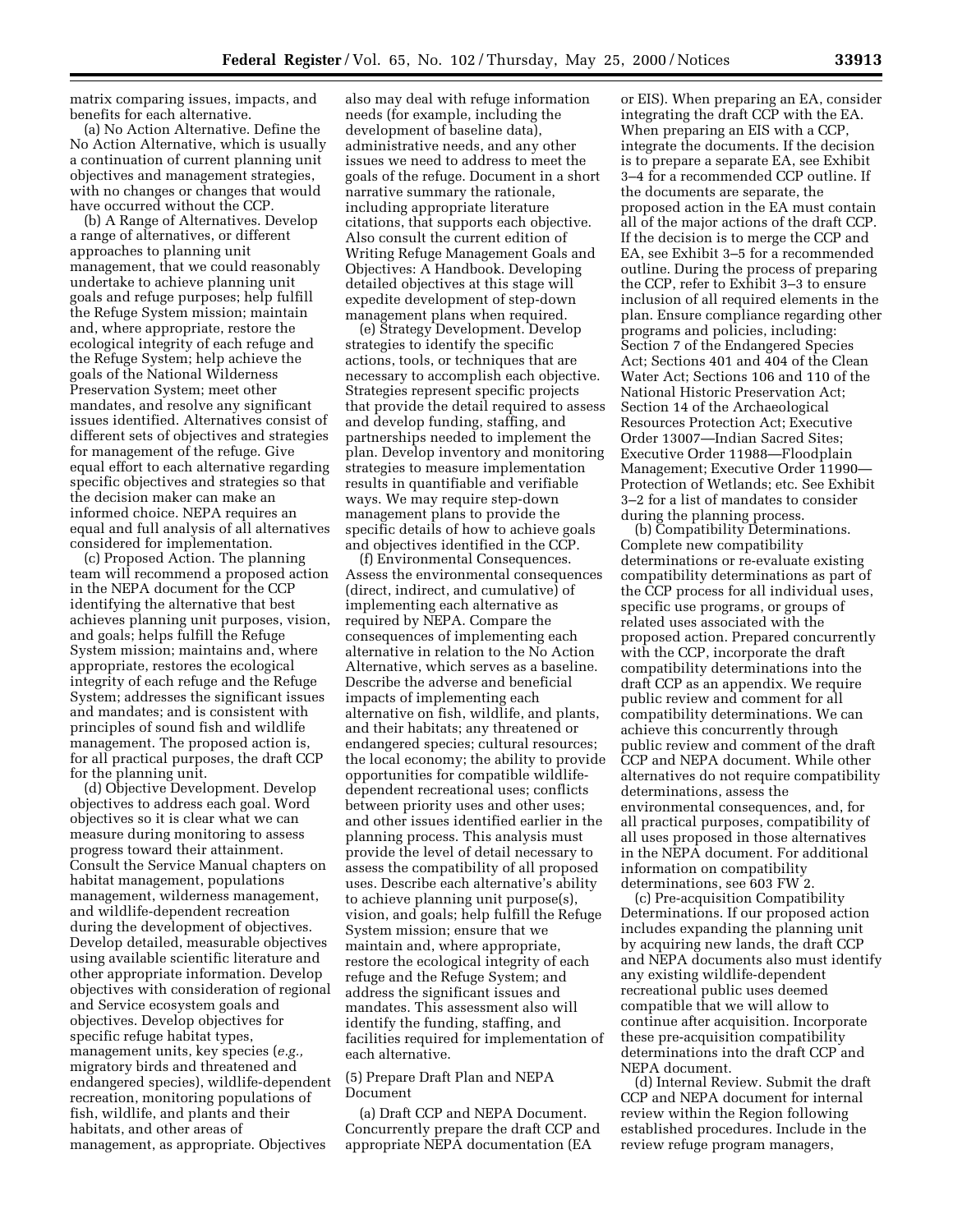matrix comparing issues, impacts, and benefits for each alternative.

(a) No Action Alternative. Define the No Action Alternative, which is usually a continuation of current planning unit objectives and management strategies, with no changes or changes that would have occurred without the CCP.

(b) A Range of Alternatives. Develop a range of alternatives, or different approaches to planning unit management, that we could reasonably undertake to achieve planning unit goals and refuge purposes; help fulfill the Refuge System mission; maintain and, where appropriate, restore the ecological integrity of each refuge and the Refuge System; help achieve the goals of the National Wilderness Preservation System; meet other mandates, and resolve any significant issues identified. Alternatives consist of different sets of objectives and strategies for management of the refuge. Give equal effort to each alternative regarding specific objectives and strategies so that the decision maker can make an informed choice. NEPA requires an equal and full analysis of all alternatives considered for implementation.

(c) Proposed Action. The planning team will recommend a proposed action in the NEPA document for the CCP identifying the alternative that best achieves planning unit purposes, vision, and goals; helps fulfill the Refuge System mission; maintains and, where appropriate, restores the ecological integrity of each refuge and the Refuge System; addresses the significant issues and mandates; and is consistent with principles of sound fish and wildlife management. The proposed action is, for all practical purposes, the draft CCP for the planning unit.

(d) Objective Development. Develop objectives to address each goal. Word objectives so it is clear what we can measure during monitoring to assess progress toward their attainment. Consult the Service Manual chapters on habitat management, populations management, wilderness management, and wildlife-dependent recreation during the development of objectives. Develop detailed, measurable objectives using available scientific literature and other appropriate information. Develop objectives with consideration of regional and Service ecosystem goals and objectives. Develop objectives for specific refuge habitat types, management units, key species (*e.g.,* migratory birds and threatened and endangered species), wildlife-dependent recreation, monitoring populations of fish, wildlife, and plants and their habitats, and other areas of management, as appropriate. Objectives also may deal with refuge information needs (for example, including the development of baseline data), administrative needs, and any other issues we need to address to meet the goals of the refuge. Document in a short narrative summary the rationale, including appropriate literature citations, that supports each objective. Also consult the current edition of Writing Refuge Management Goals and Objectives: A Handbook. Developing detailed objectives at this stage will expedite development of step-down management plans when required.

(e) Strategy Development. Develop strategies to identify the specific actions, tools, or techniques that are necessary to accomplish each objective. Strategies represent specific projects that provide the detail required to assess and develop funding, staffing, and partnerships needed to implement the plan. Develop inventory and monitoring strategies to measure implementation results in quantifiable and verifiable ways. We may require step-down management plans to provide the specific details of how to achieve goals and objectives identified in the CCP.

(f) Environmental Consequences. Assess the environmental consequences (direct, indirect, and cumulative) of implementing each alternative as required by NEPA. Compare the consequences of implementing each alternative in relation to the No Action Alternative, which serves as a baseline. Describe the adverse and beneficial impacts of implementing each alternative on fish, wildlife, and plants, and their habitats; any threatened or endangered species; cultural resources; the local economy; the ability to provide opportunities for compatible wildlife-dependent recreational uses; conflicts between priority uses and other uses; and other issues identified earlier in the planning process. This analysis must provide the level of detail necessary to assess the compatibility of all proposed uses. Describe each alternative's ability to achieve planning unit purpose(s), vision, and goals; help fulfill the Refuge System mission; ensure that we maintain and, where appropriate, restore the ecological integrity of each refuge and the Refuge System; and address the significant issues and mandates. This assessment also will identify the funding, staffing, and facilities required for implementation of each alternative.

(5) Prepare Draft Plan and NEPA Document

(a) Draft CCP and NEPA Document. Concurrently prepare the draft CCP and appropriate NEPA documentation (EA or EIS). When preparing an EA, consider integrating the draft CCP with the EA. When preparing an EIS with a CCP, integrate the documents. If the decision is to prepare a separate EA, see Exhibit 3–4 for a recommended CCP outline. If the documents are separate, the proposed action in the EA must contain all of the major actions of the draft CCP. If the decision is to merge the CCP and EA, see Exhibit 3–5 for a recommended outline. During the process of preparing the CCP, refer to Exhibit 3–3 to ensure inclusion of all required elements in the plan. Ensure compliance regarding other programs and policies, including: Section 7 of the Endangered Species Act; Sections 401 and 404 of the Clean Water Act; Sections 106 and 110 of the National Historic Preservation Act; Section 14 of the Archaeological Resources Protection Act; Executive Order 13007—Indian Sacred Sites; Executive Order 11988—Floodplain Management; Executive Order 11990—Protection of Wetlands; etc. See Exhibit 3–2 for a list of mandates to consider during the planning process.

(b) Compatibility Determinations. Complete new compatibility determinations or re-evaluate existing compatibility determinations as part of the CCP process for all individual uses, specific use programs, or groups of related uses associated with the proposed action. Prepared concurrently with the CCP, incorporate the draft compatibility determinations into the draft CCP as an appendix. We require public review and comment for all compatibility determinations. We can achieve this concurrently through public review and comment of the draft CCP and NEPA document. While other alternatives do not require compatibility determinations, assess the environmental consequences, and, for all practical purposes, compatibility of all uses proposed in those alternatives in the NEPA document. For additional information on compatibility determinations, see 603 FW 2.

(c) Pre-acquisition Compatibility Determinations. If our proposed action includes expanding the planning unit by acquiring new lands, the draft CCP and NEPA documents also must identify any existing wildlife-dependent recreational public uses deemed compatible that we will allow to continue after acquisition. Incorporate these pre-acquisition compatibility determinations into the draft CCP and NEPA document.

(d) Internal Review. Submit the draft CCP and NEPA document for internal review within the Region following established procedures. Include in the review refuge program managers,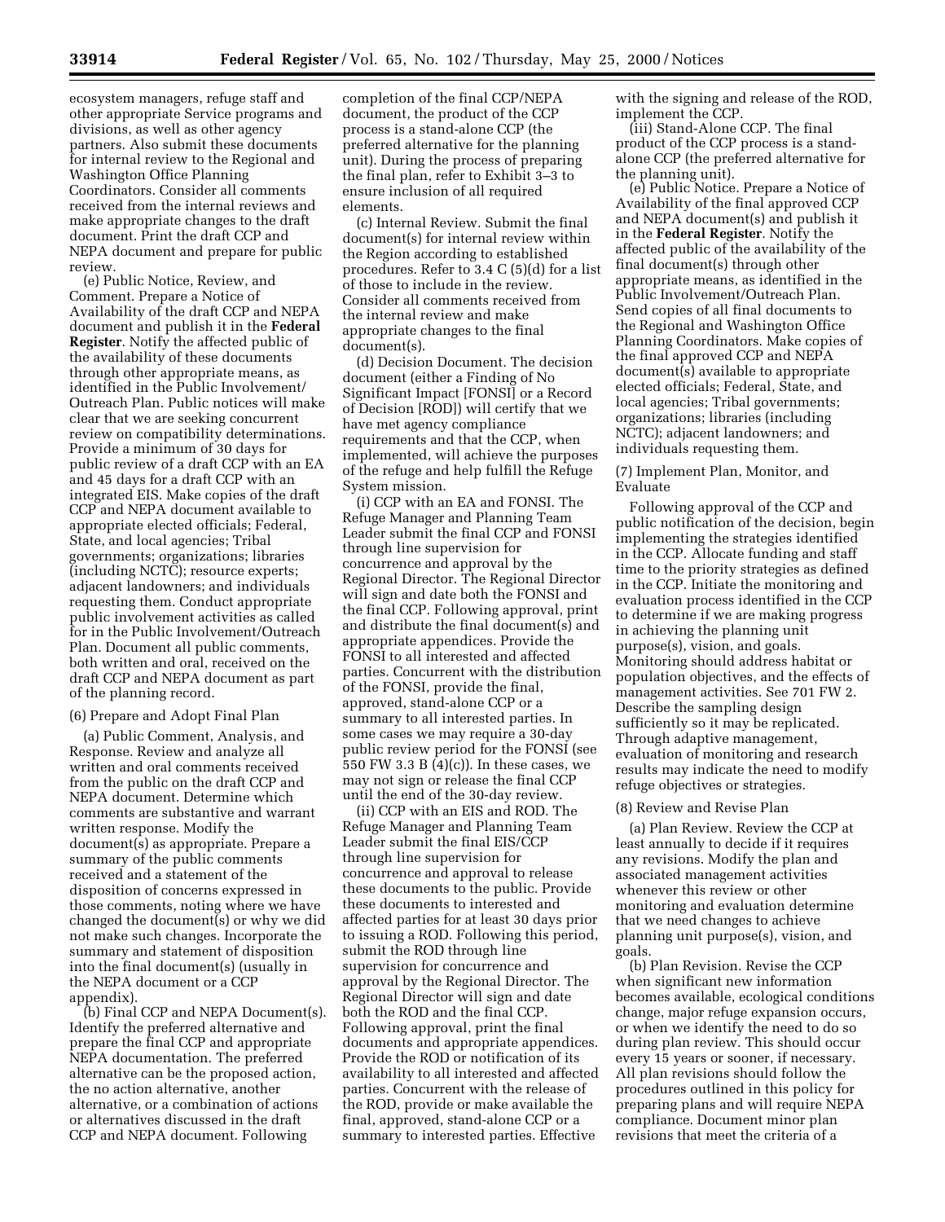ecosystem managers, refuge staff and other appropriate Service programs and divisions, as well as other agency partners. Also submit these documents for internal review to the Regional and Washington Office Planning Coordinators. Consider all comments received from the internal reviews and make appropriate changes to the draft document. Print the draft CCP and NEPA document and prepare for public review.

(e) Public Notice, Review, and Comment. Prepare a Notice of Availability of the draft CCP and NEPA document and publish it in the **Federal Register**. Notify the affected public of the availability of these documents through other appropriate means, as identified in the Public Involvement/Outreach Plan. Public notices will make clear that we are seeking concurrent review on compatibility determinations. Provide a minimum of 30 days for public review of a draft CCP with an EA and 45 days for a draft CCP with an integrated EIS. Make copies of the draft CCP and NEPA document available to appropriate elected officials; Federal, State, and local agencies; Tribal governments; organizations; libraries (including NCTC); resource experts; adjacent landowners; and individuals requesting them. Conduct appropriate public involvement activities as called for in the Public Involvement/Outreach Plan. Document all public comments, both written and oral, received on the draft CCP and NEPA document as part of the planning record.

(6) Prepare and Adopt Final Plan

(a) Public Comment, Analysis, and Response. Review and analyze all written and oral comments received from the public on the draft CCP and NEPA document. Determine which comments are substantive and warrant written response. Modify the document(s) as appropriate. Prepare a summary of the public comments received and a statement of the disposition of concerns expressed in those comments, noting where we have changed the document(s) or why we did not make such changes. Incorporate the summary and statement of disposition into the final document(s) (usually in the NEPA document or a CCP appendix).

(b) Final CCP and NEPA Document(s). Identify the preferred alternative and prepare the final CCP and appropriate NEPA documentation. The preferred alternative can be the proposed action, the no action alternative, another alternative, or a combination of actions or alternatives discussed in the draft CCP and NEPA document. Following completion of the final CCP/NEPA document, the product of the CCP process is a stand-alone CCP (the preferred alternative for the planning unit). During the process of preparing the final plan, refer to Exhibit 3–3 to ensure inclusion of all required elements.

(c) Internal Review. Submit the final document(s) for internal review within the Region according to established procedures. Refer to 3.4 C (5)(d) for a list of those to include in the review. Consider all comments received from the internal review and make appropriate changes to the final document(s).

(d) Decision Document. The decision document (either a Finding of No Significant Impact [FONSI] or a Record of Decision [ROD]) will certify that we have met agency compliance requirements and that the CCP, when implemented, will achieve the purposes of the refuge and help fulfill the Refuge System mission.

(i) CCP with an EA and FONSI. The Refuge Manager and Planning Team Leader submit the final CCP and FONSI through line supervision for concurrence and approval by the Regional Director. The Regional Director will sign and date both the FONSI and the final CCP. Following approval, print and distribute the final document(s) and appropriate appendices. Provide the FONSI to all interested and affected parties. Concurrent with the distribution of the FONSI, provide the final, approved, stand-alone CCP or a summary to all interested parties. In some cases we may require a 30-day public review period for the FONSI (see 550 FW 3.3 B (4)(c)). In these cases, we may not sign or release the final CCP until the end of the 30-day review.

(ii) CCP with an EIS and ROD. The Refuge Manager and Planning Team Leader submit the final EIS/CCP through line supervision for concurrence and approval to release these documents to the public. Provide these documents to interested and affected parties for at least 30 days prior to issuing a ROD. Following this period, submit the ROD through line supervision for concurrence and approval by the Regional Director. The Regional Director will sign and date both the ROD and the final CCP. Following approval, print the final documents and appropriate appendices. Provide the ROD or notification of its availability to all interested and affected parties. Concurrent with the release of the ROD, provide or make available the final, approved, stand-alone CCP or a summary to interested parties. Effective with the signing and release of the ROD, implement the CCP.

(iii) Stand-Alone CCP. The final product of the CCP process is a stand-alone CCP (the preferred alternative for the planning unit).

(e) Public Notice. Prepare a Notice of Availability of the final approved CCP and NEPA document(s) and publish it in the **Federal Register**. Notify the affected public of the availability of the final document(s) through other appropriate means, as identified in the Public Involvement/Outreach Plan. Send copies of all final documents to the Regional and Washington Office Planning Coordinators. Make copies of the final approved CCP and NEPA document(s) available to appropriate elected officials; Federal, State, and local agencies; Tribal governments; organizations; libraries (including NCTC); adjacent landowners; and individuals requesting them.

(7) Implement Plan, Monitor, and Evaluate

Following approval of the CCP and public notification of the decision, begin implementing the strategies identified in the CCP. Allocate funding and staff time to the priority strategies as defined in the CCP. Initiate the monitoring and evaluation process identified in the CCP to determine if we are making progress in achieving the planning unit purpose(s), vision, and goals. Monitoring should address habitat or population objectives, and the effects of management activities. See 701 FW 2. Describe the sampling design sufficiently so it may be replicated. Through adaptive management, evaluation of monitoring and research results may indicate the need to modify refuge objectives or strategies.

(8) Review and Revise Plan

(a) Plan Review. Review the CCP at least annually to decide if it requires any revisions. Modify the plan and associated management activities whenever this review or other monitoring and evaluation determine that we need changes to achieve planning unit purpose(s), vision, and goals.

(b) Plan Revision. Revise the CCP when significant new information becomes available, ecological conditions change, major refuge expansion occurs, or when we identify the need to do so during plan review. This should occur every 15 years or sooner, if necessary. All plan revisions should follow the procedures outlined in this policy for preparing plans and will require NEPA compliance. Document minor plan revisions that meet the criteria of a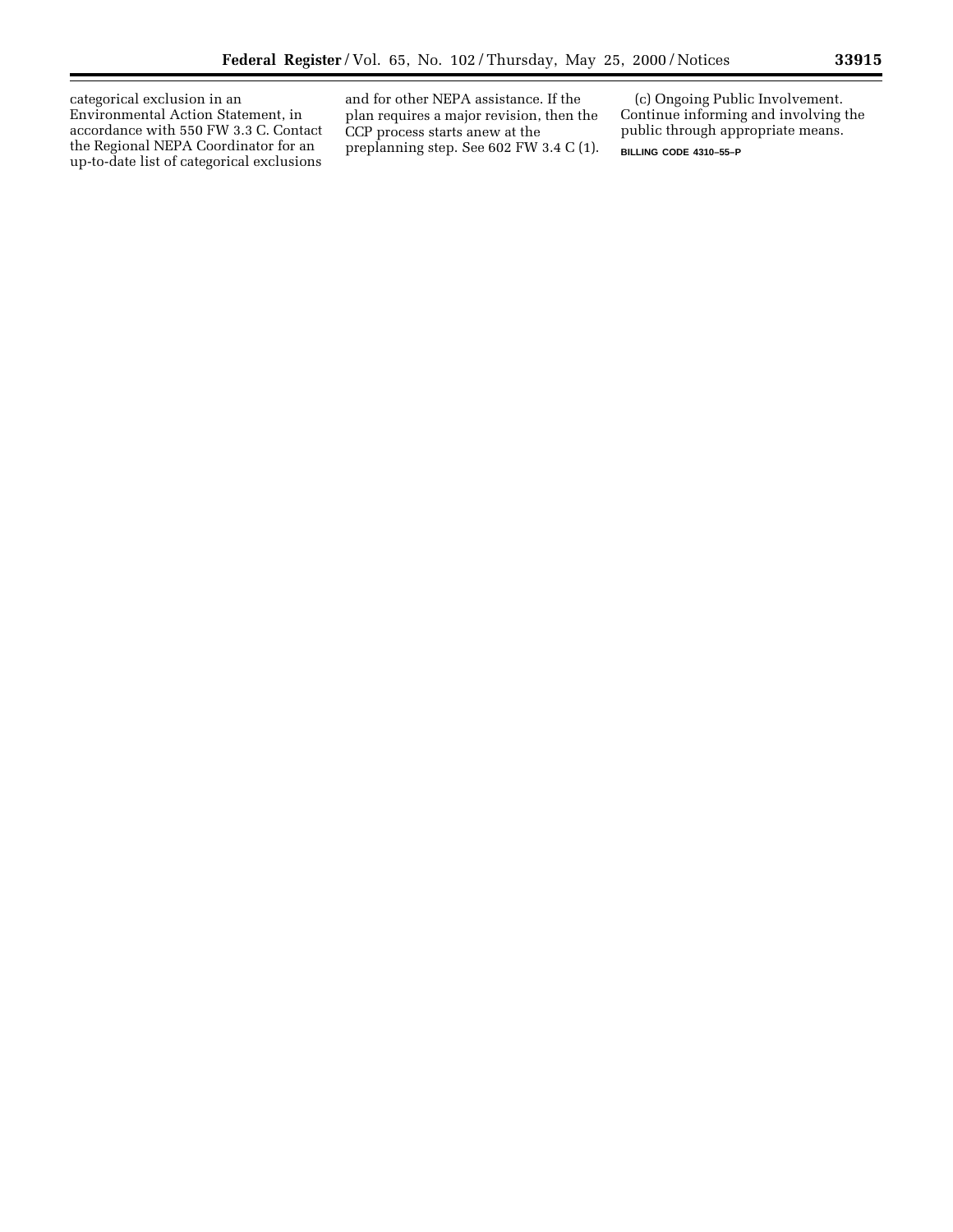categorical exclusion in an Environmental Action Statement, in accordance with 550 FW 3.3 C. Contact the Regional NEPA Coordinator for an up-to-date list of categorical exclusions and for other NEPA assistance. If the plan requires a major revision, then the CCP process starts anew at the preplanning step. See 602 FW 3.4 C (1).

(c) Ongoing Public Involvement. Continue informing and involving the public through appropriate means.

BILLING CODE 4310–55–P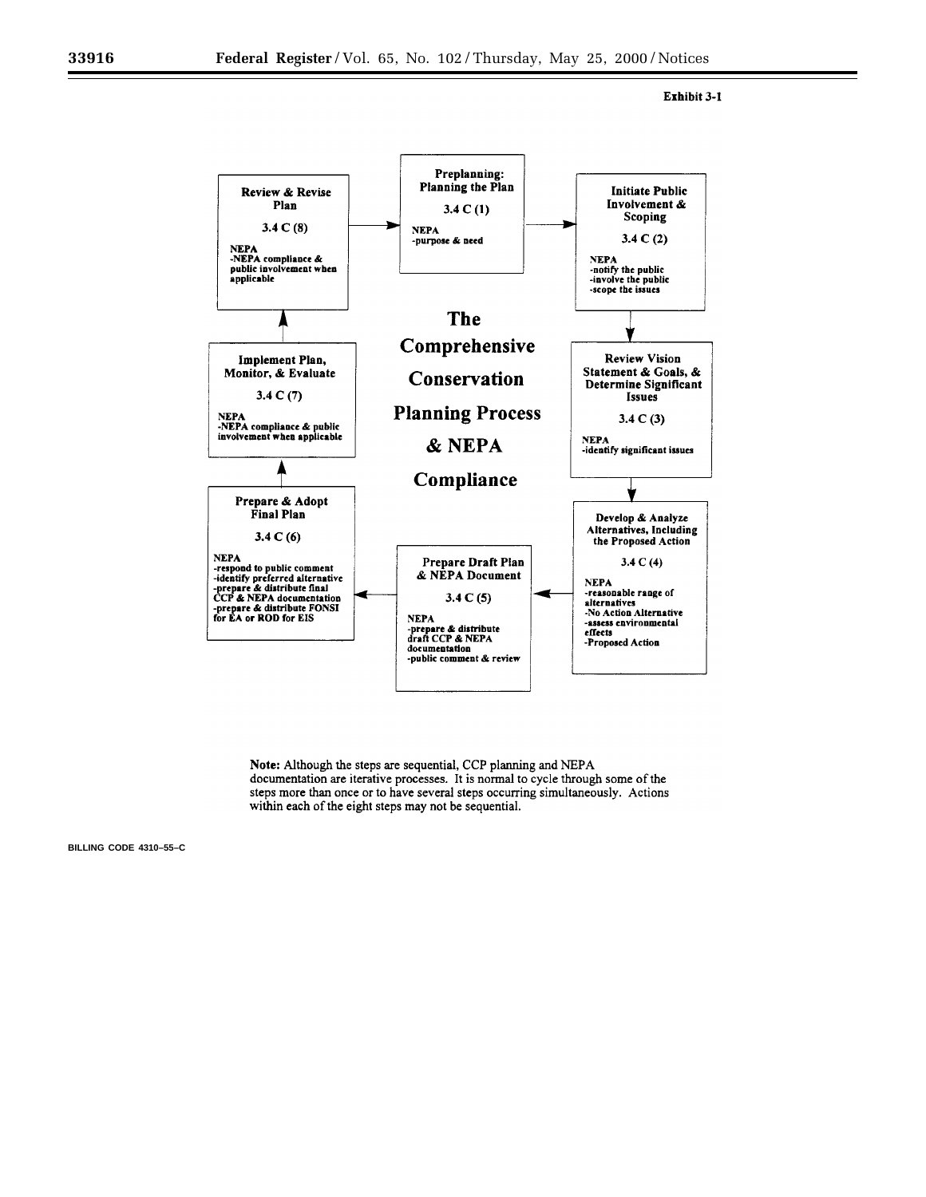**Exhibit 3-1**

## The Comprehensive Conservation Planning Process & NEPA Compliance

**Preplanning: Planning the Plan**

3.4 C (1)

NEPA
-purpose & need

**Initiate Public Involvement & Scoping**

3.4 C (2)

NEPA
-notify the public
-involve the public
-scope the issues

**Review Vision Statement & Goals, & Determine Significant Issues**

3.4 C (3)

NEPA
-identify significant issues

**Develop & Analyze Alternatives, Including the Proposed Action**

3.4 C (4)

NEPA
-reasonable range of alternatives
-No Action Alternative
-assess environmental effects
-Proposed Action

**Prepare Draft Plan & NEPA Document**

3.4 C (5)

NEPA
-prepare & distribute draft CCP & NEPA documentation
-public comment & review

**Prepare & Adopt Final Plan**

3.4 C (6)

NEPA
-respond to public comment
-identify preferred alternative
-prepare & distribute final CCP & NEPA documentation
-prepare & distribute FONSI for EA or ROD for EIS

**Implement Plan, Monitor, & Evaluate**

3.4 C (7)

NEPA
-NEPA compliance & public involvement when applicable

**Review & Revise Plan**

3.4 C (8)

NEPA
-NEPA compliance & public involvement when applicable

**Note:** Although the steps are sequential, CCP planning and NEPA documentation are iterative processes. It is normal to cycle through some of the steps more than once or to have several steps occurring simultaneously. Actions within each of the eight steps may not be sequential.

BILLING CODE 4310–55–C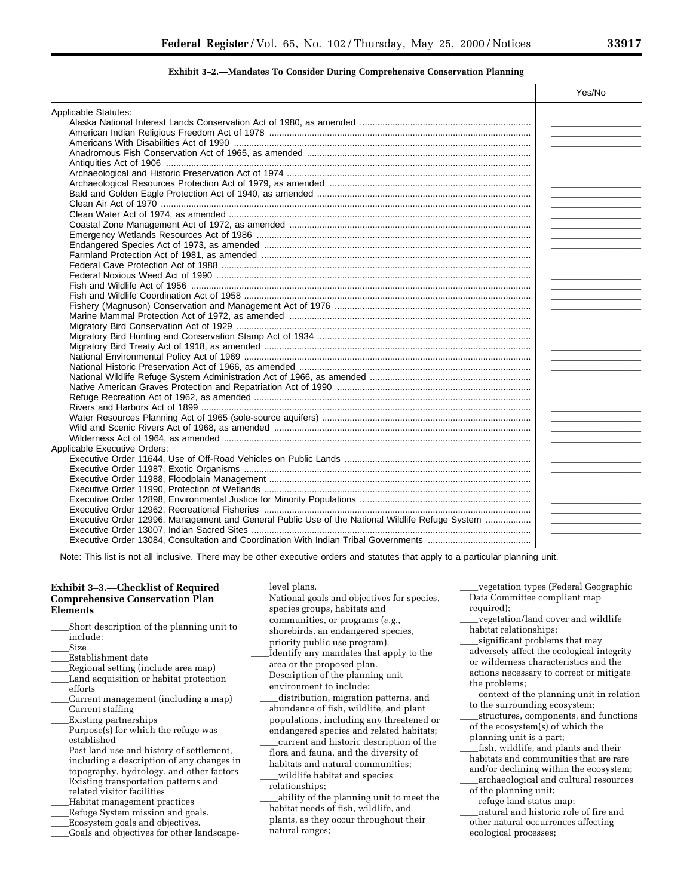**Exhibit 3–2.—Mandates To Consider During Comprehensive Conservation Planning**

| | Yes/No |
|---|---|
| Applicable Statutes: | |
| Alaska National Interest Lands Conservation Act of 1980, as amended | ________ |
| American Indian Religious Freedom Act of 1978 | ________ |
| Americans With Disabilities Act of 1990 | ________ |
| Anadromous Fish Conservation Act of 1965, as amended | ________ |
| Antiquities Act of 1906 | ________ |
| Archaeological and Historic Preservation Act of 1974 | ________ |
| Archaeological Resources Protection Act of 1979, as amended | ________ |
| Bald and Golden Eagle Protection Act of 1940, as amended | ________ |
| Clean Air Act of 1970 | ________ |
| Clean Water Act of 1974, as amended | ________ |
| Coastal Zone Management Act of 1972, as amended | ________ |
| Emergency Wetlands Resources Act of 1986 | ________ |
| Endangered Species Act of 1973, as amended | ________ |
| Farmland Protection Act of 1981, as amended | ________ |
| Federal Cave Protection Act of 1988 | ________ |
| Federal Noxious Weed Act of 1990 | ________ |
| Fish and Wildlife Act of 1956 | ________ |
| Fish and Wildlife Coordination Act of 1958 | ________ |
| Fishery (Magnuson) Conservation and Management Act of 1976 | ________ |
| Marine Mammal Protection Act of 1972, as amended | ________ |
| Migratory Bird Conservation Act of 1929 | ________ |
| Migratory Bird Hunting and Conservation Stamp Act of 1934 | ________ |
| Migratory Bird Treaty Act of 1918, as amended | ________ |
| National Environmental Policy Act of 1969 | ________ |
| National Historic Preservation Act of 1966, as amended | ________ |
| National Wildlife Refuge System Administration Act of 1966, as amended | ________ |
| Native American Graves Protection and Repatriation Act of 1990 | ________ |
| Refuge Recreation Act of 1962, as amended | ________ |
| Rivers and Harbors Act of 1899 | ________ |
| Water Resources Planning Act of 1965 (sole-source aquifers) | ________ |
| Wild and Scenic Rivers Act of 1968, as amended | ________ |
| Wilderness Act of 1964, as amended | ________ |
| Applicable Executive Orders: | |
| Executive Order 11644, Use of Off-Road Vehicles on Public Lands | ________ |
| Executive Order 11987, Exotic Organisms | ________ |
| Executive Order 11988, Floodplain Management | ________ |
| Executive Order 11990, Protection of Wetlands | ________ |
| Executive Order 12898, Environmental Justice for Minority Populations | ________ |
| Executive Order 12962, Recreational Fisheries | ________ |
| Executive Order 12996, Management and General Public Use of the National Wildlife Refuge System | ________ |
| Executive Order 13007, Indian Sacred Sites | ________ |
| Executive Order 13084, Consultation and Coordination With Indian Tribal Governments | ________ |

Note: This list is not all inclusive. There may be other executive orders and statutes that apply to a particular planning unit.

**Exhibit 3–3.—Checklist of Required Comprehensive Conservation Plan Elements**

____Short description of the planning unit to include:
____Size
____Establishment date
____Regional setting (include area map)
____Land acquisition or habitat protection efforts
____Current management (including a map)
____Current staffing
____Existing partnerships
____Purpose(s) for which the refuge was established
____Past land use and history of settlement, including a description of any changes in topography, hydrology, and other factors
____Existing transportation patterns and related visitor facilities
____Habitat management practices
____Refuge System mission and goals.
____Ecosystem goals and objectives.
____Goals and objectives for other landscape-level plans.
____National goals and objectives for species, species groups, habitats and communities, or programs (*e.g.,* shorebirds, an endangered species, priority public use program).
____Identify any mandates that apply to the area or the proposed plan.
____Description of the planning unit environment to include:
____distribution, migration patterns, and abundance of fish, wildlife, and plant populations, including any threatened or endangered species and related habitats;
____current and historic description of the flora and fauna, and the diversity of habitats and natural communities;
____wildlife habitat and species relationships;
____ability of the planning unit to meet the habitat needs of fish, wildlife, and plants, as they occur throughout their natural ranges;
____vegetation types (Federal Geographic Data Committee compliant map required);
____vegetation/land cover and wildlife habitat relationships;
____significant problems that may adversely affect the ecological integrity or wilderness characteristics and the actions necessary to correct or mitigate the problems;
____context of the planning unit in relation to the surrounding ecosystem;
____structures, components, and functions of the ecosystem(s) of which the planning unit is a part;
____fish, wildlife, and plants and their habitats and communities that are rare and/or declining within the ecosystem;
____archaeological and cultural resources of the planning unit;
____refuge land status map;
____natural and historic role of fire and other natural occurrences affecting ecological processes;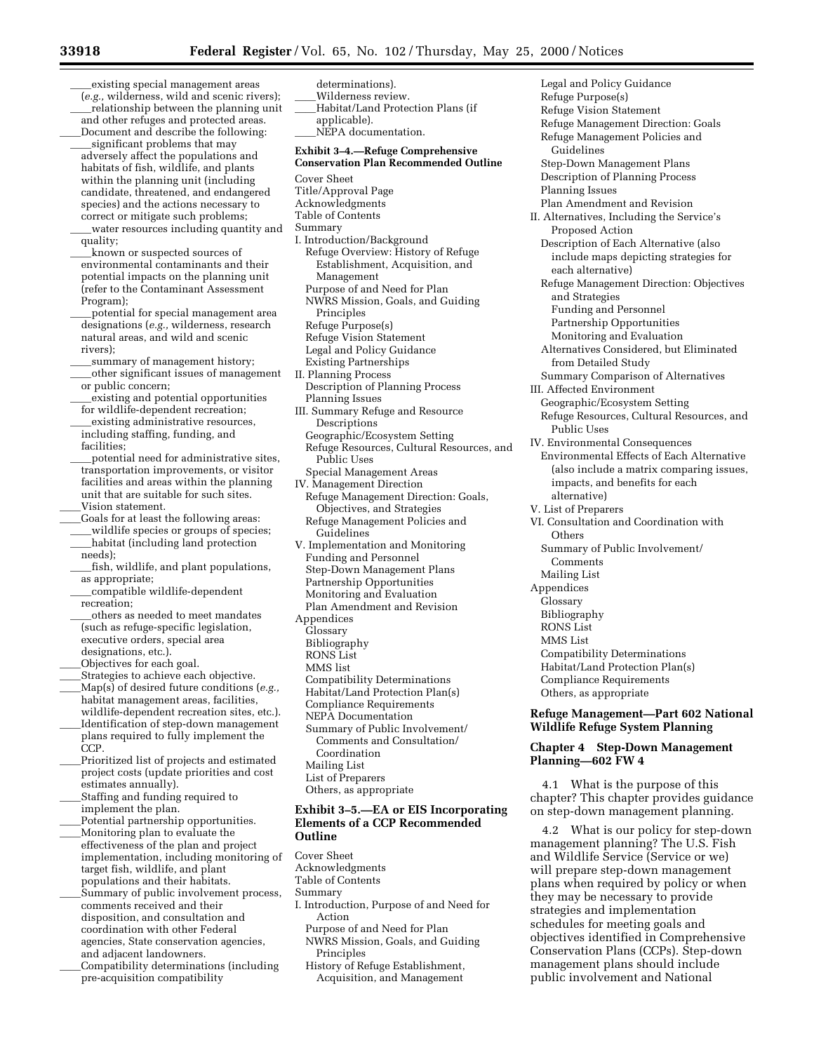____existing special management areas (*e.g.,* wilderness, wild and scenic rivers);

____relationship between the planning unit and other refuges and protected areas.

____Document and describe the following:

____significant problems that may adversely affect the populations and habitats of fish, wildlife, and plants within the planning unit (including candidate, threatened, and endangered species) and the actions necessary to correct or mitigate such problems;

____water resources including quantity and quality;

____known or suspected sources of environmental contaminants and their potential impacts on the planning unit (refer to the Contaminant Assessment Program);

____potential for special management area designations (*e.g.,* wilderness, research natural areas, and wild and scenic rivers);

____summary of management history;

____other significant issues of management or public concern;

____existing and potential opportunities for wildlife-dependent recreation;

____existing administrative resources, including staffing, funding, and facilities;

____potential need for administrative sites, transportation improvements, or visitor facilities and areas within the planning unit that are suitable for such sites.

____Vision statement.

____Goals for at least the following areas:

____wildlife species or groups of species;

____habitat (including land protection needs);

____fish, wildlife, and plant populations, as appropriate;

____compatible wildlife-dependent recreation;

____others as needed to meet mandates (such as refuge-specific legislation, executive orders, special area designations, etc.).

____Objectives for each goal.

____Strategies to achieve each objective.

____Map(s) of desired future conditions (*e.g.,* habitat management areas, facilities, wildlife-dependent recreation sites, etc.).

____Identification of step-down management plans required to fully implement the CCP.

____Prioritized list of projects and estimated project costs (update priorities and cost estimates annually).

____Staffing and funding required to implement the plan.

____Potential partnership opportunities.

____Monitoring plan to evaluate the effectiveness of the plan and project implementation, including monitoring of target fish, wildlife, and plant populations and their habitats.

____Summary of public involvement process, comments received and their disposition, and consultation and coordination with other Federal agencies, State conservation agencies, and adjacent landowners.

____Compatibility determinations (including pre-acquisition compatibility determinations).

____Wilderness review.

____Habitat/Land Protection Plans (if applicable).

____NEPA documentation.

**Exhibit 3–4.—Refuge Comprehensive Conservation Plan Recommended Outline**

Cover Sheet
Title/Approval Page
Acknowledgments
Table of Contents
Summary
I. Introduction/Background
  Refuge Overview: History of Refuge Establishment, Acquisition, and Management
  Purpose of and Need for Plan
  NWRS Mission, Goals, and Guiding Principles
  Refuge Purpose(s)
  Refuge Vision Statement
  Legal and Policy Guidance
  Existing Partnerships
II. Planning Process
  Description of Planning Process
  Planning Issues
III. Summary Refuge and Resource Descriptions
  Geographic/Ecosystem Setting
  Refuge Resources, Cultural Resources, and Public Uses
  Special Management Areas
IV. Management Direction
  Refuge Management Direction: Goals, Objectives, and Strategies
  Refuge Management Policies and Guidelines
V. Implementation and Monitoring
  Funding and Personnel
  Step-Down Management Plans
  Partnership Opportunities
  Monitoring and Evaluation
  Plan Amendment and Revision
Appendices
  Glossary
  Bibliography
  RONS List
  MMS list
  Compatibility Determinations
  Habitat/Land Protection Plan(s)
  Compliance Requirements
  NEPA Documentation
  Summary of Public Involvement/Comments and Consultation/Coordination
  Mailing List
  List of Preparers
  Others, as appropriate

**Exhibit 3–5.—EA or EIS Incorporating Elements of a CCP Recommended Outline**

Cover Sheet
Acknowledgments
Table of Contents
Summary
I. Introduction, Purpose of and Need for Action
  Purpose of and Need for Plan
  NWRS Mission, Goals, and Guiding Principles
  History of Refuge Establishment, Acquisition, and Management
  Legal and Policy Guidance
  Refuge Purpose(s)
  Refuge Vision Statement
  Refuge Management Direction: Goals
  Refuge Management Policies and Guidelines
  Step-Down Management Plans
  Description of Planning Process
  Planning Issues
  Plan Amendment and Revision
II. Alternatives, Including the Service's Proposed Action
  Description of Each Alternative (also include maps depicting strategies for each alternative)
  Refuge Management Direction: Objectives and Strategies
  Funding and Personnel
  Partnership Opportunities
  Monitoring and Evaluation
  Alternatives Considered, but Eliminated from Detailed Study
  Summary Comparison of Alternatives
III. Affected Environment
  Geographic/Ecosystem Setting
  Refuge Resources, Cultural Resources, and Public Uses
IV. Environmental Consequences
  Environmental Effects of Each Alternative (also include a matrix comparing issues, impacts, and benefits for each alternative)
V. List of Preparers
VI. Consultation and Coordination with Others
  Summary of Public Involvement/Comments
  Mailing List
Appendices
  Glossary
  Bibliography
  RONS List
  MMS List
  Compatibility Determinations
  Habitat/Land Protection Plan(s)
  Compliance Requirements
  Others, as appropriate

## Refuge Management—Part 602 National Wildlife Refuge System Planning

### Chapter 4 Step-Down Management Planning—602 FW 4

4.1 What is the purpose of this chapter? This chapter provides guidance on step-down management planning.

4.2 What is our policy for step-down management planning? The U.S. Fish and Wildlife Service (Service or we) will prepare step-down management plans when required by policy or when they may be necessary to provide strategies and implementation schedules for meeting goals and objectives identified in Comprehensive Conservation Plans (CCPs). Step-down management plans should include public involvement and National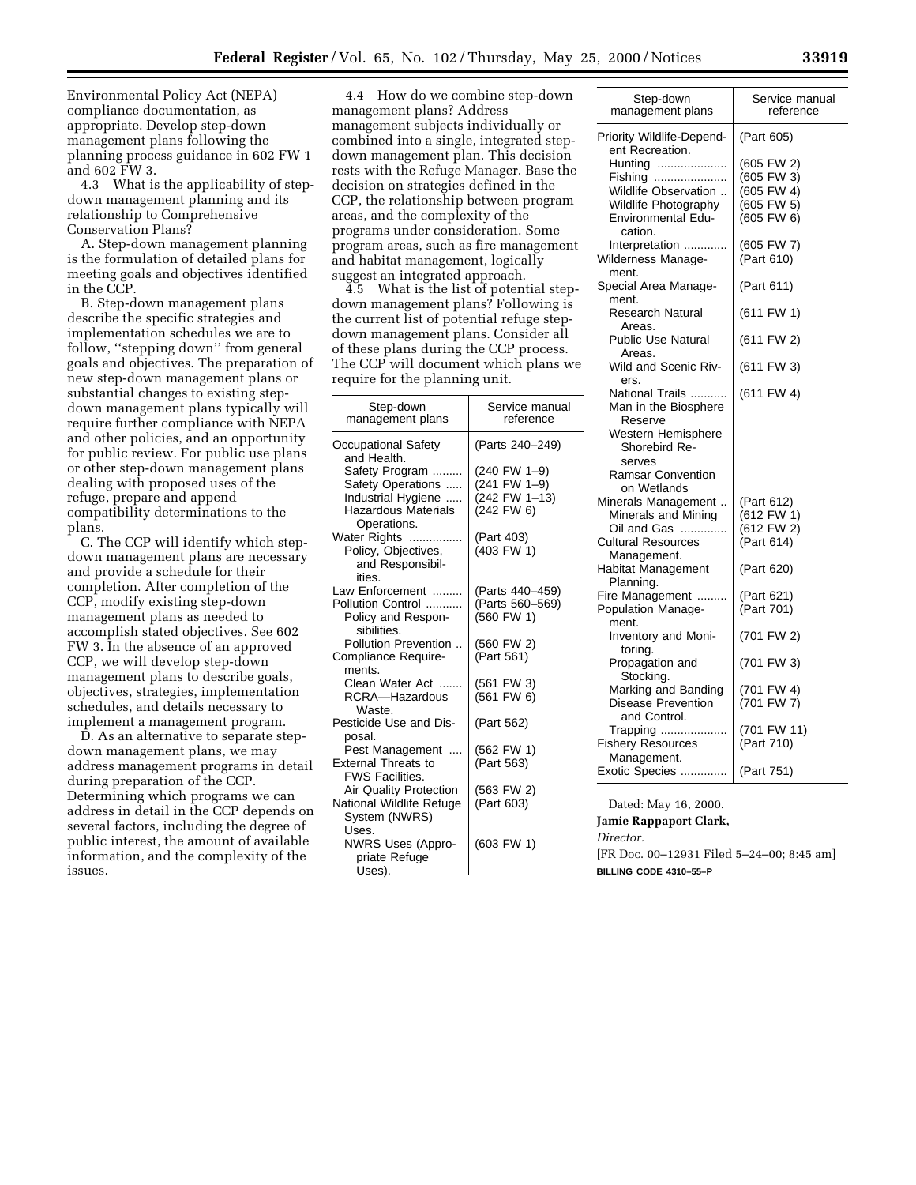Environmental Policy Act (NEPA) compliance documentation, as appropriate. Develop step-down management plans following the planning process guidance in 602 FW 1 and 602 FW 3.

4.3 What is the applicability of step-down management planning and its relationship to Comprehensive Conservation Plans?

A. Step-down management planning is the formulation of detailed plans for meeting goals and objectives identified in the CCP.

B. Step-down management plans describe the specific strategies and implementation schedules we are to follow, ''stepping down'' from general goals and objectives. The preparation of new step-down management plans or substantial changes to existing step-down management plans typically will require further compliance with NEPA and other policies, and an opportunity for public review. For public use plans or other step-down management plans dealing with proposed uses of the refuge, prepare and append compatibility determinations to the plans.

C. The CCP will identify which step-down management plans are necessary and provide a schedule for their completion. After completion of the CCP, modify existing step-down management plans as needed to accomplish stated objectives. See 602 FW 3. In the absence of an approved CCP, we will develop step-down management plans to describe goals, objectives, strategies, implementation schedules, and details necessary to implement a management program.

D. As an alternative to separate step-down management plans, we may address management programs in detail during preparation of the CCP. Determining which programs we can address in detail in the CCP depends on several factors, including the degree of public interest, the amount of available information, and the complexity of the issues.

4.4 How do we combine step-down management plans? Address management subjects individually or combined into a single, integrated step-down management plan. This decision rests with the Refuge Manager. Base the decision on strategies defined in the CCP, the relationship between program areas, and the complexity of the programs under consideration. Some program areas, such as fire management and habitat management, logically suggest an integrated approach.

4.5 What is the list of potential step-down management plans? Following is the current list of potential refuge step-down management plans. Consider all of these plans during the CCP process. The CCP will document which plans we require for the planning unit.

| Step-down management plans | Service manual reference |
|---|---|
| Occupational Safety and Health. | (Parts 240–249) |
| Safety Program | (240 FW 1–9) |
| Safety Operations | (241 FW 1–9) |
| Industrial Hygiene | (242 FW 1–13) |
| Hazardous Materials Operations. | (242 FW 6) |
| Water Rights | (Part 403) |
| Policy, Objectives, and Responsibilities. | (403 FW 1) |
| Law Enforcement | (Parts 440–459) |
| Pollution Control | (Parts 560–569) |
| Policy and Responsibilities. | (560 FW 1) |
| Pollution Prevention | (560 FW 2) |
| Compliance Requirements. | (Part 561) |
| Clean Water Act | (561 FW 3) |
| RCRA—Hazardous Waste. | (561 FW 6) |
| Pesticide Use and Disposal. | (Part 562) |
| Pest Management | (562 FW 1) |
| External Threats to FWS Facilities. | (Part 563) |
| Air Quality Protection | (563 FW 2) |
| National Wildlife Refuge System (NWRS) Uses. | (Part 603) |
| NWRS Uses (Appropriate Refuge Uses). | (603 FW 1) |
| Priority Wildlife-Dependent Recreation. | (Part 605) |
| Hunting | (605 FW 2) |
| Fishing | (605 FW 3) |
| Wildlife Observation | (605 FW 4) |
| Wildlife Photography | (605 FW 5) |
| Environmental Education. | (605 FW 6) |
| Interpretation | (605 FW 7) |
| Wilderness Management. | (Part 610) |
| Special Area Management. | (Part 611) |
| Research Natural Areas. | (611 FW 1) |
| Public Use Natural Areas. | (611 FW 2) |
| Wild and Scenic Rivers. | (611 FW 3) |
| National Trails | (611 FW 4) |
| Man in the Biosphere Reserve | |
| Western Hemisphere Shorebird Reserves | |
| Ramsar Convention on Wetlands | |
| Minerals Management | (Part 612) |
| Minerals and Mining | (612 FW 1) |
| Oil and Gas | (612 FW 2) |
| Cultural Resources Management. | (Part 614) |
| Habitat Management Planning. | (Part 620) |
| Fire Management | (Part 621) |
| Population Management. | (Part 701) |
| Inventory and Monitoring. | (701 FW 2) |
| Propagation and Stocking. | (701 FW 3) |
| Marking and Banding | (701 FW 4) |
| Disease Prevention and Control. | (701 FW 7) |
| Trapping | (701 FW 11) |
| Fishery Resources Management. | (Part 710) |
| Exotic Species | (Part 751) |

Dated: May 16, 2000.

**Jamie Rappaport Clark,**

*Director.*

[FR Doc. 00–12931 Filed 5–24–00; 8:45 am]

**BILLING CODE 4310–55–P**